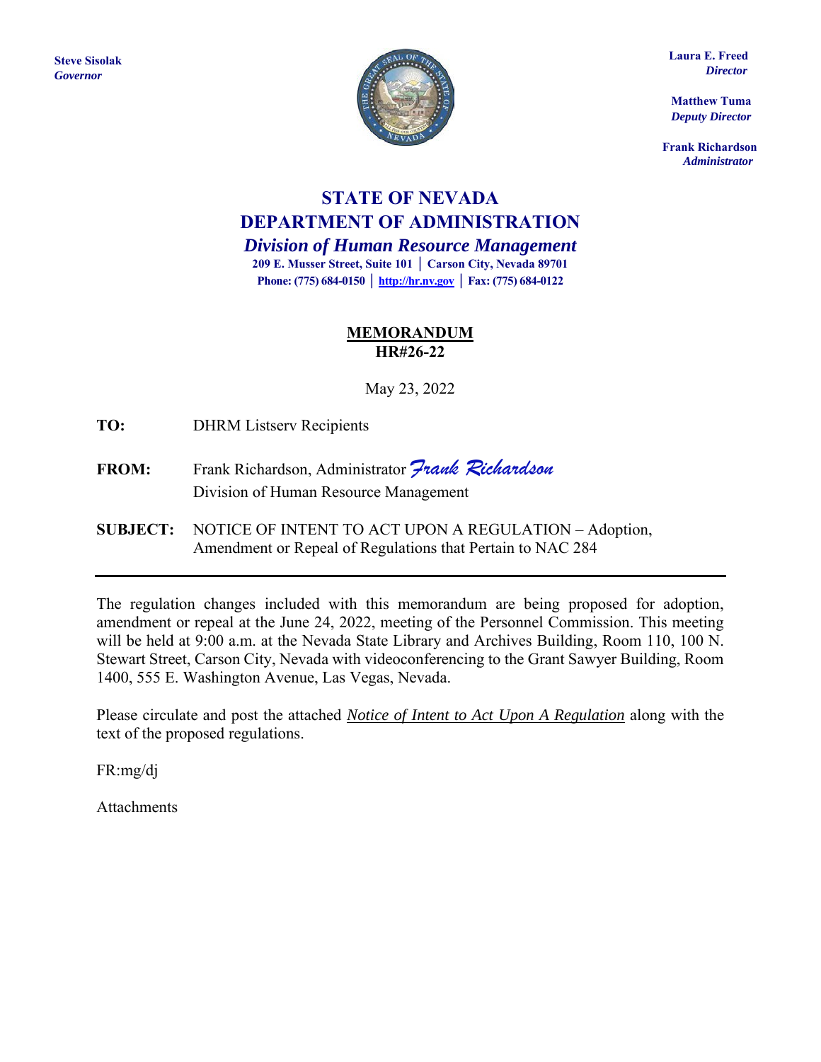**Steve Sisolak**
*Governor*

**Laura E. Freed**
*Director*

**Matthew Tuma**
*Deputy Director*

**Frank Richardson**
*Administrator*

# STATE OF NEVADA
# DEPARTMENT OF ADMINISTRATION
## *Division of Human Resource Management*

**209 E. Musser Street, Suite 101 | Carson City, Nevada 89701**
**Phone: (775) 684-0150 | http://hr.nv.gov | Fax: (775) 684-0122**

**MEMORANDUM**
**HR#26-22**

May 23, 2022

**TO:** DHRM Listserv Recipients

**FROM:** Frank Richardson, Administrator *Frank Richardson*
Division of Human Resource Management

**SUBJECT:** NOTICE OF INTENT TO ACT UPON A REGULATION – Adoption, Amendment or Repeal of Regulations that Pertain to NAC 284

---

The regulation changes included with this memorandum are being proposed for adoption, amendment or repeal at the June 24, 2022, meeting of the Personnel Commission. This meeting will be held at 9:00 a.m. at the Nevada State Library and Archives Building, Room 110, 100 N. Stewart Street, Carson City, Nevada with videoconferencing to the Grant Sawyer Building, Room 1400, 555 E. Washington Avenue, Las Vegas, Nevada.

Please circulate and post the attached *Notice of Intent to Act Upon A Regulation* along with the text of the proposed regulations.

FR:mg/dj

Attachments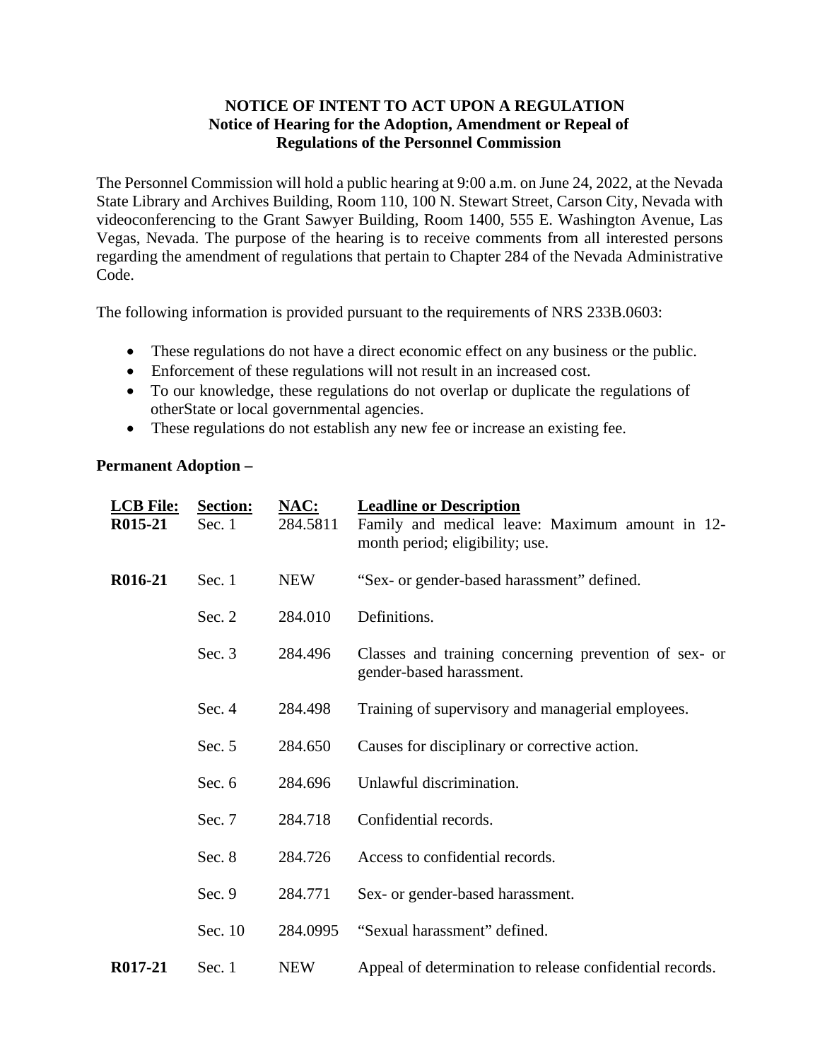**NOTICE OF INTENT TO ACT UPON A REGULATION**
**Notice of Hearing for the Adoption, Amendment or Repeal of Regulations of the Personnel Commission**

The Personnel Commission will hold a public hearing at 9:00 a.m. on June 24, 2022, at the Nevada State Library and Archives Building, Room 110, 100 N. Stewart Street, Carson City, Nevada with videoconferencing to the Grant Sawyer Building, Room 1400, 555 E. Washington Avenue, Las Vegas, Nevada. The purpose of the hearing is to receive comments from all interested persons regarding the amendment of regulations that pertain to Chapter 284 of the Nevada Administrative Code.

The following information is provided pursuant to the requirements of NRS 233B.0603:

- These regulations do not have a direct economic effect on any business or the public.
- Enforcement of these regulations will not result in an increased cost.
- To our knowledge, these regulations do not overlap or duplicate the regulations of otherState or local governmental agencies.
- These regulations do not establish any new fee or increase an existing fee.

**Permanent Adoption –**

| LCB File: | Section: | NAC: | Leadline or Description |
|---|---|---|---|
| **R015-21** | Sec. 1 | 284.5811 | Family and medical leave: Maximum amount in 12-month period; eligibility; use. |
| **R016-21** | Sec. 1 | NEW | "Sex- or gender-based harassment" defined. |
| | Sec. 2 | 284.010 | Definitions. |
| | Sec. 3 | 284.496 | Classes and training concerning prevention of sex- or gender-based harassment. |
| | Sec. 4 | 284.498 | Training of supervisory and managerial employees. |
| | Sec. 5 | 284.650 | Causes for disciplinary or corrective action. |
| | Sec. 6 | 284.696 | Unlawful discrimination. |
| | Sec. 7 | 284.718 | Confidential records. |
| | Sec. 8 | 284.726 | Access to confidential records. |
| | Sec. 9 | 284.771 | Sex- or gender-based harassment. |
| | Sec. 10 | 284.0995 | "Sexual harassment" defined. |
| **R017-21** | Sec. 1 | NEW | Appeal of determination to release confidential records. |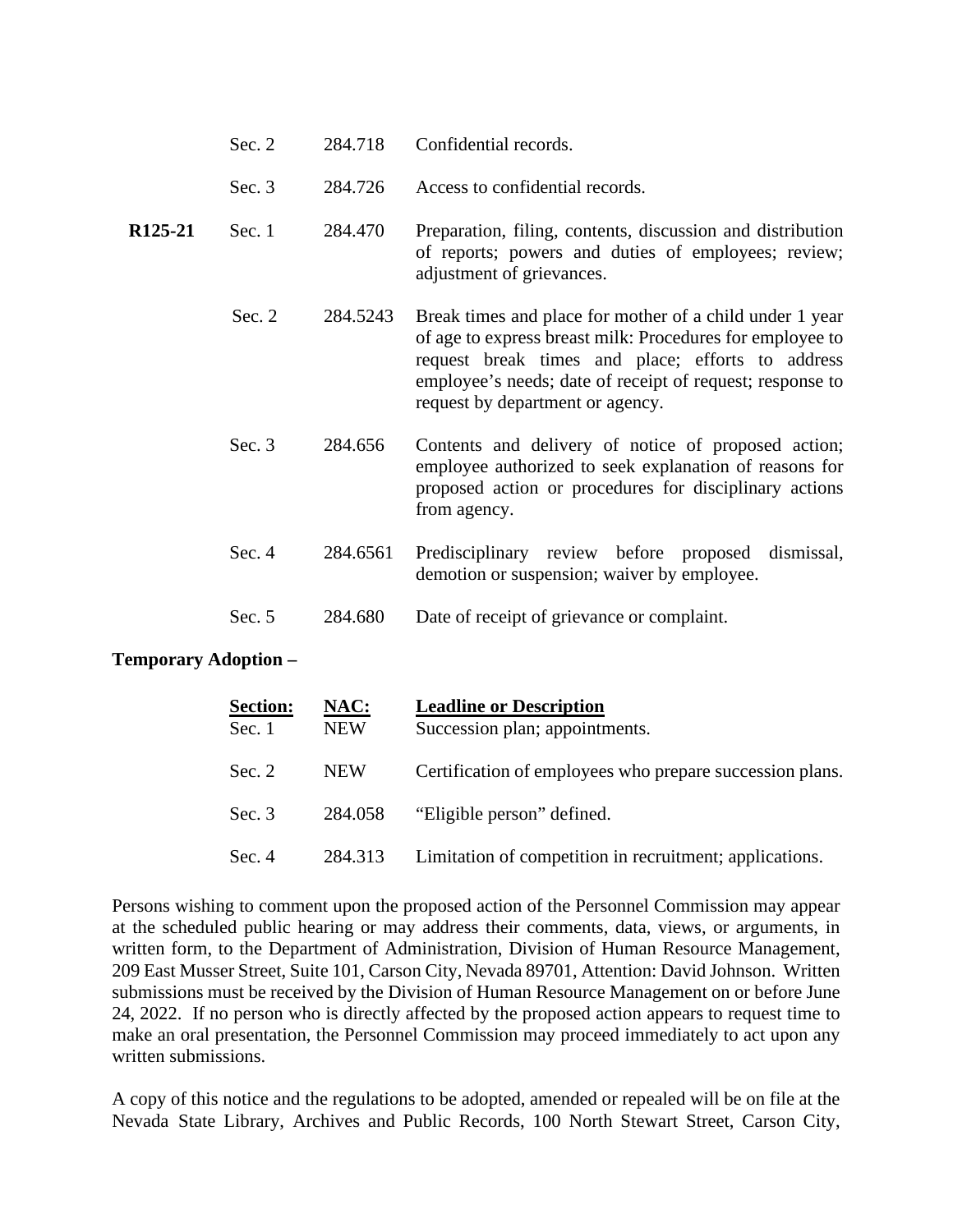| | Section | NAC | Leadline or Description |
|---|---|---|---|
| | Sec. 2 | 284.718 | Confidential records. |
| | Sec. 3 | 284.726 | Access to confidential records. |
| **R125-21** | Sec. 1 | 284.470 | Preparation, filing, contents, discussion and distribution of reports; powers and duties of employees; review; adjustment of grievances. |
| | Sec. 2 | 284.5243 | Break times and place for mother of a child under 1 year of age to express breast milk: Procedures for employee to request break times and place; efforts to address employee's needs; date of receipt of request; response to request by department or agency. |
| | Sec. 3 | 284.656 | Contents and delivery of notice of proposed action; employee authorized to seek explanation of reasons for proposed action or procedures for disciplinary actions from agency. |
| | Sec. 4 | 284.6561 | Predisciplinary review before proposed dismissal, demotion or suspension; waiver by employee. |
| | Sec. 5 | 284.680 | Date of receipt of grievance or complaint. |

**Temporary Adoption –**

| **Section:** | **NAC:** | **Leadline or Description** |
|---|---|---|
| Sec. 1 | NEW | Succession plan; appointments. |
| Sec. 2 | NEW | Certification of employees who prepare succession plans. |
| Sec. 3 | 284.058 | "Eligible person" defined. |
| Sec. 4 | 284.313 | Limitation of competition in recruitment; applications. |

Persons wishing to comment upon the proposed action of the Personnel Commission may appear at the scheduled public hearing or may address their comments, data, views, or arguments, in written form, to the Department of Administration, Division of Human Resource Management, 209 East Musser Street, Suite 101, Carson City, Nevada 89701, Attention: David Johnson. Written submissions must be received by the Division of Human Resource Management on or before June 24, 2022. If no person who is directly affected by the proposed action appears to request time to make an oral presentation, the Personnel Commission may proceed immediately to act upon any written submissions.

A copy of this notice and the regulations to be adopted, amended or repealed will be on file at the Nevada State Library, Archives and Public Records, 100 North Stewart Street, Carson City,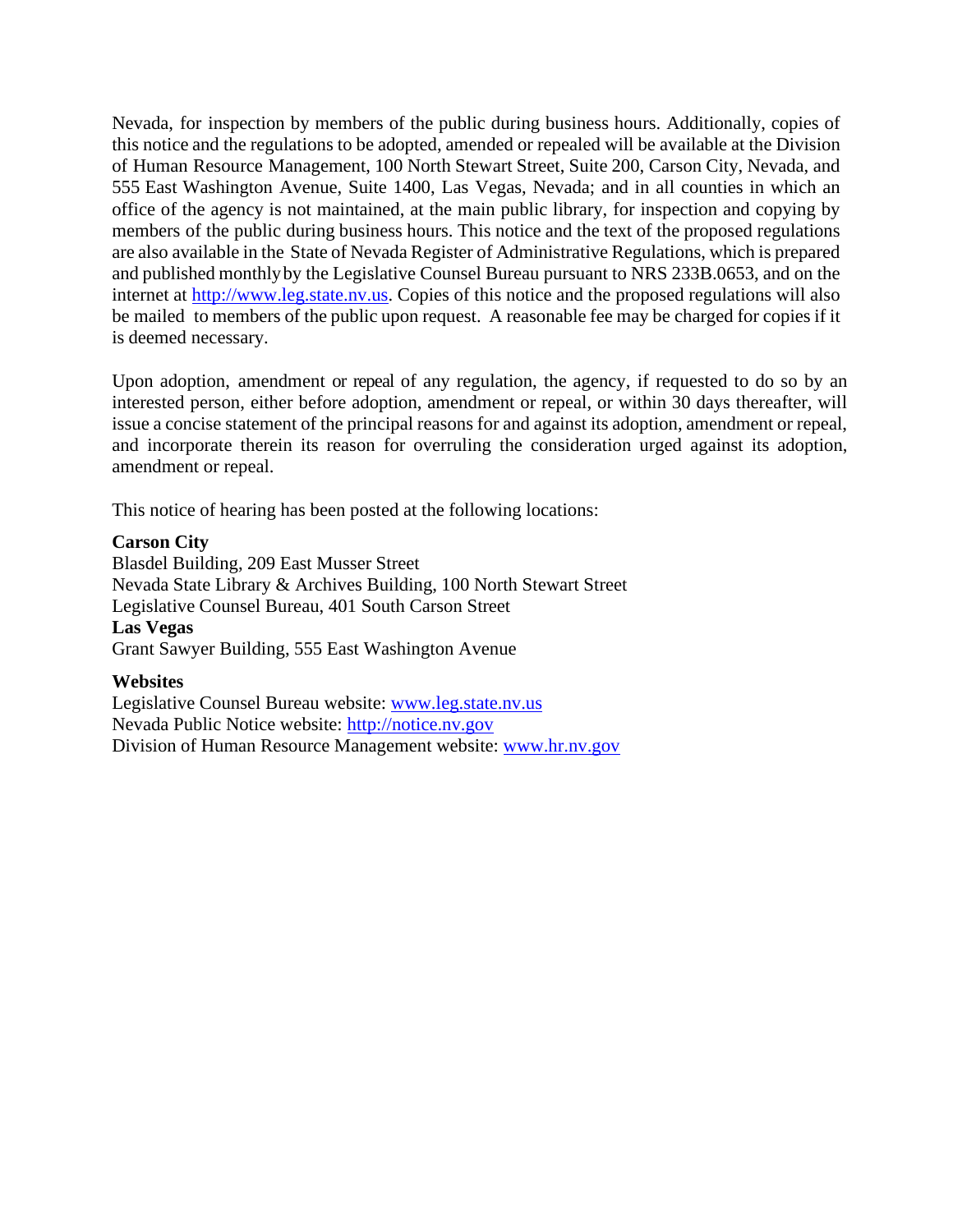Nevada, for inspection by members of the public during business hours. Additionally, copies of this notice and the regulations to be adopted, amended or repealed will be available at the Division of Human Resource Management, 100 North Stewart Street, Suite 200, Carson City, Nevada, and 555 East Washington Avenue, Suite 1400, Las Vegas, Nevada; and in all counties in which an office of the agency is not maintained, at the main public library, for inspection and copying by members of the public during business hours. This notice and the text of the proposed regulations are also available in the State of Nevada Register of Administrative Regulations, which is prepared and published monthly by the Legislative Counsel Bureau pursuant to NRS 233B.0653, and on the internet at http://www.leg.state.nv.us. Copies of this notice and the proposed regulations will also be mailed to members of the public upon request. A reasonable fee may be charged for copies if it is deemed necessary.

Upon adoption, amendment or repeal of any regulation, the agency, if requested to do so by an interested person, either before adoption, amendment or repeal, or within 30 days thereafter, will issue a concise statement of the principal reasons for and against its adoption, amendment or repeal, and incorporate therein its reason for overruling the consideration urged against its adoption, amendment or repeal.

This notice of hearing has been posted at the following locations:

**Carson City**
Blasdel Building, 209 East Musser Street
Nevada State Library & Archives Building, 100 North Stewart Street
Legislative Counsel Bureau, 401 South Carson Street
**Las Vegas**
Grant Sawyer Building, 555 East Washington Avenue

**Websites**
Legislative Counsel Bureau website: www.leg.state.nv.us
Nevada Public Notice website: http://notice.nv.gov
Division of Human Resource Management website: www.hr.nv.gov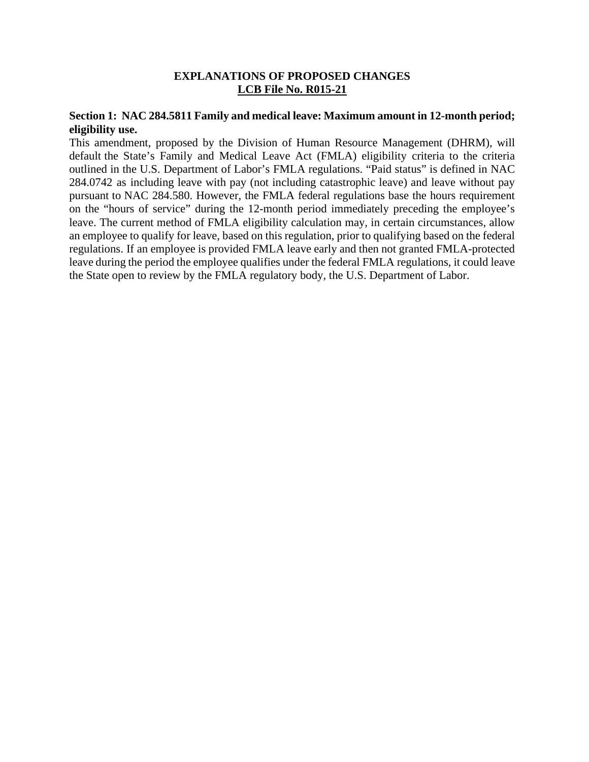**EXPLANATIONS OF PROPOSED CHANGES**

**LCB File No. R015-21**

**Section 1: NAC 284.5811 Family and medical leave: Maximum amount in 12-month period; eligibility use.**

This amendment, proposed by the Division of Human Resource Management (DHRM), will default the State's Family and Medical Leave Act (FMLA) eligibility criteria to the criteria outlined in the U.S. Department of Labor's FMLA regulations. "Paid status" is defined in NAC 284.0742 as including leave with pay (not including catastrophic leave) and leave without pay pursuant to NAC 284.580. However, the FMLA federal regulations base the hours requirement on the "hours of service" during the 12-month period immediately preceding the employee's leave. The current method of FMLA eligibility calculation may, in certain circumstances, allow an employee to qualify for leave, based on this regulation, prior to qualifying based on the federal regulations. If an employee is provided FMLA leave early and then not granted FMLA-protected leave during the period the employee qualifies under the federal FMLA regulations, it could leave the State open to review by the FMLA regulatory body, the U.S. Department of Labor.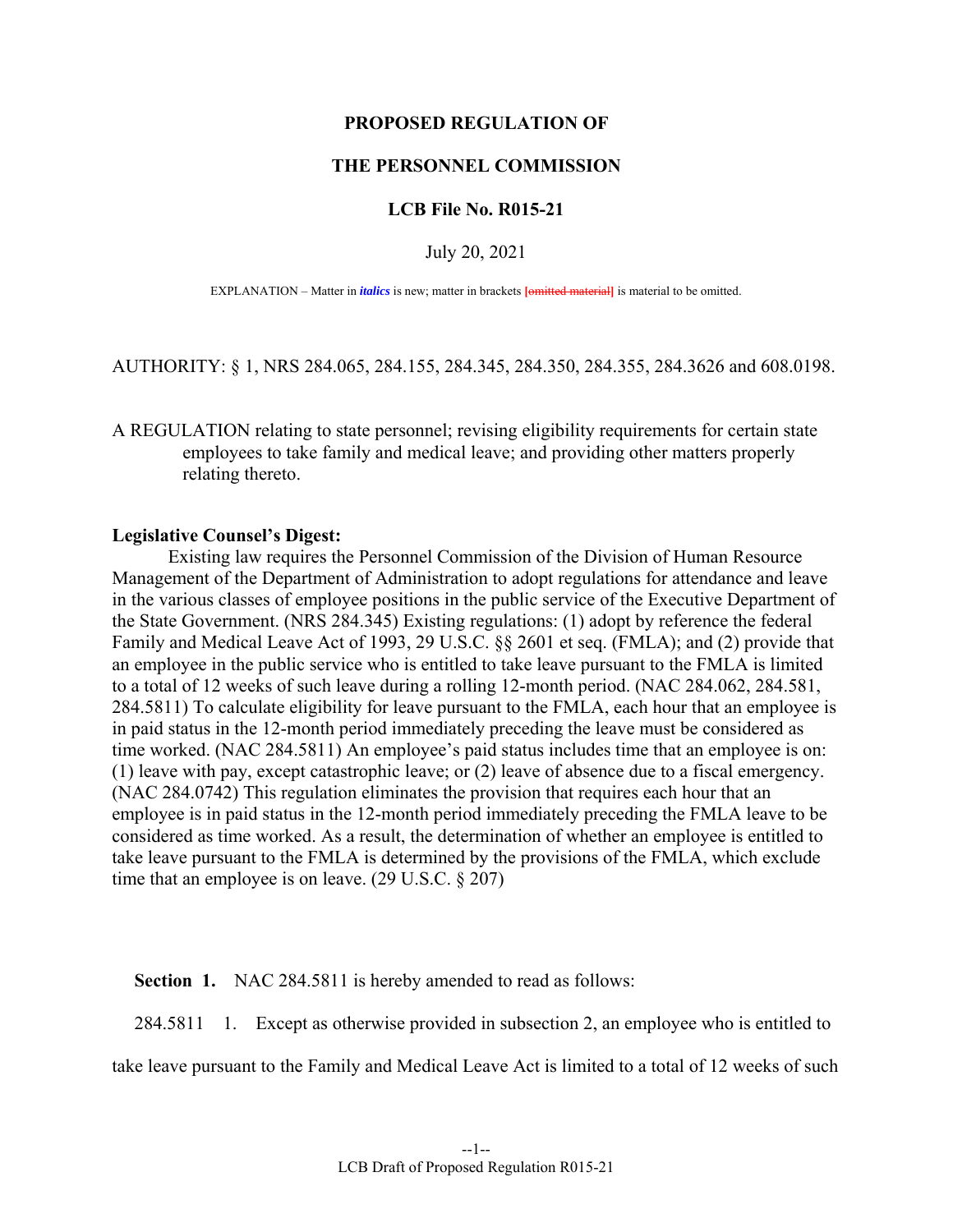**PROPOSED REGULATION OF**

**THE PERSONNEL COMMISSION**

**LCB File No. R015-21**

July 20, 2021

EXPLANATION – Matter in *italics* is new; matter in brackets [omitted material] is material to be omitted.

AUTHORITY: § 1, NRS 284.065, 284.155, 284.345, 284.350, 284.355, 284.3626 and 608.0198.

A REGULATION relating to state personnel; revising eligibility requirements for certain state employees to take family and medical leave; and providing other matters properly relating thereto.

**Legislative Counsel's Digest:**

Existing law requires the Personnel Commission of the Division of Human Resource Management of the Department of Administration to adopt regulations for attendance and leave in the various classes of employee positions in the public service of the Executive Department of the State Government. (NRS 284.345) Existing regulations: (1) adopt by reference the federal Family and Medical Leave Act of 1993, 29 U.S.C. §§ 2601 et seq. (FMLA); and (2) provide that an employee in the public service who is entitled to take leave pursuant to the FMLA is limited to a total of 12 weeks of such leave during a rolling 12-month period. (NAC 284.062, 284.581, 284.5811) To calculate eligibility for leave pursuant to the FMLA, each hour that an employee is in paid status in the 12-month period immediately preceding the leave must be considered as time worked. (NAC 284.5811) An employee's paid status includes time that an employee is on: (1) leave with pay, except catastrophic leave; or (2) leave of absence due to a fiscal emergency. (NAC 284.0742) This regulation eliminates the provision that requires each hour that an employee is in paid status in the 12-month period immediately preceding the FMLA leave to be considered as time worked. As a result, the determination of whether an employee is entitled to take leave pursuant to the FMLA is determined by the provisions of the FMLA, which exclude time that an employee is on leave. (29 U.S.C. § 207)

**Section 1.** NAC 284.5811 is hereby amended to read as follows:

284.5811 1. Except as otherwise provided in subsection 2, an employee who is entitled to take leave pursuant to the Family and Medical Leave Act is limited to a total of 12 weeks of such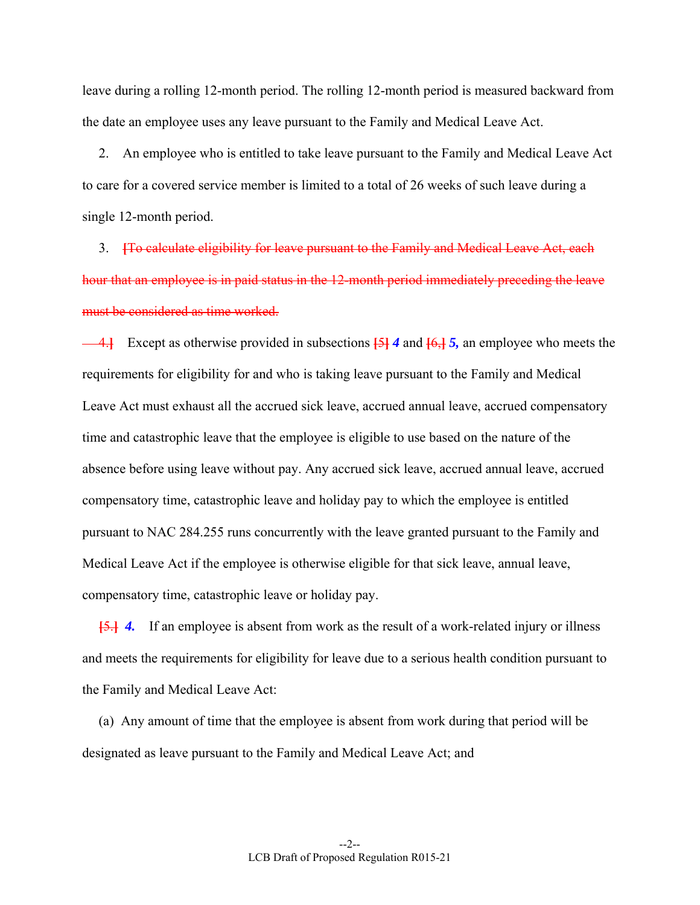leave during a rolling 12-month period. The rolling 12-month period is measured backward from the date an employee uses any leave pursuant to the Family and Medical Leave Act.

2. An employee who is entitled to take leave pursuant to the Family and Medical Leave Act to care for a covered service member is limited to a total of 26 weeks of such leave during a single 12-month period.

3. ~~[To calculate eligibility for leave pursuant to the Family and Medical Leave Act, each hour that an employee is in paid status in the 12-month period immediately preceding the leave must be considered as time worked.~~

~~4.]~~ Except as otherwise provided in subsections ~~[5]~~ ***4*** and ~~[6,]~~ ***5,*** an employee who meets the requirements for eligibility for and who is taking leave pursuant to the Family and Medical Leave Act must exhaust all the accrued sick leave, accrued annual leave, accrued compensatory time and catastrophic leave that the employee is eligible to use based on the nature of the absence before using leave without pay. Any accrued sick leave, accrued annual leave, accrued compensatory time, catastrophic leave and holiday pay to which the employee is entitled pursuant to NAC 284.255 runs concurrently with the leave granted pursuant to the Family and Medical Leave Act if the employee is otherwise eligible for that sick leave, annual leave, compensatory time, catastrophic leave or holiday pay.

~~[5.]~~ ***4.*** If an employee is absent from work as the result of a work-related injury or illness and meets the requirements for eligibility for leave due to a serious health condition pursuant to the Family and Medical Leave Act:

(a) Any amount of time that the employee is absent from work during that period will be designated as leave pursuant to the Family and Medical Leave Act; and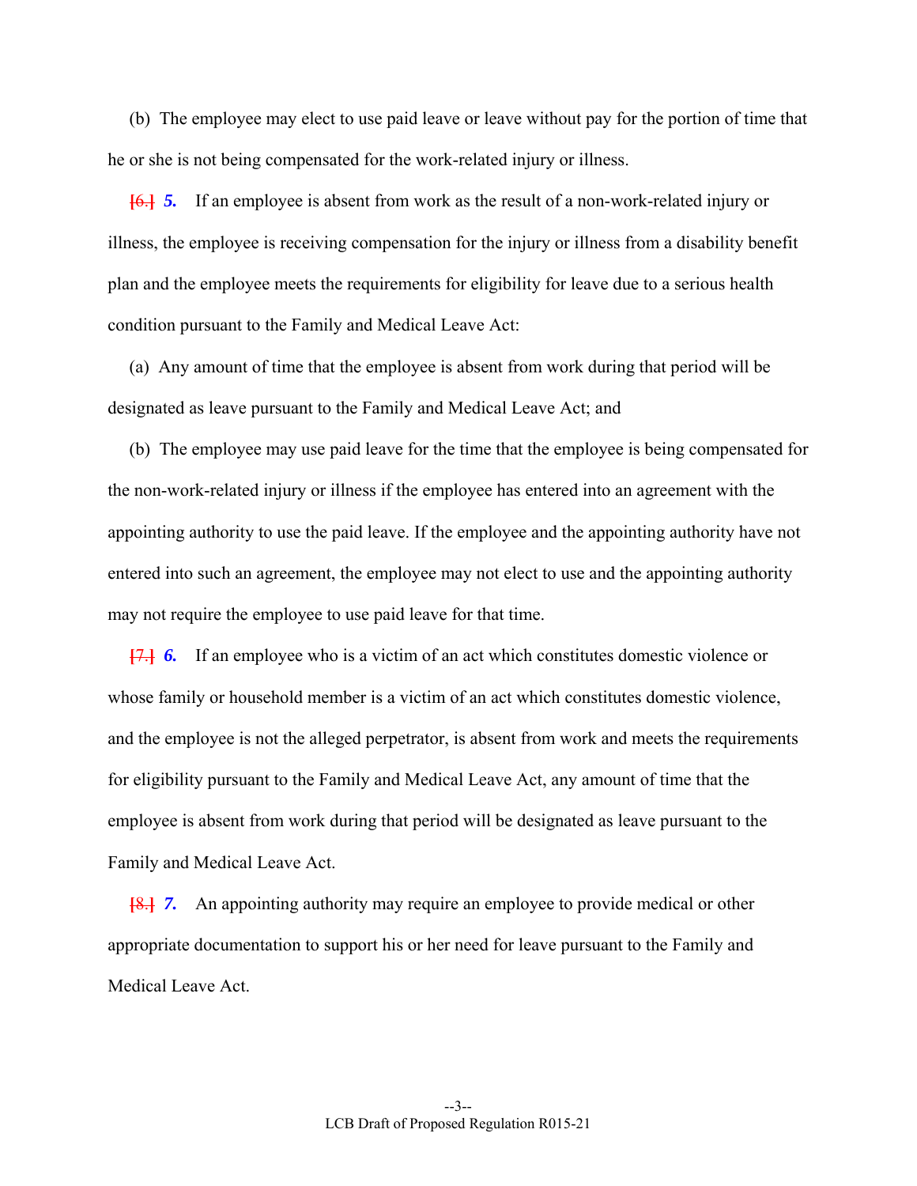(b) The employee may elect to use paid leave or leave without pay for the portion of time that he or she is not being compensated for the work-related injury or illness.

[6.] ***5.*** If an employee is absent from work as the result of a non-work-related injury or illness, the employee is receiving compensation for the injury or illness from a disability benefit plan and the employee meets the requirements for eligibility for leave due to a serious health condition pursuant to the Family and Medical Leave Act:

(a) Any amount of time that the employee is absent from work during that period will be designated as leave pursuant to the Family and Medical Leave Act; and

(b) The employee may use paid leave for the time that the employee is being compensated for the non-work-related injury or illness if the employee has entered into an agreement with the appointing authority to use the paid leave. If the employee and the appointing authority have not entered into such an agreement, the employee may not elect to use and the appointing authority may not require the employee to use paid leave for that time.

[7.] ***6.*** If an employee who is a victim of an act which constitutes domestic violence or whose family or household member is a victim of an act which constitutes domestic violence, and the employee is not the alleged perpetrator, is absent from work and meets the requirements for eligibility pursuant to the Family and Medical Leave Act, any amount of time that the employee is absent from work during that period will be designated as leave pursuant to the Family and Medical Leave Act.

[8.] ***7.*** An appointing authority may require an employee to provide medical or other appropriate documentation to support his or her need for leave pursuant to the Family and Medical Leave Act.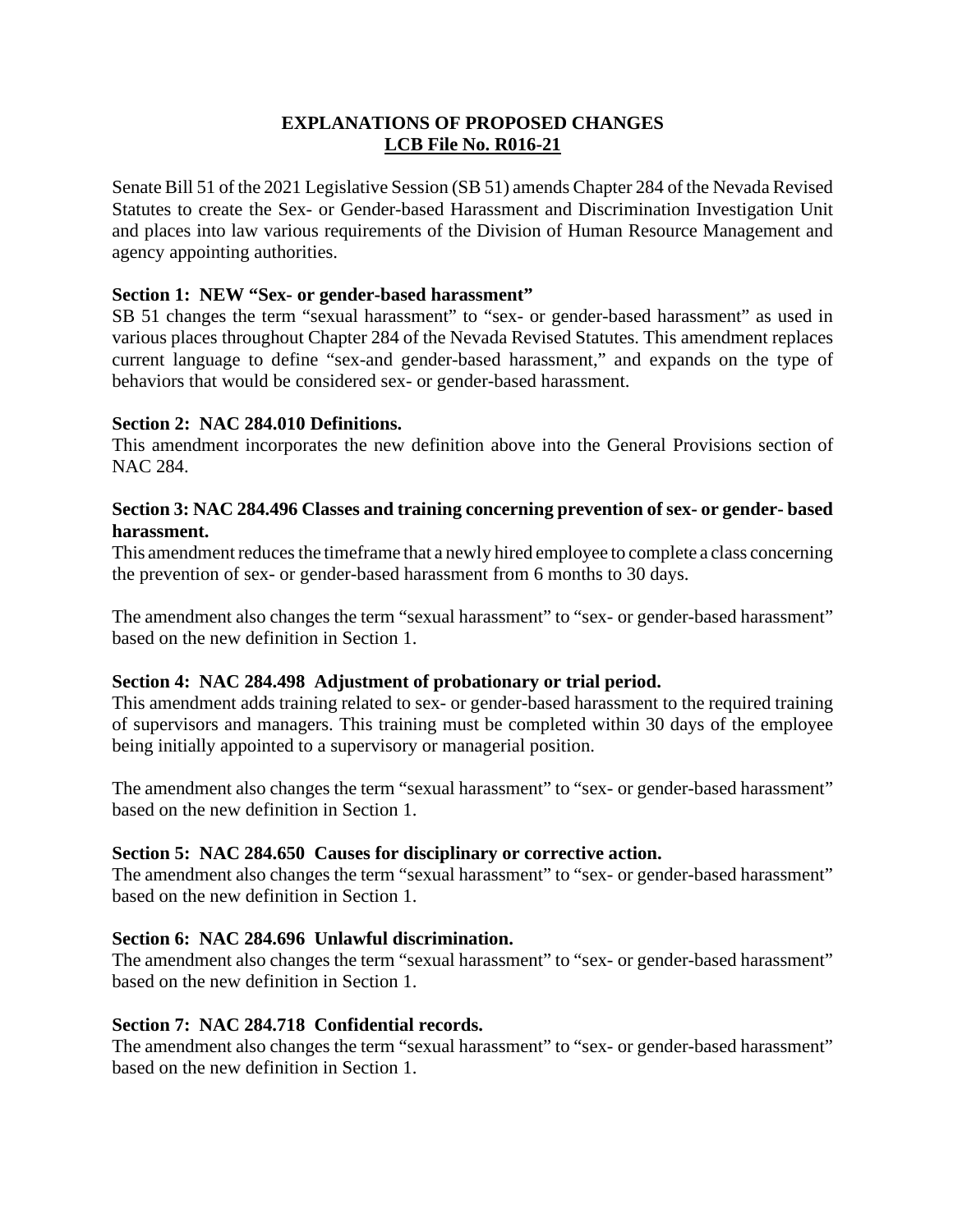# EXPLANATIONS OF PROPOSED CHANGES
## LCB File No. R016-21

Senate Bill 51 of the 2021 Legislative Session (SB 51) amends Chapter 284 of the Nevada Revised Statutes to create the Sex- or Gender-based Harassment and Discrimination Investigation Unit and places into law various requirements of the Division of Human Resource Management and agency appointing authorities.

**Section 1: NEW "Sex- or gender-based harassment"**
SB 51 changes the term "sexual harassment" to "sex- or gender-based harassment" as used in various places throughout Chapter 284 of the Nevada Revised Statutes. This amendment replaces current language to define "sex-and gender-based harassment," and expands on the type of behaviors that would be considered sex- or gender-based harassment.

**Section 2: NAC 284.010 Definitions.**
This amendment incorporates the new definition above into the General Provisions section of NAC 284.

**Section 3: NAC 284.496 Classes and training concerning prevention of sex- or gender- based harassment.**
This amendment reduces the timeframe that a newly hired employee to complete a class concerning the prevention of sex- or gender-based harassment from 6 months to 30 days.

The amendment also changes the term "sexual harassment" to "sex- or gender-based harassment" based on the new definition in Section 1.

**Section 4: NAC 284.498 Adjustment of probationary or trial period.**
This amendment adds training related to sex- or gender-based harassment to the required training of supervisors and managers. This training must be completed within 30 days of the employee being initially appointed to a supervisory or managerial position.

The amendment also changes the term "sexual harassment" to "sex- or gender-based harassment" based on the new definition in Section 1.

**Section 5: NAC 284.650 Causes for disciplinary or corrective action.**
The amendment also changes the term "sexual harassment" to "sex- or gender-based harassment" based on the new definition in Section 1.

**Section 6: NAC 284.696 Unlawful discrimination.**
The amendment also changes the term "sexual harassment" to "sex- or gender-based harassment" based on the new definition in Section 1.

**Section 7: NAC 284.718 Confidential records.**
The amendment also changes the term "sexual harassment" to "sex- or gender-based harassment" based on the new definition in Section 1.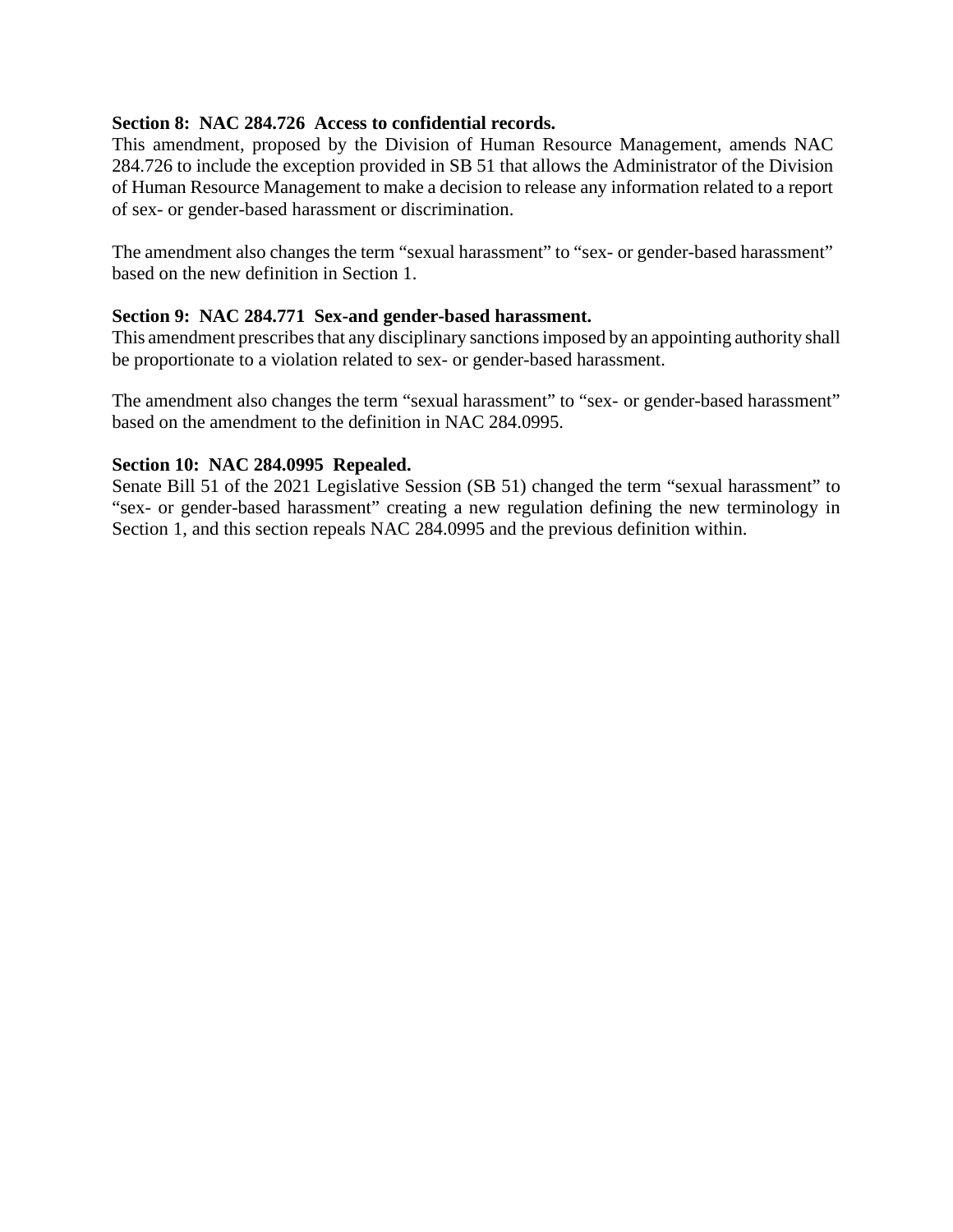**Section 8: NAC 284.726 Access to confidential records.**

This amendment, proposed by the Division of Human Resource Management, amends NAC 284.726 to include the exception provided in SB 51 that allows the Administrator of the Division of Human Resource Management to make a decision to release any information related to a report of sex- or gender-based harassment or discrimination.

The amendment also changes the term “sexual harassment” to “sex- or gender-based harassment” based on the new definition in Section 1.

**Section 9: NAC 284.771 Sex-and gender-based harassment.**

This amendment prescribes that any disciplinary sanctions imposed by an appointing authority shall be proportionate to a violation related to sex- or gender-based harassment.

The amendment also changes the term “sexual harassment” to “sex- or gender-based harassment” based on the amendment to the definition in NAC 284.0995.

**Section 10: NAC 284.0995 Repealed.**

Senate Bill 51 of the 2021 Legislative Session (SB 51) changed the term “sexual harassment” to “sex- or gender-based harassment” creating a new regulation defining the new terminology in Section 1, and this section repeals NAC 284.0995 and the previous definition within.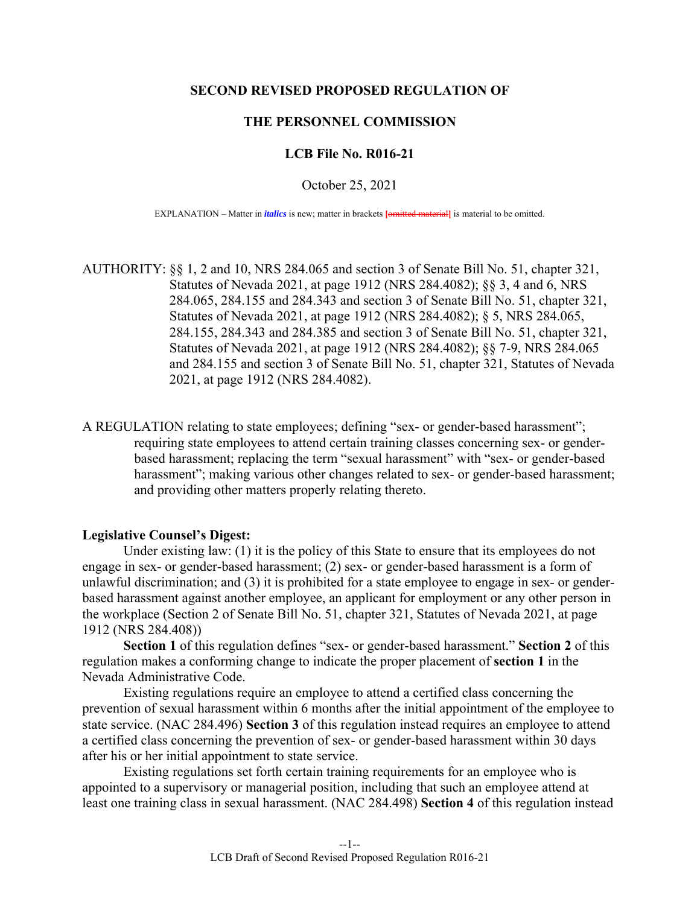**SECOND REVISED PROPOSED REGULATION OF**

**THE PERSONNEL COMMISSION**

**LCB File No. R016-21**

October 25, 2021

EXPLANATION – Matter in *italics* is new; matter in brackets [omitted material] is material to be omitted.

AUTHORITY: §§ 1, 2 and 10, NRS 284.065 and section 3 of Senate Bill No. 51, chapter 321, Statutes of Nevada 2021, at page 1912 (NRS 284.4082); §§ 3, 4 and 6, NRS 284.065, 284.155 and 284.343 and section 3 of Senate Bill No. 51, chapter 321, Statutes of Nevada 2021, at page 1912 (NRS 284.4082); § 5, NRS 284.065, 284.155, 284.343 and 284.385 and section 3 of Senate Bill No. 51, chapter 321, Statutes of Nevada 2021, at page 1912 (NRS 284.4082); §§ 7-9, NRS 284.065 and 284.155 and section 3 of Senate Bill No. 51, chapter 321, Statutes of Nevada 2021, at page 1912 (NRS 284.4082).

A REGULATION relating to state employees; defining "sex- or gender-based harassment"; requiring state employees to attend certain training classes concerning sex- or gender-based harassment; replacing the term "sexual harassment" with "sex- or gender-based harassment"; making various other changes related to sex- or gender-based harassment; and providing other matters properly relating thereto.

**Legislative Counsel's Digest:**

Under existing law: (1) it is the policy of this State to ensure that its employees do not engage in sex- or gender-based harassment; (2) sex- or gender-based harassment is a form of unlawful discrimination; and (3) it is prohibited for a state employee to engage in sex- or gender-based harassment against another employee, an applicant for employment or any other person in the workplace (Section 2 of Senate Bill No. 51, chapter 321, Statutes of Nevada 2021, at page 1912 (NRS 284.408))

**Section 1** of this regulation defines "sex- or gender-based harassment." **Section 2** of this regulation makes a conforming change to indicate the proper placement of **section 1** in the Nevada Administrative Code.

Existing regulations require an employee to attend a certified class concerning the prevention of sexual harassment within 6 months after the initial appointment of the employee to state service. (NAC 284.496) **Section 3** of this regulation instead requires an employee to attend a certified class concerning the prevention of sex- or gender-based harassment within 30 days after his or her initial appointment to state service.

Existing regulations set forth certain training requirements for an employee who is appointed to a supervisory or managerial position, including that such an employee attend at least one training class in sexual harassment. (NAC 284.498) **Section 4** of this regulation instead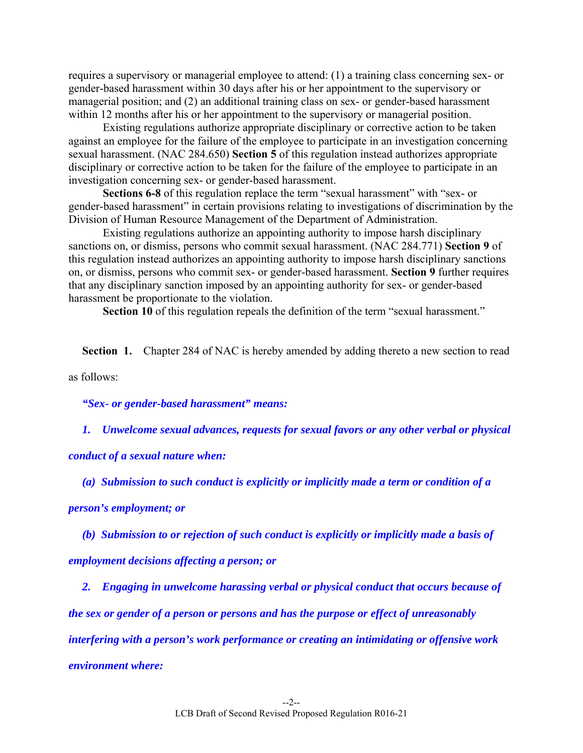requires a supervisory or managerial employee to attend: (1) a training class concerning sex- or gender-based harassment within 30 days after his or her appointment to the supervisory or managerial position; and (2) an additional training class on sex- or gender-based harassment within 12 months after his or her appointment to the supervisory or managerial position.

Existing regulations authorize appropriate disciplinary or corrective action to be taken against an employee for the failure of the employee to participate in an investigation concerning sexual harassment. (NAC 284.650) **Section 5** of this regulation instead authorizes appropriate disciplinary or corrective action to be taken for the failure of the employee to participate in an investigation concerning sex- or gender-based harassment.

**Sections 6-8** of this regulation replace the term "sexual harassment" with "sex- or gender-based harassment" in certain provisions relating to investigations of discrimination by the Division of Human Resource Management of the Department of Administration.

Existing regulations authorize an appointing authority to impose harsh disciplinary sanctions on, or dismiss, persons who commit sexual harassment. (NAC 284.771) **Section 9** of this regulation instead authorizes an appointing authority to impose harsh disciplinary sanctions on, or dismiss, persons who commit sex- or gender-based harassment. **Section 9** further requires that any disciplinary sanction imposed by an appointing authority for sex- or gender-based harassment be proportionate to the violation.

**Section 10** of this regulation repeals the definition of the term "sexual harassment."

**Section 1.** Chapter 284 of NAC is hereby amended by adding thereto a new section to read as follows:

***"Sex- or gender-based harassment" means:***

***1. Unwelcome sexual advances, requests for sexual favors or any other verbal or physical conduct of a sexual nature when:***

***(a) Submission to such conduct is explicitly or implicitly made a term or condition of a person's employment; or***

***(b) Submission to or rejection of such conduct is explicitly or implicitly made a basis of employment decisions affecting a person; or***

***2. Engaging in unwelcome harassing verbal or physical conduct that occurs because of the sex or gender of a person or persons and has the purpose or effect of unreasonably interfering with a person's work performance or creating an intimidating or offensive work environment where:***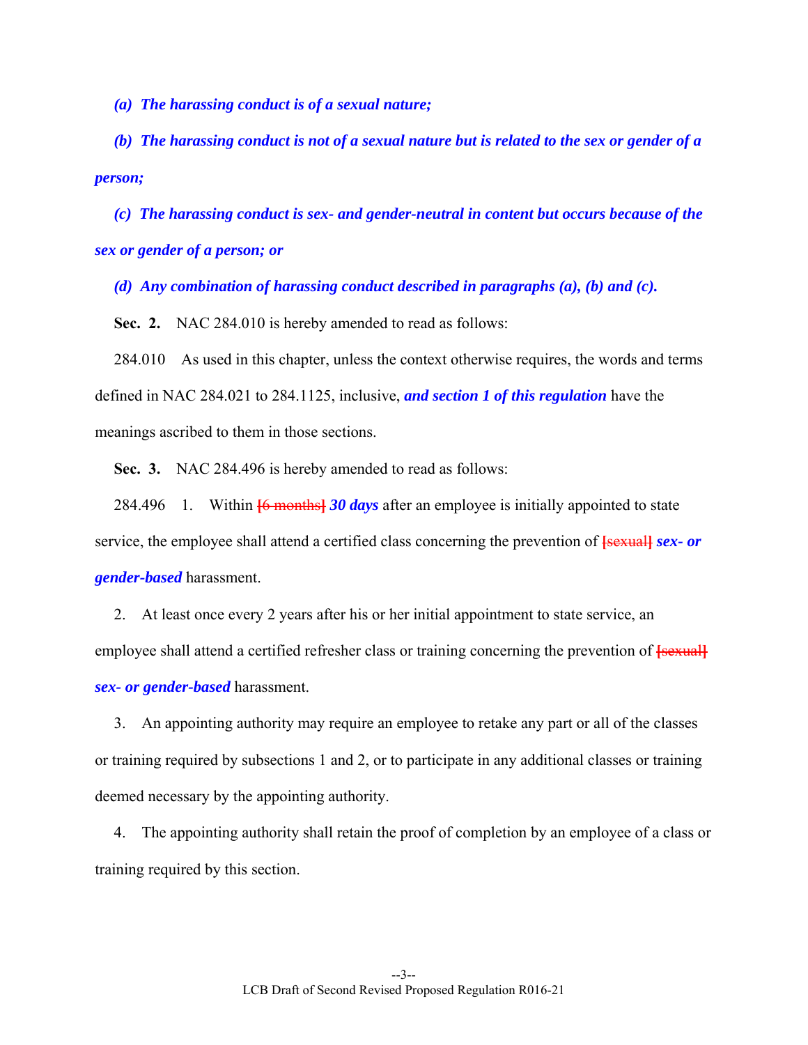***(a) The harassing conduct is of a sexual nature;***

***(b) The harassing conduct is not of a sexual nature but is related to the sex or gender of a person;***

***(c) The harassing conduct is sex- and gender-neutral in content but occurs because of the sex or gender of a person; or***

***(d) Any combination of harassing conduct described in paragraphs (a), (b) and (c).***

**Sec. 2.** NAC 284.010 is hereby amended to read as follows:

284.010 As used in this chapter, unless the context otherwise requires, the words and terms defined in NAC 284.021 to 284.1125, inclusive, ***and section 1 of this regulation*** have the meanings ascribed to them in those sections.

**Sec. 3.** NAC 284.496 is hereby amended to read as follows:

284.496 1. Within ~~[6 months]~~ ***30 days*** after an employee is initially appointed to state service, the employee shall attend a certified class concerning the prevention of ~~[sexual]~~ ***sex- or gender-based*** harassment.

2. At least once every 2 years after his or her initial appointment to state service, an employee shall attend a certified refresher class or training concerning the prevention of ~~[sexual]~~ ***sex- or gender-based*** harassment.

3. An appointing authority may require an employee to retake any part or all of the classes or training required by subsections 1 and 2, or to participate in any additional classes or training deemed necessary by the appointing authority.

4. The appointing authority shall retain the proof of completion by an employee of a class or training required by this section.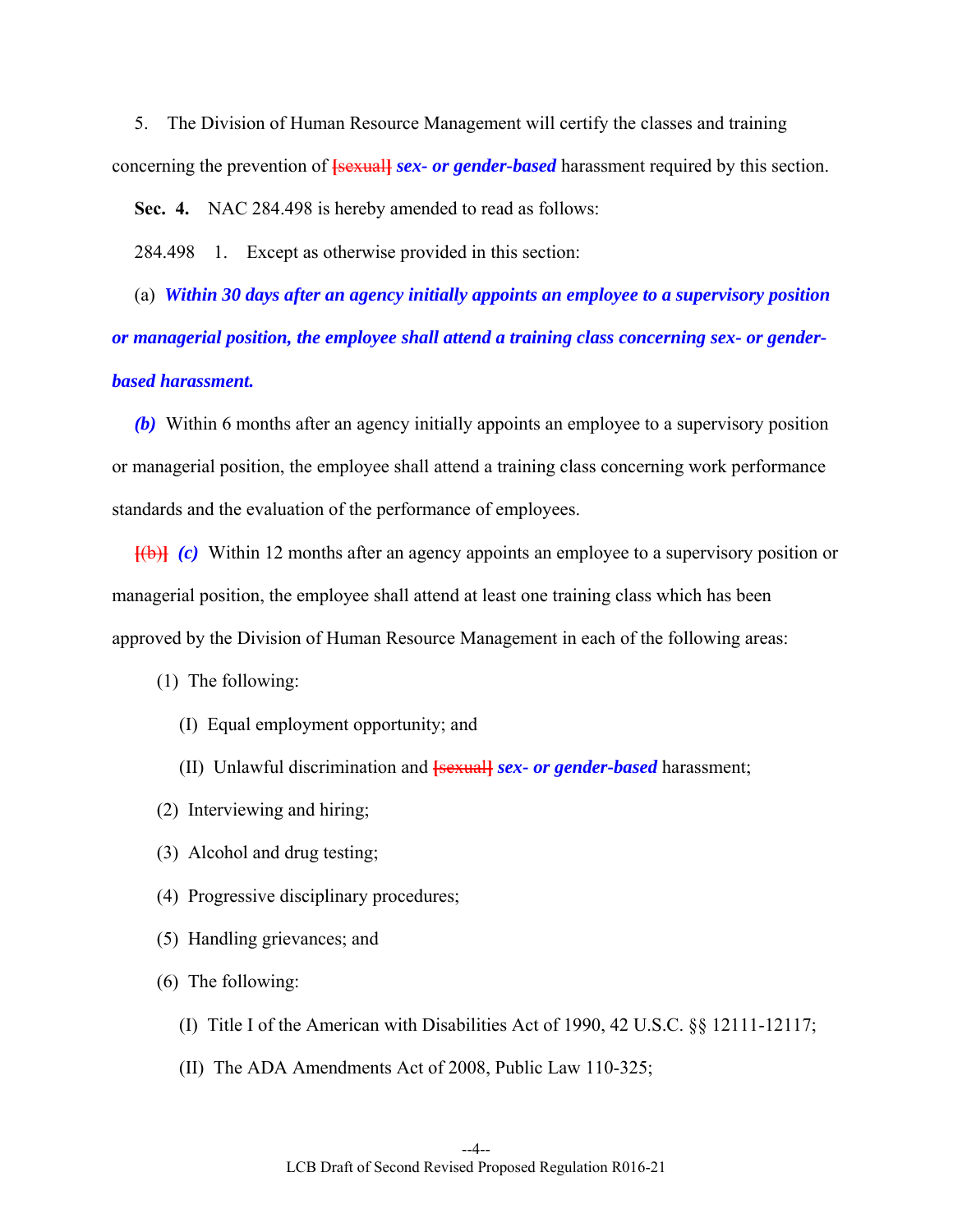5. The Division of Human Resource Management will certify the classes and training concerning the prevention of [sexual] ***sex- or gender-based*** harassment required by this section.

**Sec. 4.** NAC 284.498 is hereby amended to read as follows:

284.498 1. Except as otherwise provided in this section:

(a) ***Within 30 days after an agency initially appoints an employee to a supervisory position or managerial position, the employee shall attend a training class concerning sex- or gender-based harassment.***

***(b)*** Within 6 months after an agency initially appoints an employee to a supervisory position or managerial position, the employee shall attend a training class concerning work performance standards and the evaluation of the performance of employees.

[(b)] ***(c)*** Within 12 months after an agency appoints an employee to a supervisory position or managerial position, the employee shall attend at least one training class which has been approved by the Division of Human Resource Management in each of the following areas:

(1) The following:

(I) Equal employment opportunity; and

(II) Unlawful discrimination and [sexual] ***sex- or gender-based*** harassment;

(2) Interviewing and hiring;

(3) Alcohol and drug testing;

(4) Progressive disciplinary procedures;

(5) Handling grievances; and

(6) The following:

(I) Title I of the American with Disabilities Act of 1990, 42 U.S.C. §§ 12111-12117;

(II) The ADA Amendments Act of 2008, Public Law 110-325;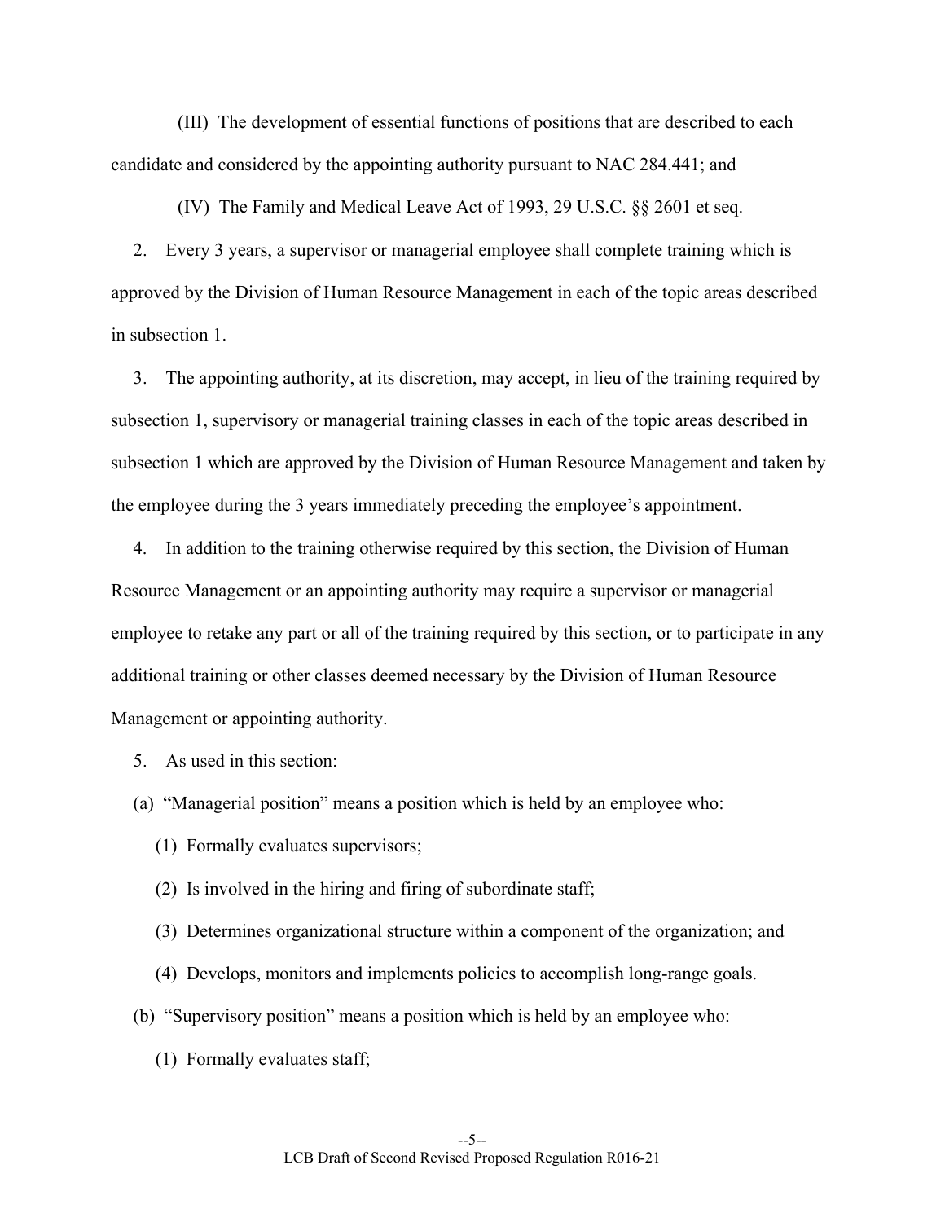(III) The development of essential functions of positions that are described to each candidate and considered by the appointing authority pursuant to NAC 284.441; and

(IV) The Family and Medical Leave Act of 1993, 29 U.S.C. §§ 2601 et seq.

2. Every 3 years, a supervisor or managerial employee shall complete training which is approved by the Division of Human Resource Management in each of the topic areas described in subsection 1.

3. The appointing authority, at its discretion, may accept, in lieu of the training required by subsection 1, supervisory or managerial training classes in each of the topic areas described in subsection 1 which are approved by the Division of Human Resource Management and taken by the employee during the 3 years immediately preceding the employee's appointment.

4. In addition to the training otherwise required by this section, the Division of Human Resource Management or an appointing authority may require a supervisor or managerial employee to retake any part or all of the training required by this section, or to participate in any additional training or other classes deemed necessary by the Division of Human Resource Management or appointing authority.

5. As used in this section:

(a) "Managerial position" means a position which is held by an employee who:

(1) Formally evaluates supervisors;

(2) Is involved in the hiring and firing of subordinate staff;

(3) Determines organizational structure within a component of the organization; and

(4) Develops, monitors and implements policies to accomplish long-range goals.

(b) "Supervisory position" means a position which is held by an employee who:

(1) Formally evaluates staff;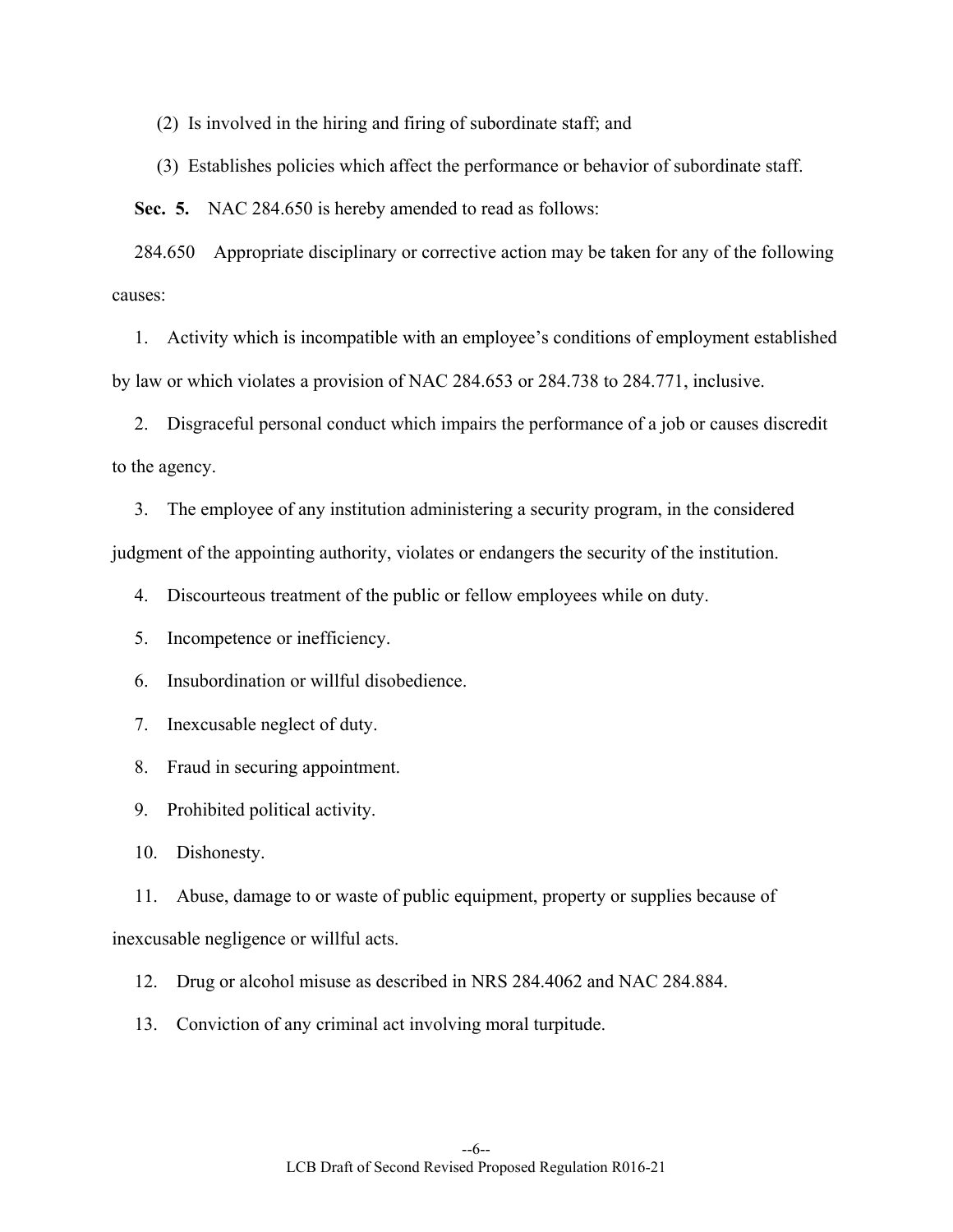(2) Is involved in the hiring and firing of subordinate staff; and

(3) Establishes policies which affect the performance or behavior of subordinate staff.

**Sec. 5.** NAC 284.650 is hereby amended to read as follows:

284.650 Appropriate disciplinary or corrective action may be taken for any of the following causes:

1. Activity which is incompatible with an employee's conditions of employment established by law or which violates a provision of NAC 284.653 or 284.738 to 284.771, inclusive.

2. Disgraceful personal conduct which impairs the performance of a job or causes discredit to the agency.

3. The employee of any institution administering a security program, in the considered judgment of the appointing authority, violates or endangers the security of the institution.

4. Discourteous treatment of the public or fellow employees while on duty.

5. Incompetence or inefficiency.

6. Insubordination or willful disobedience.

7. Inexcusable neglect of duty.

8. Fraud in securing appointment.

9. Prohibited political activity.

10. Dishonesty.

11. Abuse, damage to or waste of public equipment, property or supplies because of inexcusable negligence or willful acts.

12. Drug or alcohol misuse as described in NRS 284.4062 and NAC 284.884.

13. Conviction of any criminal act involving moral turpitude.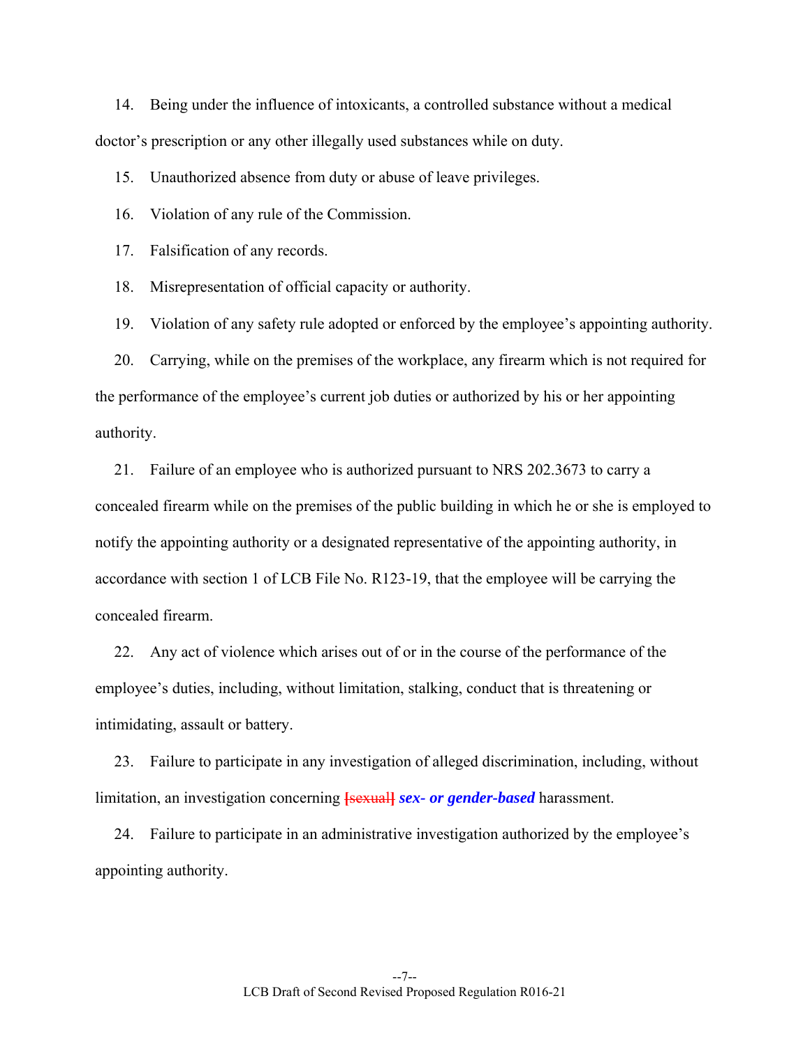14. Being under the influence of intoxicants, a controlled substance without a medical doctor's prescription or any other illegally used substances while on duty.

15. Unauthorized absence from duty or abuse of leave privileges.

16. Violation of any rule of the Commission.

17. Falsification of any records.

18. Misrepresentation of official capacity or authority.

19. Violation of any safety rule adopted or enforced by the employee's appointing authority.

20. Carrying, while on the premises of the workplace, any firearm which is not required for the performance of the employee's current job duties or authorized by his or her appointing authority.

21. Failure of an employee who is authorized pursuant to NRS 202.3673 to carry a concealed firearm while on the premises of the public building in which he or she is employed to notify the appointing authority or a designated representative of the appointing authority, in accordance with section 1 of LCB File No. R123-19, that the employee will be carrying the concealed firearm.

22. Any act of violence which arises out of or in the course of the performance of the employee's duties, including, without limitation, stalking, conduct that is threatening or intimidating, assault or battery.

23. Failure to participate in any investigation of alleged discrimination, including, without limitation, an investigation concerning [~~sexual~~] ***sex- or gender-based*** harassment.

24. Failure to participate in an administrative investigation authorized by the employee's appointing authority.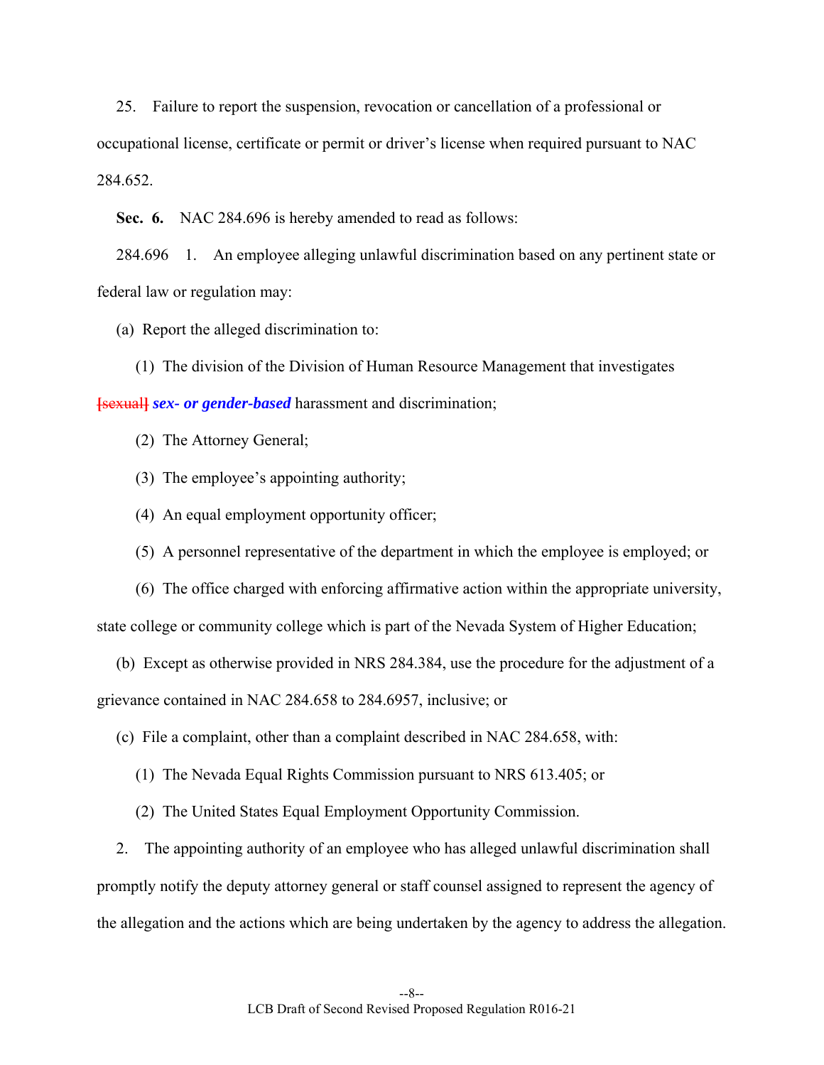25. Failure to report the suspension, revocation or cancellation of a professional or occupational license, certificate or permit or driver's license when required pursuant to NAC 284.652.

**Sec. 6.** NAC 284.696 is hereby amended to read as follows:

284.696 1. An employee alleging unlawful discrimination based on any pertinent state or federal law or regulation may:

(a) Report the alleged discrimination to:

(1) The division of the Division of Human Resource Management that investigates [sexual] ***sex- or gender-based*** harassment and discrimination;

(2) The Attorney General;

(3) The employee's appointing authority;

(4) An equal employment opportunity officer;

(5) A personnel representative of the department in which the employee is employed; or

(6) The office charged with enforcing affirmative action within the appropriate university, state college or community college which is part of the Nevada System of Higher Education;

(b) Except as otherwise provided in NRS 284.384, use the procedure for the adjustment of a grievance contained in NAC 284.658 to 284.6957, inclusive; or

(c) File a complaint, other than a complaint described in NAC 284.658, with:

(1) The Nevada Equal Rights Commission pursuant to NRS 613.405; or

(2) The United States Equal Employment Opportunity Commission.

2. The appointing authority of an employee who has alleged unlawful discrimination shall promptly notify the deputy attorney general or staff counsel assigned to represent the agency of the allegation and the actions which are being undertaken by the agency to address the allegation.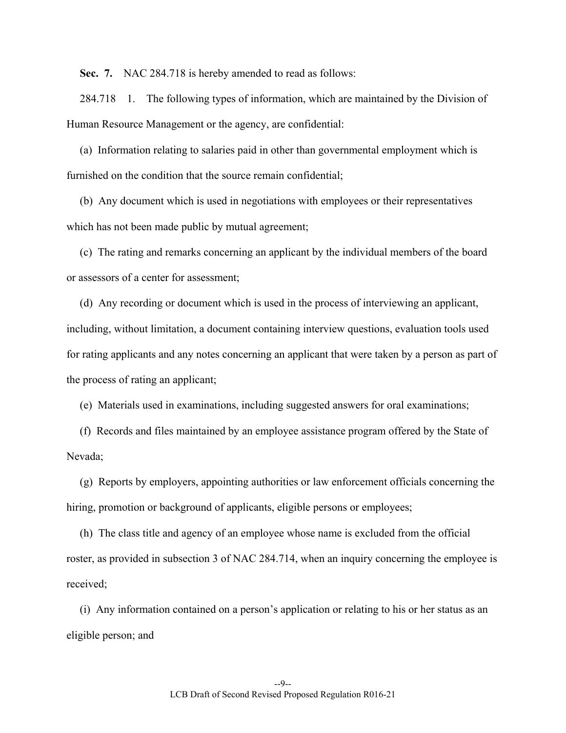**Sec. 7.** NAC 284.718 is hereby amended to read as follows:

284.718 1. The following types of information, which are maintained by the Division of Human Resource Management or the agency, are confidential:

(a) Information relating to salaries paid in other than governmental employment which is furnished on the condition that the source remain confidential;

(b) Any document which is used in negotiations with employees or their representatives which has not been made public by mutual agreement;

(c) The rating and remarks concerning an applicant by the individual members of the board or assessors of a center for assessment;

(d) Any recording or document which is used in the process of interviewing an applicant, including, without limitation, a document containing interview questions, evaluation tools used for rating applicants and any notes concerning an applicant that were taken by a person as part of the process of rating an applicant;

(e) Materials used in examinations, including suggested answers for oral examinations;

(f) Records and files maintained by an employee assistance program offered by the State of Nevada;

(g) Reports by employers, appointing authorities or law enforcement officials concerning the hiring, promotion or background of applicants, eligible persons or employees;

(h) The class title and agency of an employee whose name is excluded from the official roster, as provided in subsection 3 of NAC 284.714, when an inquiry concerning the employee is received;

(i) Any information contained on a person's application or relating to his or her status as an eligible person; and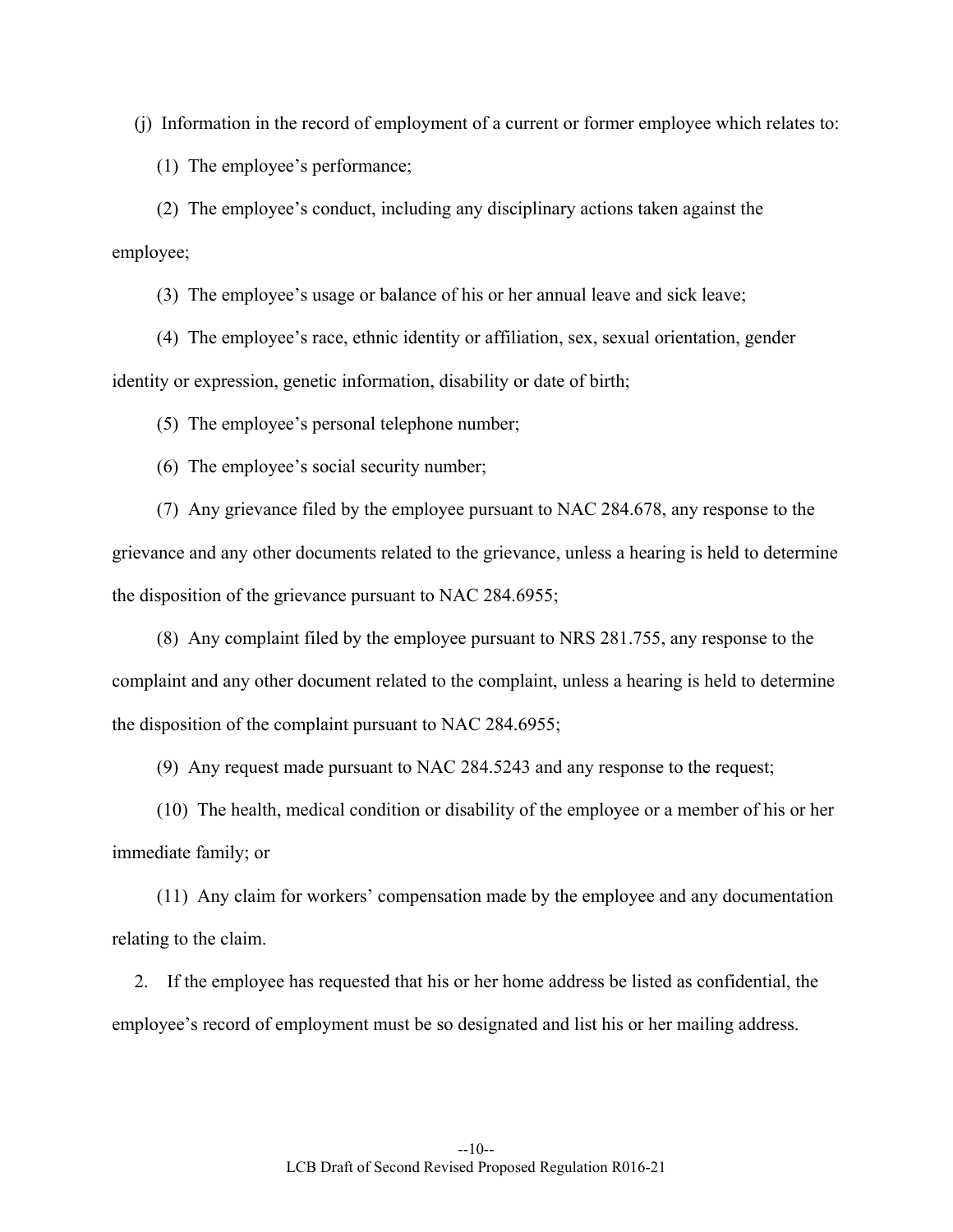(j) Information in the record of employment of a current or former employee which relates to:

(1) The employee's performance;

(2) The employee's conduct, including any disciplinary actions taken against the employee;

(3) The employee's usage or balance of his or her annual leave and sick leave;

(4) The employee's race, ethnic identity or affiliation, sex, sexual orientation, gender identity or expression, genetic information, disability or date of birth;

(5) The employee's personal telephone number;

(6) The employee's social security number;

(7) Any grievance filed by the employee pursuant to NAC 284.678, any response to the grievance and any other documents related to the grievance, unless a hearing is held to determine the disposition of the grievance pursuant to NAC 284.6955;

(8) Any complaint filed by the employee pursuant to NRS 281.755, any response to the complaint and any other document related to the complaint, unless a hearing is held to determine the disposition of the complaint pursuant to NAC 284.6955;

(9) Any request made pursuant to NAC 284.5243 and any response to the request;

(10) The health, medical condition or disability of the employee or a member of his or her immediate family; or

(11) Any claim for workers' compensation made by the employee and any documentation relating to the claim.

2. If the employee has requested that his or her home address be listed as confidential, the employee's record of employment must be so designated and list his or her mailing address.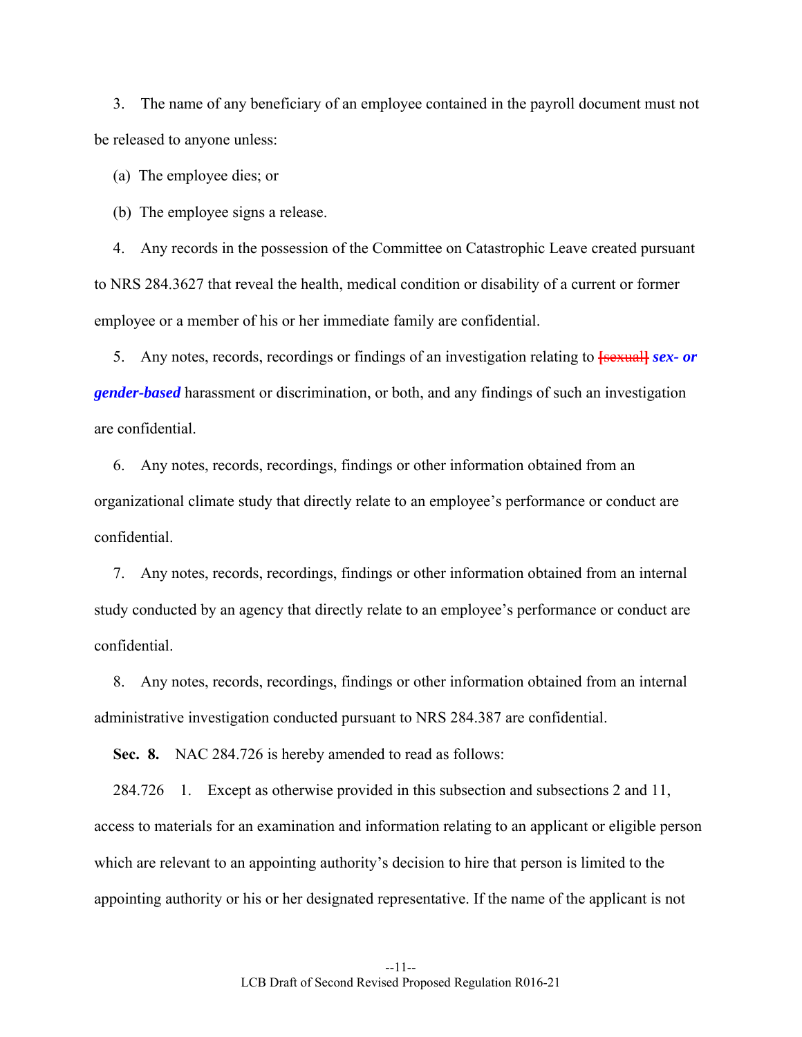3. The name of any beneficiary of an employee contained in the payroll document must not be released to anyone unless:

(a) The employee dies; or

(b) The employee signs a release.

4. Any records in the possession of the Committee on Catastrophic Leave created pursuant to NRS 284.3627 that reveal the health, medical condition or disability of a current or former employee or a member of his or her immediate family are confidential.

5. Any notes, records, recordings or findings of an investigation relating to ~~[sexual]~~ ***sex- or gender-based*** harassment or discrimination, or both, and any findings of such an investigation are confidential.

6. Any notes, records, recordings, findings or other information obtained from an organizational climate study that directly relate to an employee's performance or conduct are confidential.

7. Any notes, records, recordings, findings or other information obtained from an internal study conducted by an agency that directly relate to an employee's performance or conduct are confidential.

8. Any notes, records, recordings, findings or other information obtained from an internal administrative investigation conducted pursuant to NRS 284.387 are confidential.

**Sec. 8.** NAC 284.726 is hereby amended to read as follows:

284.726 1. Except as otherwise provided in this subsection and subsections 2 and 11, access to materials for an examination and information relating to an applicant or eligible person which are relevant to an appointing authority's decision to hire that person is limited to the appointing authority or his or her designated representative. If the name of the applicant is not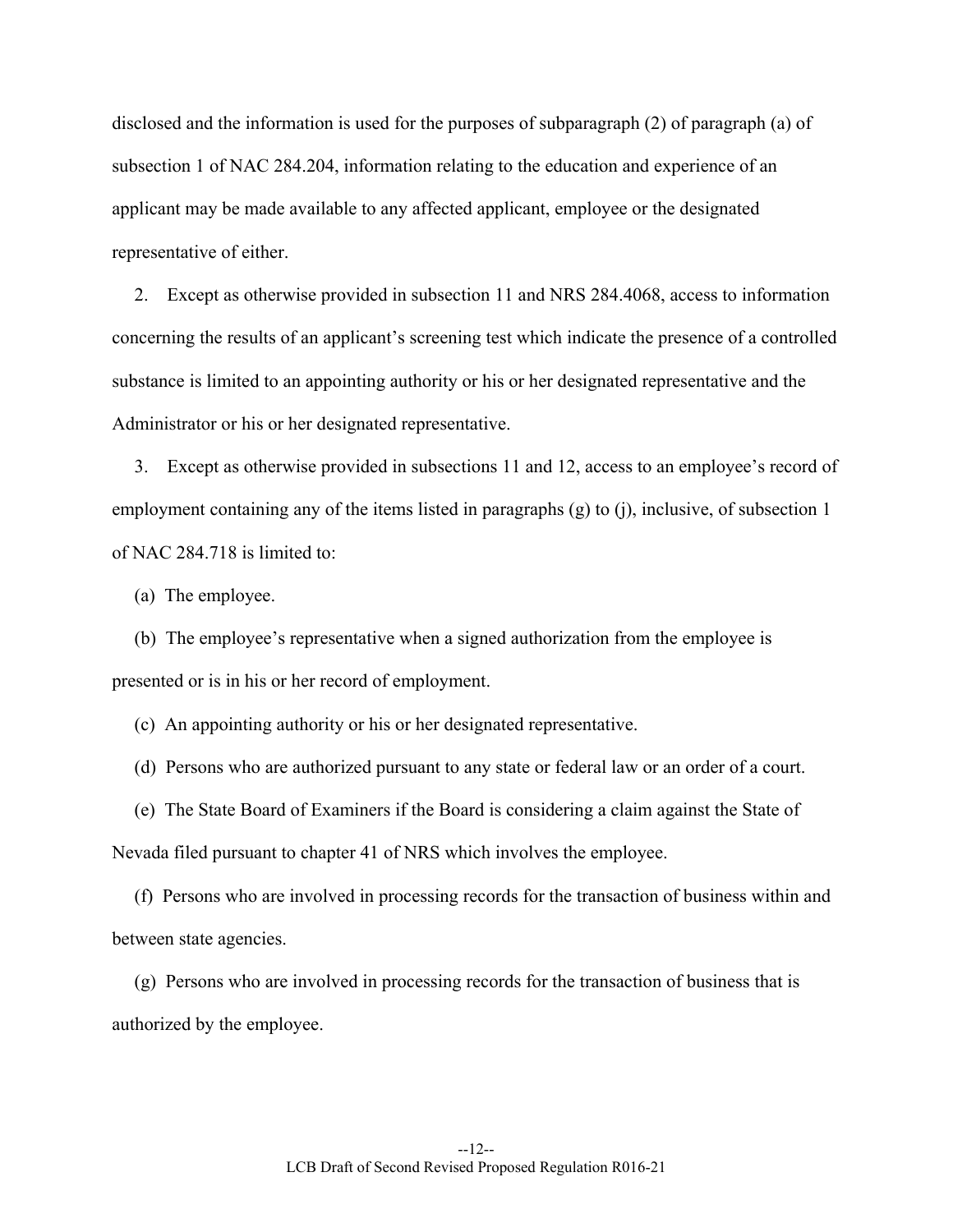disclosed and the information is used for the purposes of subparagraph (2) of paragraph (a) of subsection 1 of NAC 284.204, information relating to the education and experience of an applicant may be made available to any affected applicant, employee or the designated representative of either.

2. Except as otherwise provided in subsection 11 and NRS 284.4068, access to information concerning the results of an applicant's screening test which indicate the presence of a controlled substance is limited to an appointing authority or his or her designated representative and the Administrator or his or her designated representative.

3. Except as otherwise provided in subsections 11 and 12, access to an employee's record of employment containing any of the items listed in paragraphs (g) to (j), inclusive, of subsection 1 of NAC 284.718 is limited to:

(a) The employee.

(b) The employee's representative when a signed authorization from the employee is presented or is in his or her record of employment.

(c) An appointing authority or his or her designated representative.

(d) Persons who are authorized pursuant to any state or federal law or an order of a court.

(e) The State Board of Examiners if the Board is considering a claim against the State of Nevada filed pursuant to chapter 41 of NRS which involves the employee.

(f) Persons who are involved in processing records for the transaction of business within and between state agencies.

(g) Persons who are involved in processing records for the transaction of business that is authorized by the employee.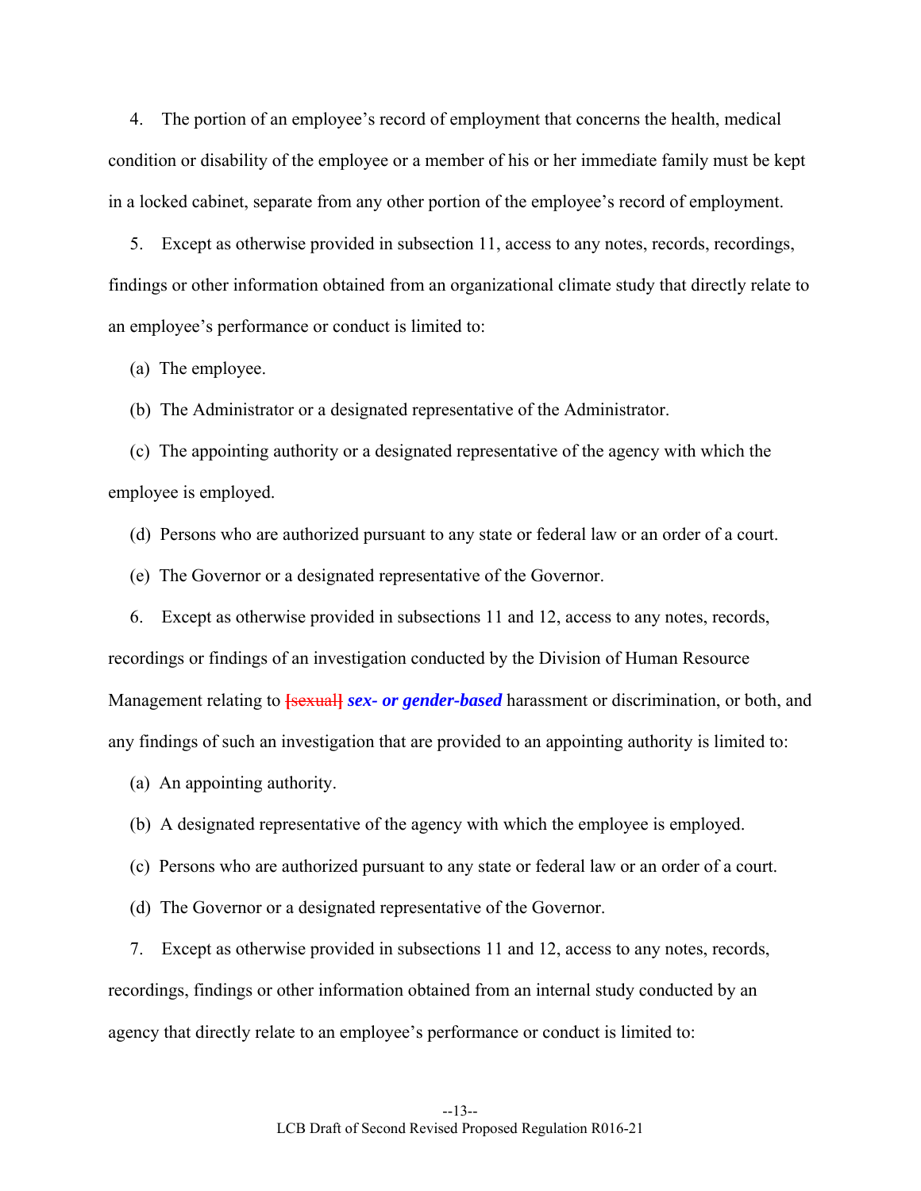4. The portion of an employee's record of employment that concerns the health, medical condition or disability of the employee or a member of his or her immediate family must be kept in a locked cabinet, separate from any other portion of the employee's record of employment.

5. Except as otherwise provided in subsection 11, access to any notes, records, recordings, findings or other information obtained from an organizational climate study that directly relate to an employee's performance or conduct is limited to:

(a) The employee.

(b) The Administrator or a designated representative of the Administrator.

(c) The appointing authority or a designated representative of the agency with which the employee is employed.

(d) Persons who are authorized pursuant to any state or federal law or an order of a court.

(e) The Governor or a designated representative of the Governor.

6. Except as otherwise provided in subsections 11 and 12, access to any notes, records, recordings or findings of an investigation conducted by the Division of Human Resource Management relating to ~~[sexual]~~ ***sex- or gender-based*** harassment or discrimination, or both, and any findings of such an investigation that are provided to an appointing authority is limited to:

(a) An appointing authority.

(b) A designated representative of the agency with which the employee is employed.

(c) Persons who are authorized pursuant to any state or federal law or an order of a court.

(d) The Governor or a designated representative of the Governor.

7. Except as otherwise provided in subsections 11 and 12, access to any notes, records, recordings, findings or other information obtained from an internal study conducted by an agency that directly relate to an employee's performance or conduct is limited to: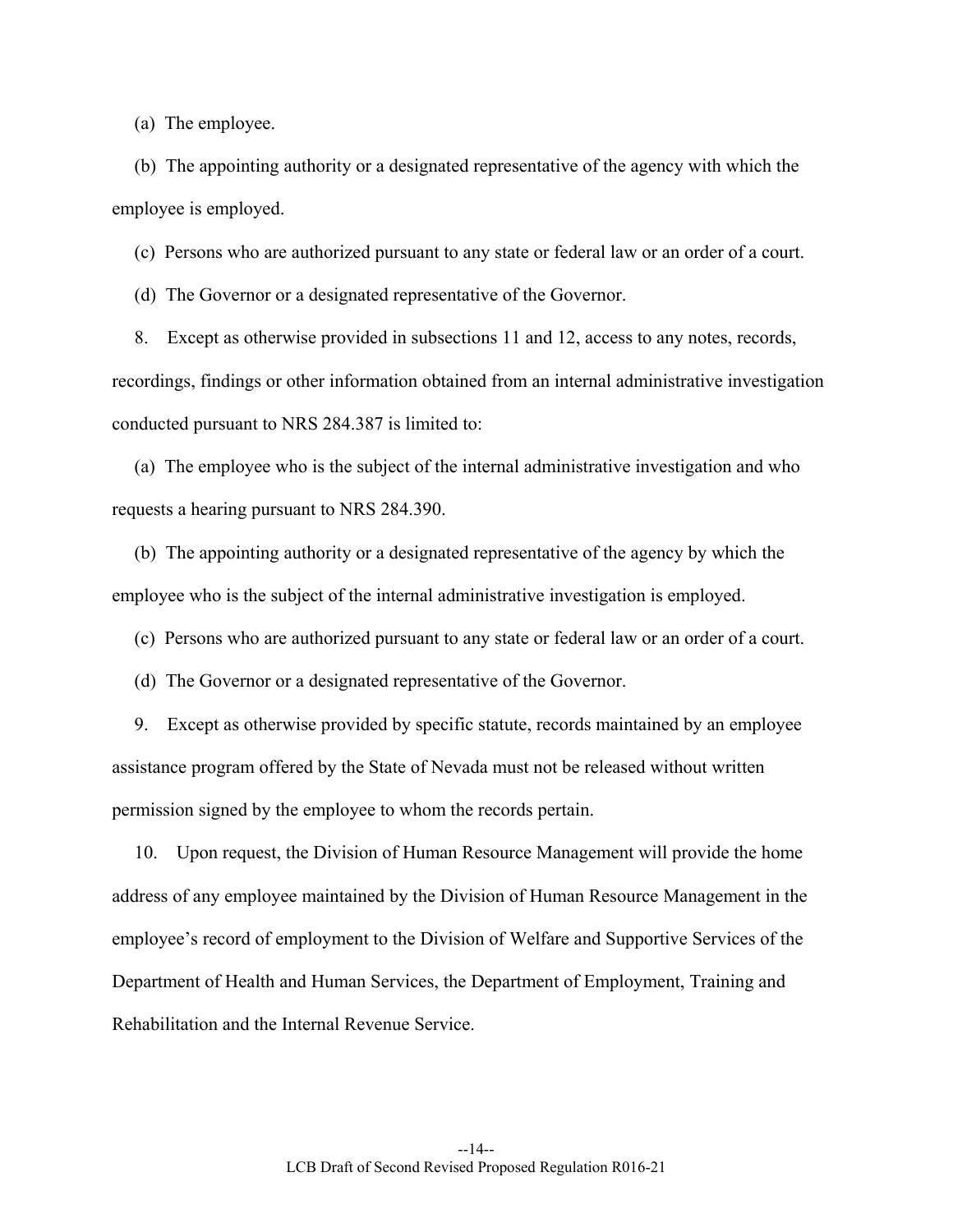(a) The employee.

(b) The appointing authority or a designated representative of the agency with which the employee is employed.

(c) Persons who are authorized pursuant to any state or federal law or an order of a court.

(d) The Governor or a designated representative of the Governor.

8. Except as otherwise provided in subsections 11 and 12, access to any notes, records, recordings, findings or other information obtained from an internal administrative investigation conducted pursuant to NRS 284.387 is limited to:

(a) The employee who is the subject of the internal administrative investigation and who requests a hearing pursuant to NRS 284.390.

(b) The appointing authority or a designated representative of the agency by which the employee who is the subject of the internal administrative investigation is employed.

(c) Persons who are authorized pursuant to any state or federal law or an order of a court.

(d) The Governor or a designated representative of the Governor.

9. Except as otherwise provided by specific statute, records maintained by an employee assistance program offered by the State of Nevada must not be released without written permission signed by the employee to whom the records pertain.

10. Upon request, the Division of Human Resource Management will provide the home address of any employee maintained by the Division of Human Resource Management in the employee's record of employment to the Division of Welfare and Supportive Services of the Department of Health and Human Services, the Department of Employment, Training and Rehabilitation and the Internal Revenue Service.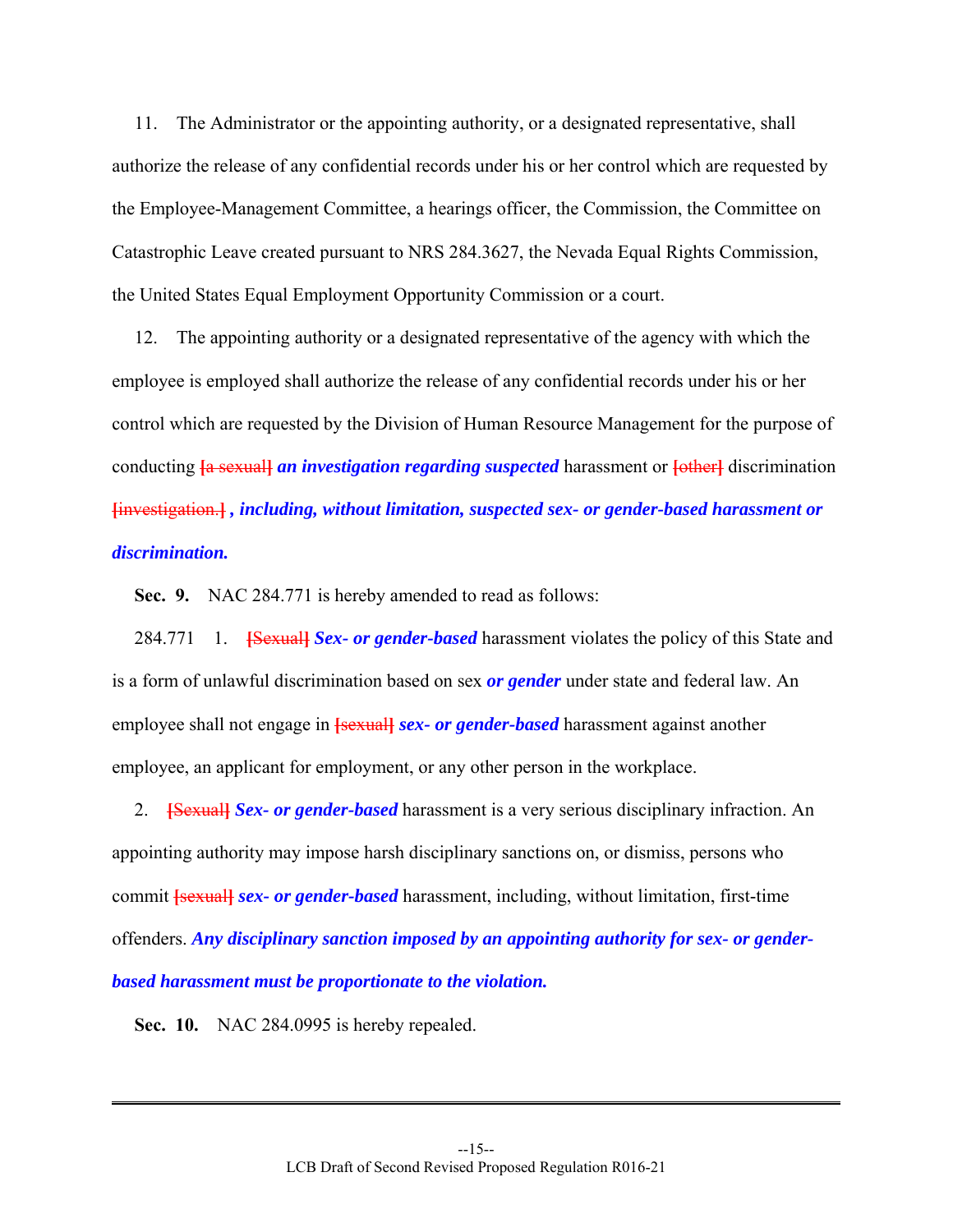11. The Administrator or the appointing authority, or a designated representative, shall authorize the release of any confidential records under his or her control which are requested by the Employee-Management Committee, a hearings officer, the Commission, the Committee on Catastrophic Leave created pursuant to NRS 284.3627, the Nevada Equal Rights Commission, the United States Equal Employment Opportunity Commission or a court.

12. The appointing authority or a designated representative of the agency with which the employee is employed shall authorize the release of any confidential records under his or her control which are requested by the Division of Human Resource Management for the purpose of conducting [a sexual] ***an investigation regarding suspected*** harassment or [other] discrimination [investigation.] ***, including, without limitation, suspected sex- or gender-based harassment or discrimination.***

**Sec. 9.** NAC 284.771 is hereby amended to read as follows:

284.771 1. [Sexual] ***Sex- or gender-based*** harassment violates the policy of this State and is a form of unlawful discrimination based on sex ***or gender*** under state and federal law. An employee shall not engage in [sexual] ***sex- or gender-based*** harassment against another employee, an applicant for employment, or any other person in the workplace.

2. [Sexual] ***Sex- or gender-based*** harassment is a very serious disciplinary infraction. An appointing authority may impose harsh disciplinary sanctions on, or dismiss, persons who commit [sexual] ***sex- or gender-based*** harassment, including, without limitation, first-time offenders. ***Any disciplinary sanction imposed by an appointing authority for sex- or gender-based harassment must be proportionate to the violation.***

**Sec. 10.** NAC 284.0995 is hereby repealed.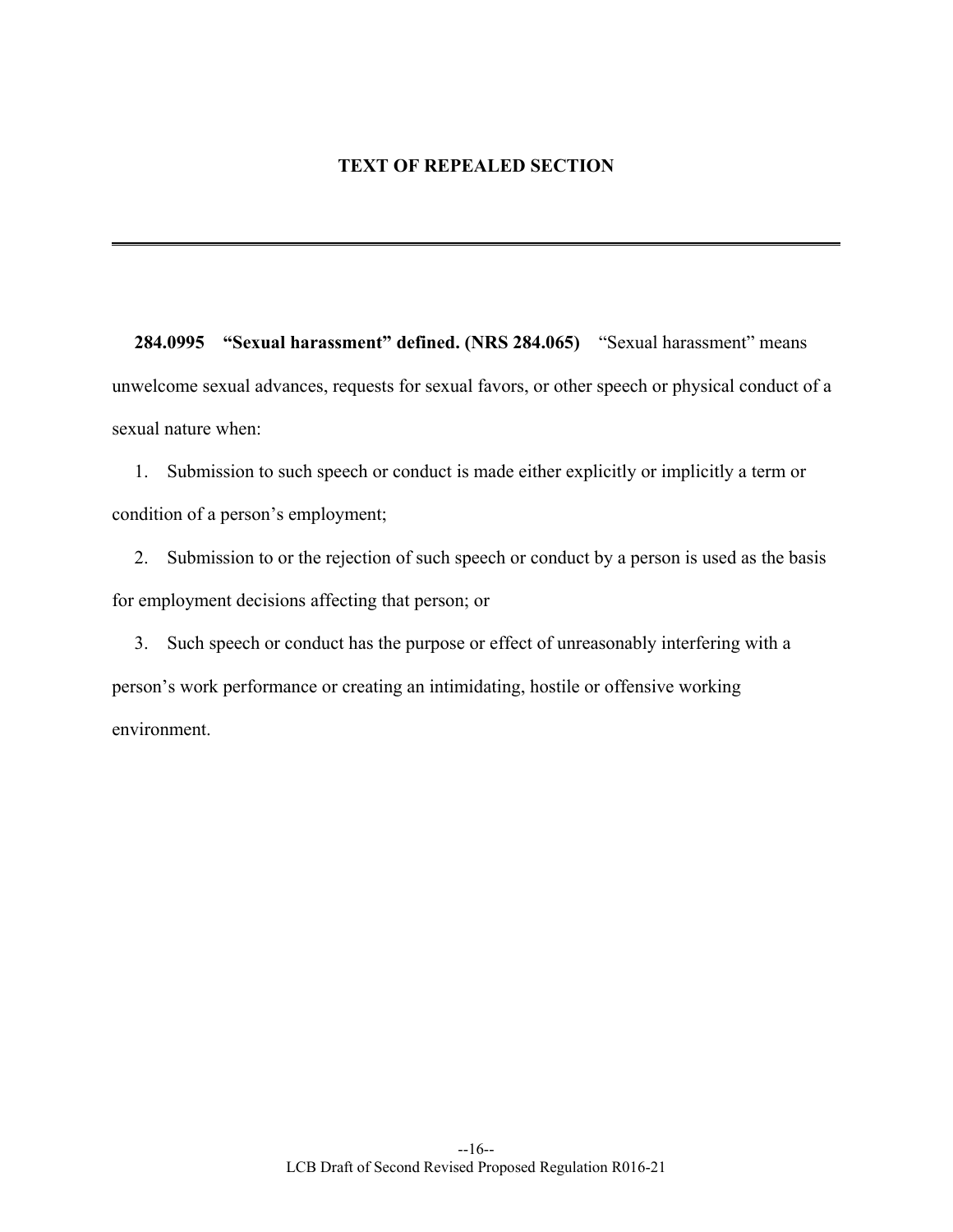## TEXT OF REPEALED SECTION

---

**284.0995 "Sexual harassment" defined. (NRS 284.065)** "Sexual harassment" means unwelcome sexual advances, requests for sexual favors, or other speech or physical conduct of a sexual nature when:

1. Submission to such speech or conduct is made either explicitly or implicitly a term or condition of a person's employment;

2. Submission to or the rejection of such speech or conduct by a person is used as the basis for employment decisions affecting that person; or

3. Such speech or conduct has the purpose or effect of unreasonably interfering with a person's work performance or creating an intimidating, hostile or offensive working environment.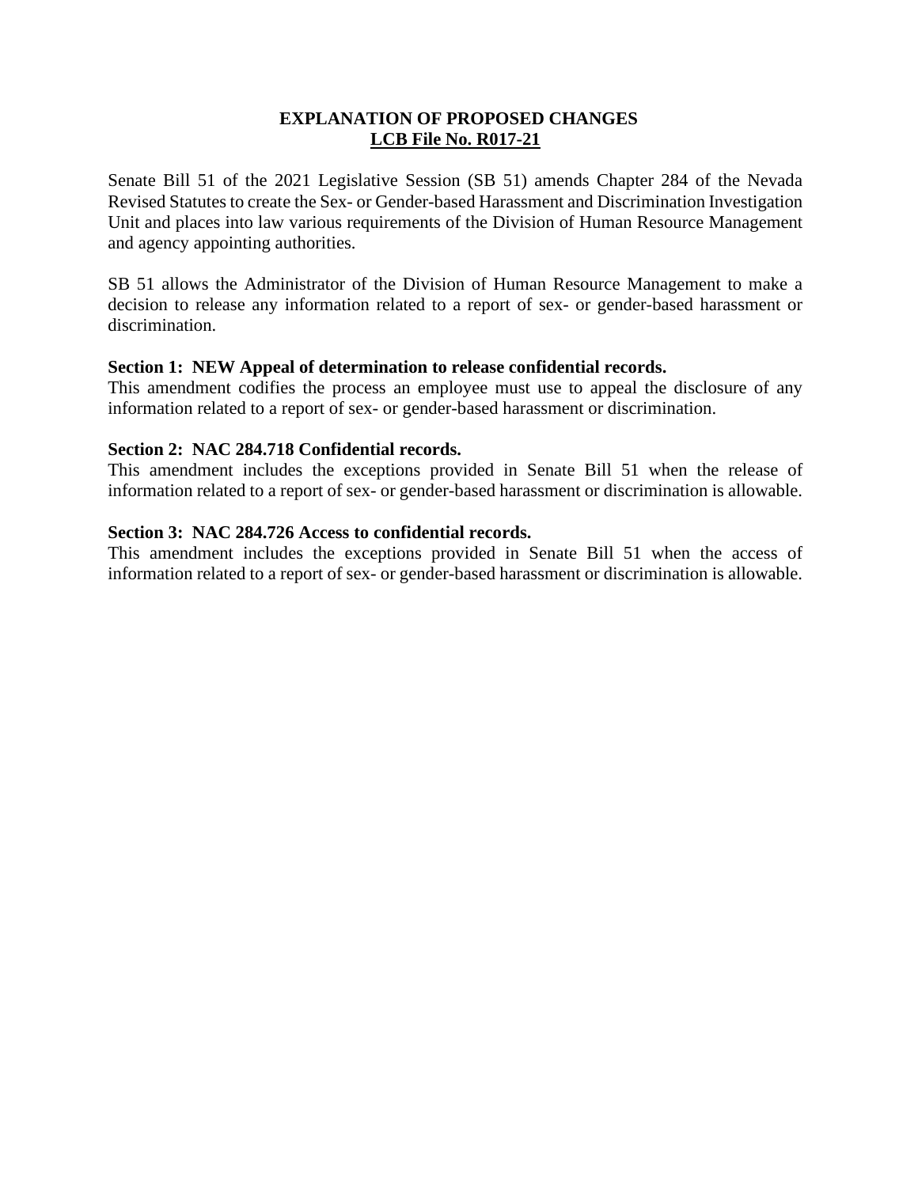**EXPLANATION OF PROPOSED CHANGES**
**LCB File No. R017-21**

Senate Bill 51 of the 2021 Legislative Session (SB 51) amends Chapter 284 of the Nevada Revised Statutes to create the Sex- or Gender-based Harassment and Discrimination Investigation Unit and places into law various requirements of the Division of Human Resource Management and agency appointing authorities.

SB 51 allows the Administrator of the Division of Human Resource Management to make a decision to release any information related to a report of sex- or gender-based harassment or discrimination.

**Section 1: NEW Appeal of determination to release confidential records.**
This amendment codifies the process an employee must use to appeal the disclosure of any information related to a report of sex- or gender-based harassment or discrimination.

**Section 2: NAC 284.718 Confidential records.**
This amendment includes the exceptions provided in Senate Bill 51 when the release of information related to a report of sex- or gender-based harassment or discrimination is allowable.

**Section 3: NAC 284.726 Access to confidential records.**
This amendment includes the exceptions provided in Senate Bill 51 when the access of information related to a report of sex- or gender-based harassment or discrimination is allowable.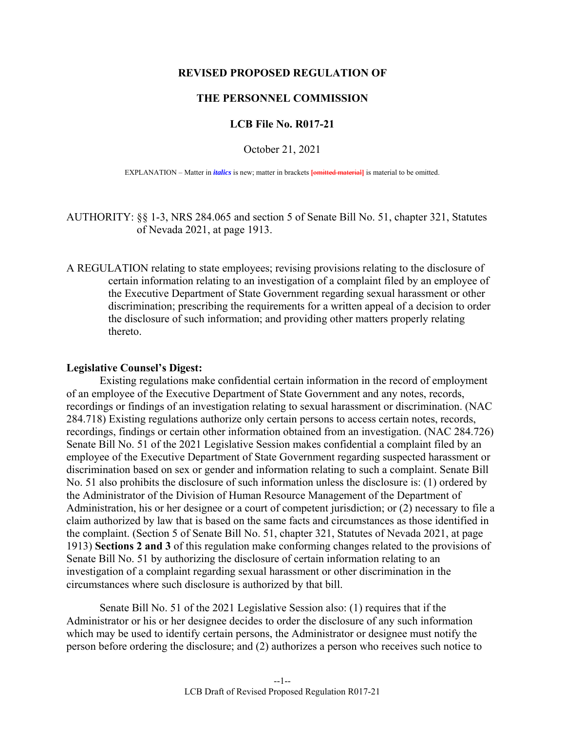**REVISED PROPOSED REGULATION OF**

**THE PERSONNEL COMMISSION**

**LCB File No. R017-21**

October 21, 2021

EXPLANATION – Matter in *italics* is new; matter in brackets [omitted material] is material to be omitted.

AUTHORITY: §§ 1-3, NRS 284.065 and section 5 of Senate Bill No. 51, chapter 321, Statutes of Nevada 2021, at page 1913.

A REGULATION relating to state employees; revising provisions relating to the disclosure of certain information relating to an investigation of a complaint filed by an employee of the Executive Department of State Government regarding sexual harassment or other discrimination; prescribing the requirements for a written appeal of a decision to order the disclosure of such information; and providing other matters properly relating thereto.

**Legislative Counsel's Digest:**

Existing regulations make confidential certain information in the record of employment of an employee of the Executive Department of State Government and any notes, records, recordings or findings of an investigation relating to sexual harassment or discrimination. (NAC 284.718) Existing regulations authorize only certain persons to access certain notes, records, recordings, findings or certain other information obtained from an investigation. (NAC 284.726) Senate Bill No. 51 of the 2021 Legislative Session makes confidential a complaint filed by an employee of the Executive Department of State Government regarding suspected harassment or discrimination based on sex or gender and information relating to such a complaint. Senate Bill No. 51 also prohibits the disclosure of such information unless the disclosure is: (1) ordered by the Administrator of the Division of Human Resource Management of the Department of Administration, his or her designee or a court of competent jurisdiction; or (2) necessary to file a claim authorized by law that is based on the same facts and circumstances as those identified in the complaint. (Section 5 of Senate Bill No. 51, chapter 321, Statutes of Nevada 2021, at page 1913) **Sections 2 and 3** of this regulation make conforming changes related to the provisions of Senate Bill No. 51 by authorizing the disclosure of certain information relating to an investigation of a complaint regarding sexual harassment or other discrimination in the circumstances where such disclosure is authorized by that bill.

Senate Bill No. 51 of the 2021 Legislative Session also: (1) requires that if the Administrator or his or her designee decides to order the disclosure of any such information which may be used to identify certain persons, the Administrator or designee must notify the person before ordering the disclosure; and (2) authorizes a person who receives such notice to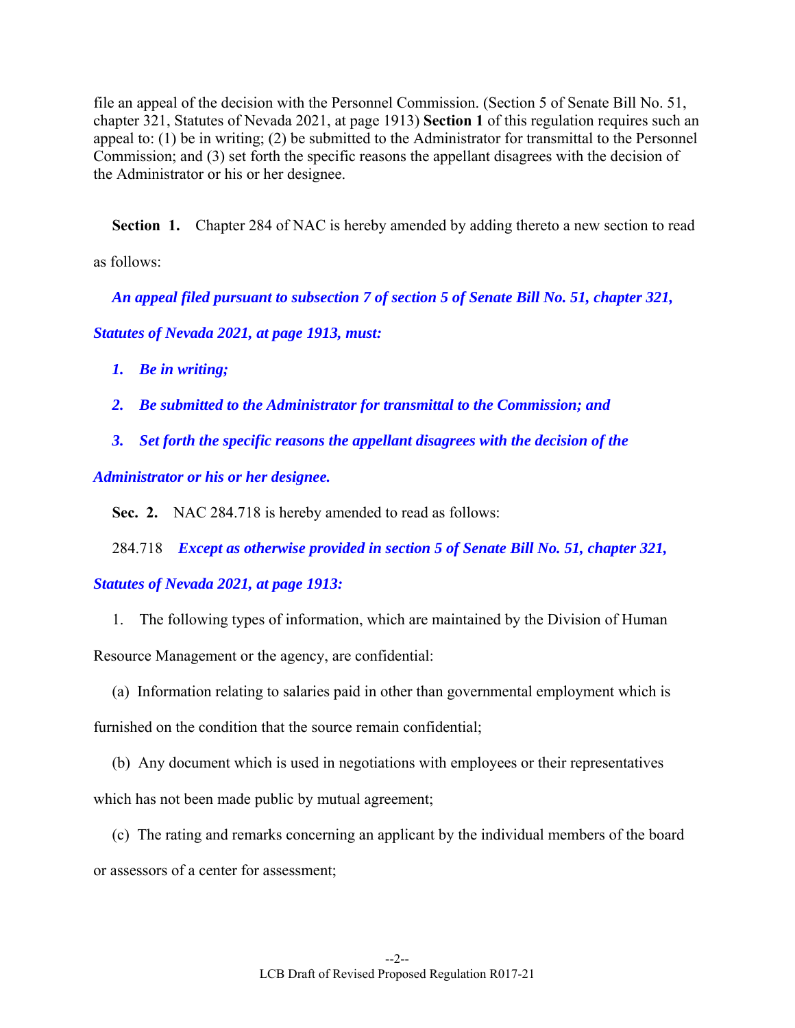file an appeal of the decision with the Personnel Commission. (Section 5 of Senate Bill No. 51, chapter 321, Statutes of Nevada 2021, at page 1913) **Section 1** of this regulation requires such an appeal to: (1) be in writing; (2) be submitted to the Administrator for transmittal to the Personnel Commission; and (3) set forth the specific reasons the appellant disagrees with the decision of the Administrator or his or her designee.

**Section 1.** Chapter 284 of NAC is hereby amended by adding thereto a new section to read as follows:

***An appeal filed pursuant to subsection 7 of section 5 of Senate Bill No. 51, chapter 321, Statutes of Nevada 2021, at page 1913, must:***

***1. Be in writing;***

***2. Be submitted to the Administrator for transmittal to the Commission; and***

***3. Set forth the specific reasons the appellant disagrees with the decision of the Administrator or his or her designee.***

**Sec. 2.** NAC 284.718 is hereby amended to read as follows:

284.718 ***Except as otherwise provided in section 5 of Senate Bill No. 51, chapter 321, Statutes of Nevada 2021, at page 1913:***

1. The following types of information, which are maintained by the Division of Human Resource Management or the agency, are confidential:

(a) Information relating to salaries paid in other than governmental employment which is furnished on the condition that the source remain confidential;

(b) Any document which is used in negotiations with employees or their representatives which has not been made public by mutual agreement;

(c) The rating and remarks concerning an applicant by the individual members of the board or assessors of a center for assessment;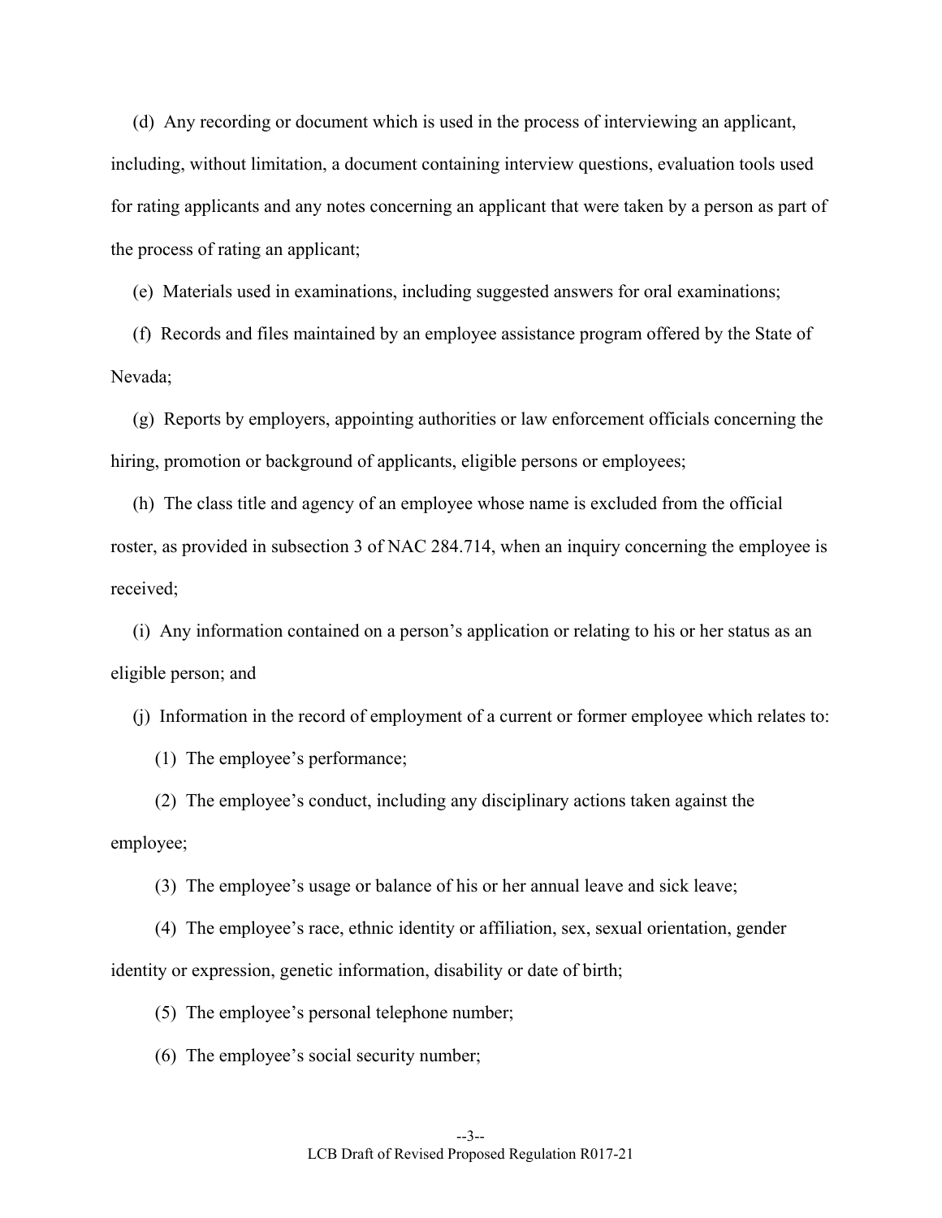(d) Any recording or document which is used in the process of interviewing an applicant, including, without limitation, a document containing interview questions, evaluation tools used for rating applicants and any notes concerning an applicant that were taken by a person as part of the process of rating an applicant;

(e) Materials used in examinations, including suggested answers for oral examinations;

(f) Records and files maintained by an employee assistance program offered by the State of Nevada;

(g) Reports by employers, appointing authorities or law enforcement officials concerning the hiring, promotion or background of applicants, eligible persons or employees;

(h) The class title and agency of an employee whose name is excluded from the official roster, as provided in subsection 3 of NAC 284.714, when an inquiry concerning the employee is received;

(i) Any information contained on a person's application or relating to his or her status as an eligible person; and

(j) Information in the record of employment of a current or former employee which relates to:

(1) The employee's performance;

(2) The employee's conduct, including any disciplinary actions taken against the employee;

(3) The employee's usage or balance of his or her annual leave and sick leave;

(4) The employee's race, ethnic identity or affiliation, sex, sexual orientation, gender identity or expression, genetic information, disability or date of birth;

(5) The employee's personal telephone number;

(6) The employee's social security number;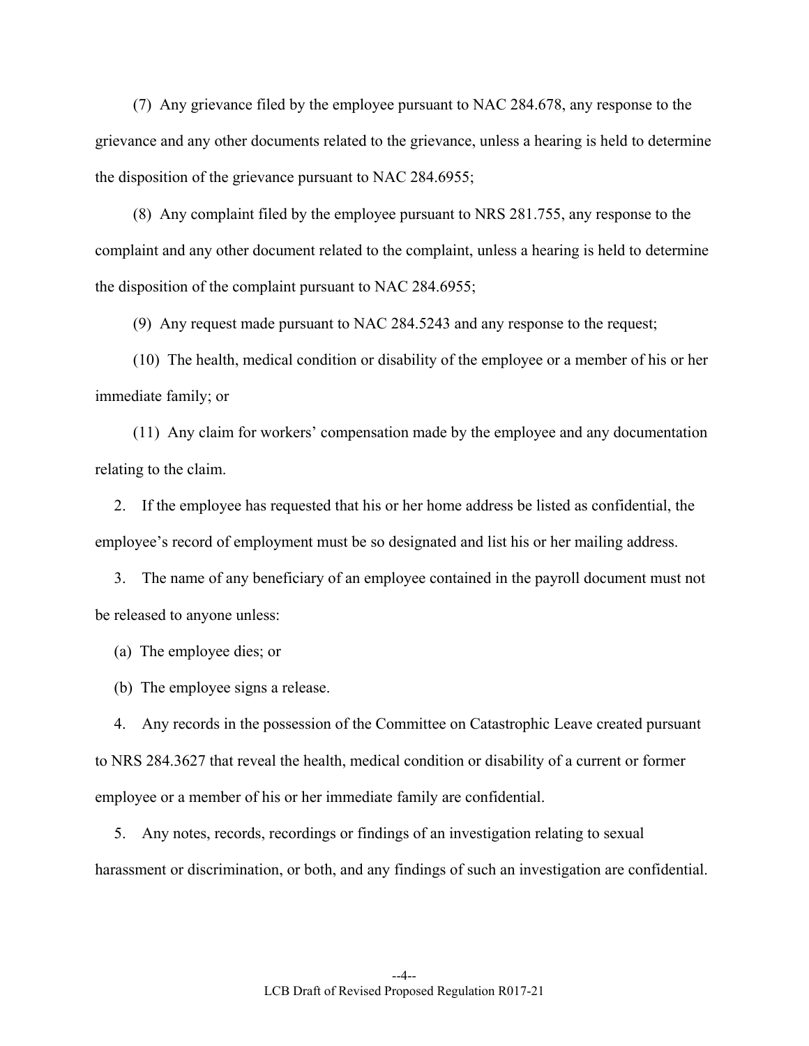(7) Any grievance filed by the employee pursuant to NAC 284.678, any response to the grievance and any other documents related to the grievance, unless a hearing is held to determine the disposition of the grievance pursuant to NAC 284.6955;

(8) Any complaint filed by the employee pursuant to NRS 281.755, any response to the complaint and any other document related to the complaint, unless a hearing is held to determine the disposition of the complaint pursuant to NAC 284.6955;

(9) Any request made pursuant to NAC 284.5243 and any response to the request;

(10) The health, medical condition or disability of the employee or a member of his or her immediate family; or

(11) Any claim for workers' compensation made by the employee and any documentation relating to the claim.

2. If the employee has requested that his or her home address be listed as confidential, the employee's record of employment must be so designated and list his or her mailing address.

3. The name of any beneficiary of an employee contained in the payroll document must not be released to anyone unless:

(a) The employee dies; or

(b) The employee signs a release.

4. Any records in the possession of the Committee on Catastrophic Leave created pursuant to NRS 284.3627 that reveal the health, medical condition or disability of a current or former employee or a member of his or her immediate family are confidential.

5. Any notes, records, recordings or findings of an investigation relating to sexual harassment or discrimination, or both, and any findings of such an investigation are confidential.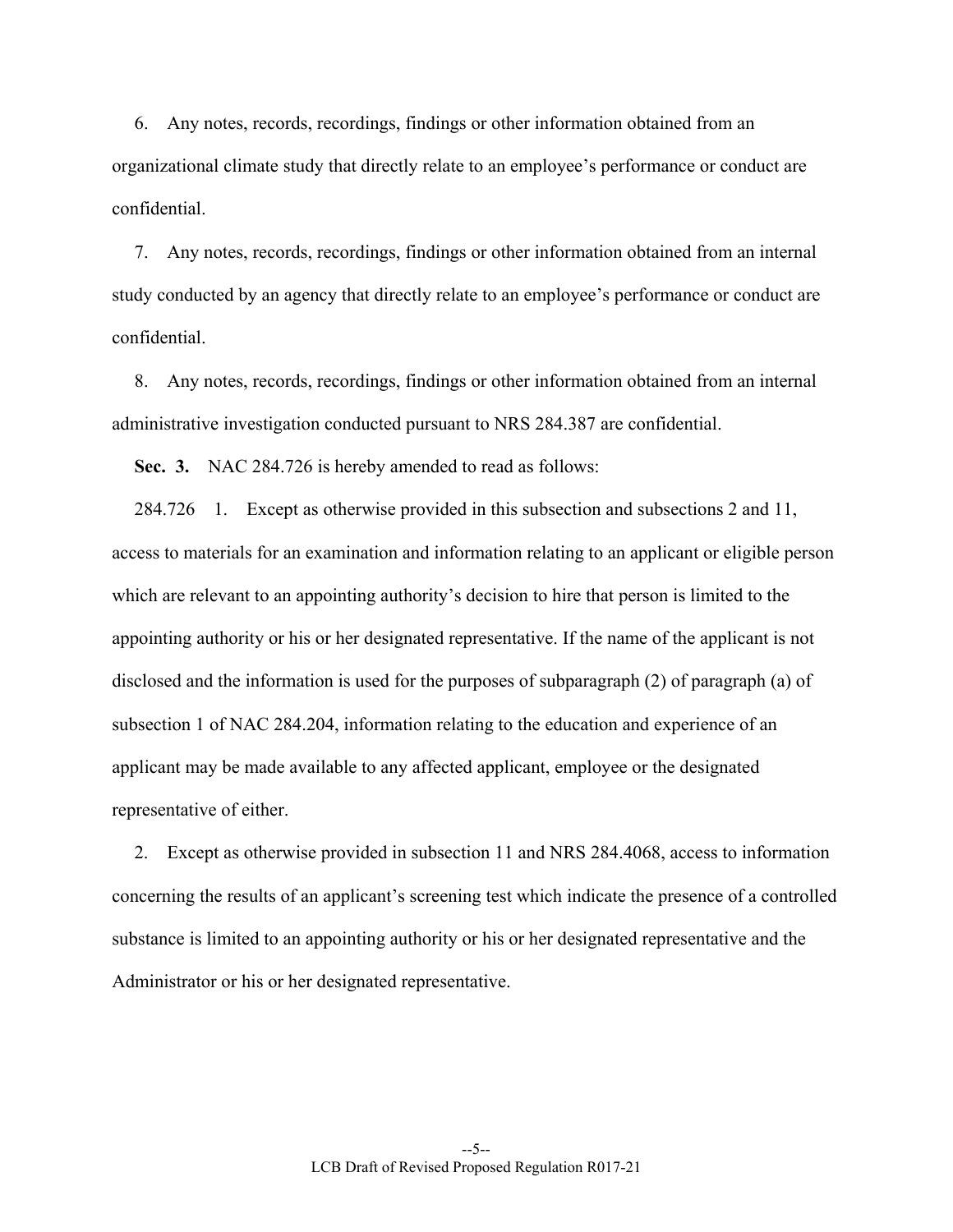6. Any notes, records, recordings, findings or other information obtained from an organizational climate study that directly relate to an employee's performance or conduct are confidential.

7. Any notes, records, recordings, findings or other information obtained from an internal study conducted by an agency that directly relate to an employee's performance or conduct are confidential.

8. Any notes, records, recordings, findings or other information obtained from an internal administrative investigation conducted pursuant to NRS 284.387 are confidential.

**Sec. 3.** NAC 284.726 is hereby amended to read as follows:

284.726 1. Except as otherwise provided in this subsection and subsections 2 and 11, access to materials for an examination and information relating to an applicant or eligible person which are relevant to an appointing authority's decision to hire that person is limited to the appointing authority or his or her designated representative. If the name of the applicant is not disclosed and the information is used for the purposes of subparagraph (2) of paragraph (a) of subsection 1 of NAC 284.204, information relating to the education and experience of an applicant may be made available to any affected applicant, employee or the designated representative of either.

2. Except as otherwise provided in subsection 11 and NRS 284.4068, access to information concerning the results of an applicant's screening test which indicate the presence of a controlled substance is limited to an appointing authority or his or her designated representative and the Administrator or his or her designated representative.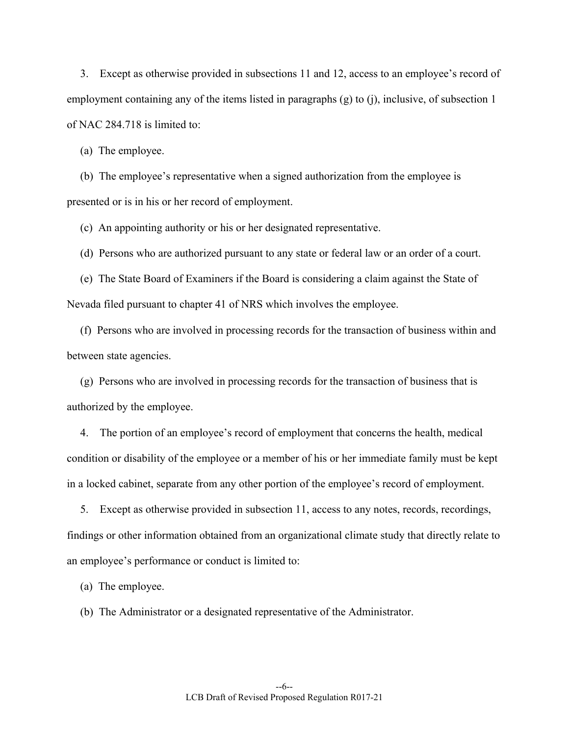3. Except as otherwise provided in subsections 11 and 12, access to an employee's record of employment containing any of the items listed in paragraphs (g) to (j), inclusive, of subsection 1 of NAC 284.718 is limited to:

(a) The employee.

(b) The employee's representative when a signed authorization from the employee is presented or is in his or her record of employment.

(c) An appointing authority or his or her designated representative.

(d) Persons who are authorized pursuant to any state or federal law or an order of a court.

(e) The State Board of Examiners if the Board is considering a claim against the State of Nevada filed pursuant to chapter 41 of NRS which involves the employee.

(f) Persons who are involved in processing records for the transaction of business within and between state agencies.

(g) Persons who are involved in processing records for the transaction of business that is authorized by the employee.

4. The portion of an employee's record of employment that concerns the health, medical condition or disability of the employee or a member of his or her immediate family must be kept in a locked cabinet, separate from any other portion of the employee's record of employment.

5. Except as otherwise provided in subsection 11, access to any notes, records, recordings, findings or other information obtained from an organizational climate study that directly relate to an employee's performance or conduct is limited to:

(a) The employee.

(b) The Administrator or a designated representative of the Administrator.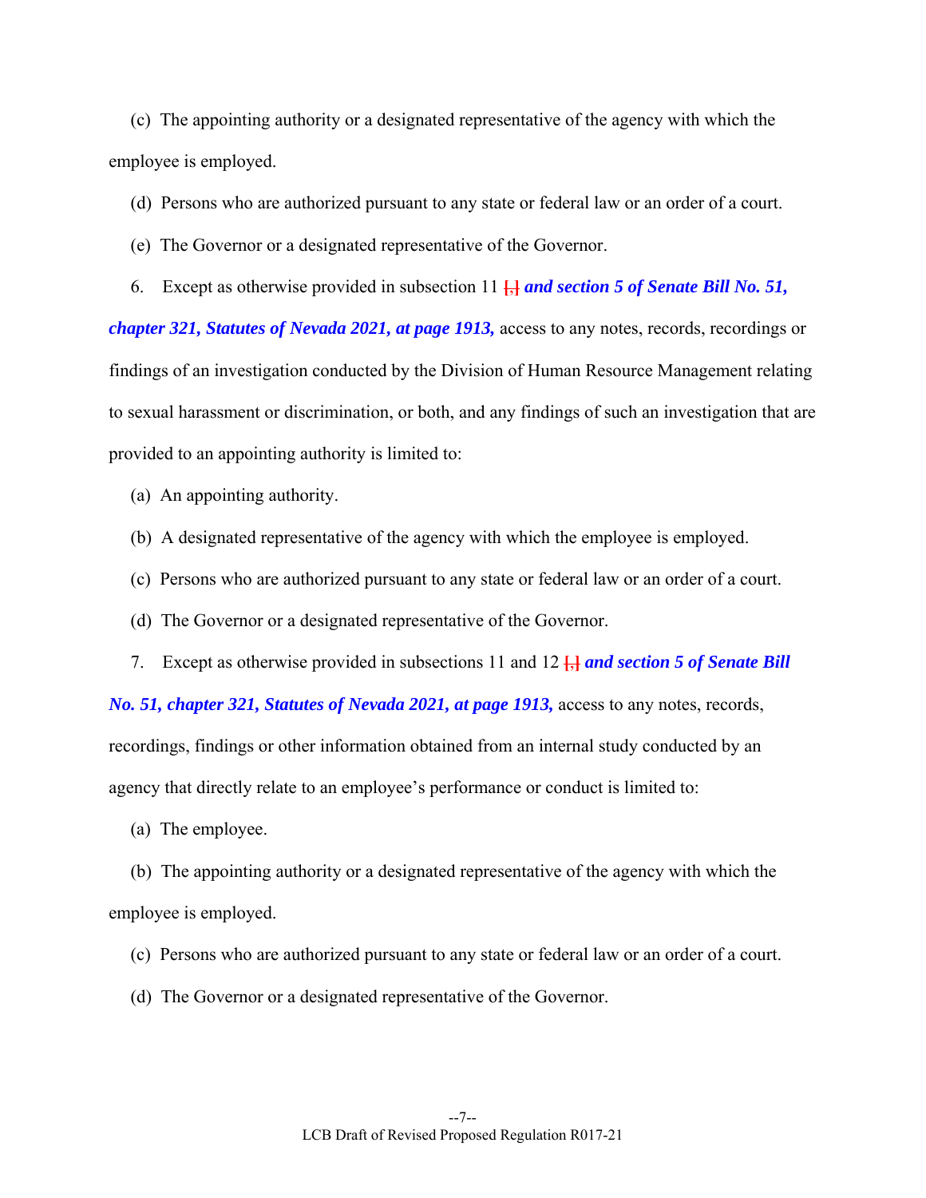(c) The appointing authority or a designated representative of the agency with which the employee is employed.

(d) Persons who are authorized pursuant to any state or federal law or an order of a court.

(e) The Governor or a designated representative of the Governor.

6. Except as otherwise provided in subsection 11 [,] ***and section 5 of Senate Bill No. 51, chapter 321, Statutes of Nevada 2021, at page 1913,*** access to any notes, records, recordings or findings of an investigation conducted by the Division of Human Resource Management relating to sexual harassment or discrimination, or both, and any findings of such an investigation that are provided to an appointing authority is limited to:

(a) An appointing authority.

(b) A designated representative of the agency with which the employee is employed.

(c) Persons who are authorized pursuant to any state or federal law or an order of a court.

(d) The Governor or a designated representative of the Governor.

7. Except as otherwise provided in subsections 11 and 12 [,] ***and section 5 of Senate Bill No. 51, chapter 321, Statutes of Nevada 2021, at page 1913,*** access to any notes, records, recordings, findings or other information obtained from an internal study conducted by an agency that directly relate to an employee's performance or conduct is limited to:

(a) The employee.

(b) The appointing authority or a designated representative of the agency with which the employee is employed.

(c) Persons who are authorized pursuant to any state or federal law or an order of a court.

(d) The Governor or a designated representative of the Governor.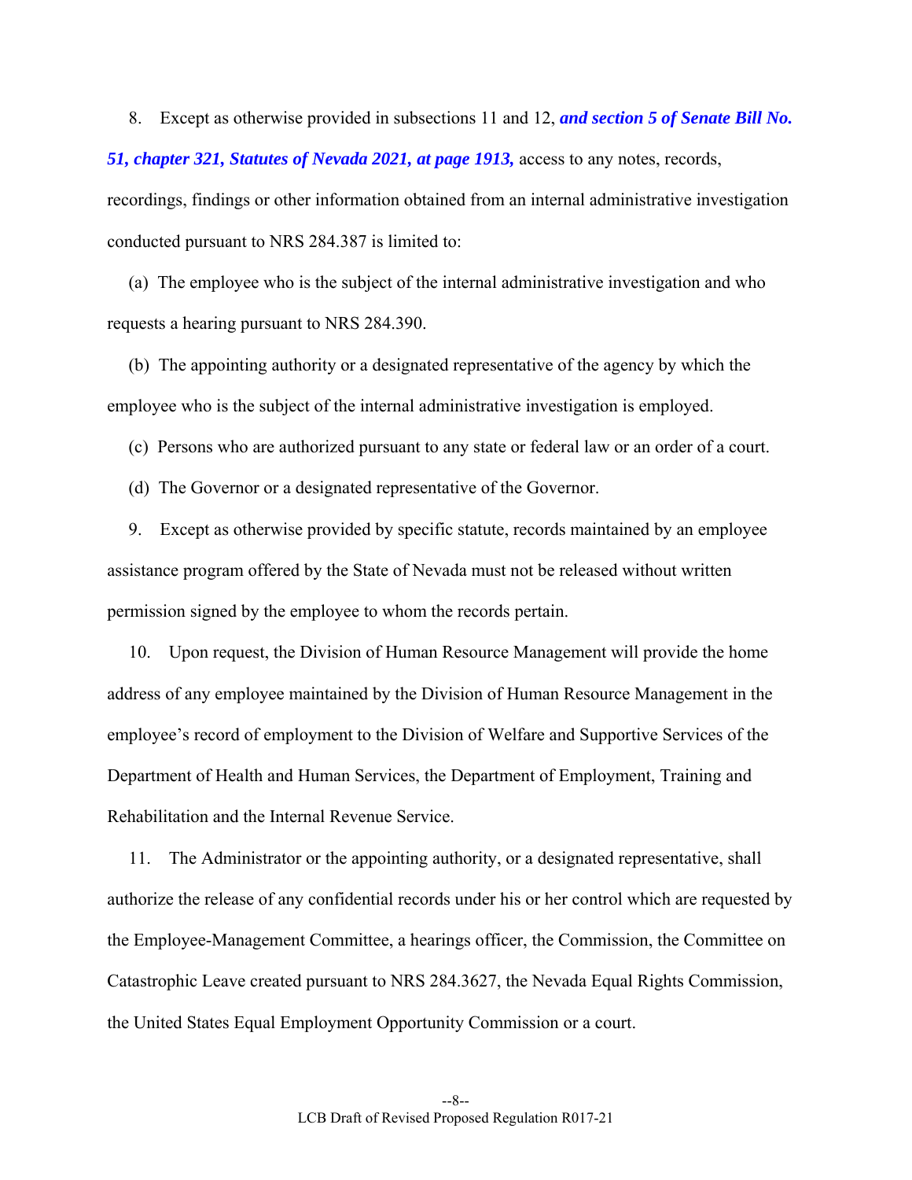8. Except as otherwise provided in subsections 11 and 12, ***and section 5 of Senate Bill No. 51, chapter 321, Statutes of Nevada 2021, at page 1913,*** access to any notes, records, recordings, findings or other information obtained from an internal administrative investigation conducted pursuant to NRS 284.387 is limited to:

(a) The employee who is the subject of the internal administrative investigation and who requests a hearing pursuant to NRS 284.390.

(b) The appointing authority or a designated representative of the agency by which the employee who is the subject of the internal administrative investigation is employed.

(c) Persons who are authorized pursuant to any state or federal law or an order of a court.

(d) The Governor or a designated representative of the Governor.

9. Except as otherwise provided by specific statute, records maintained by an employee assistance program offered by the State of Nevada must not be released without written permission signed by the employee to whom the records pertain.

10. Upon request, the Division of Human Resource Management will provide the home address of any employee maintained by the Division of Human Resource Management in the employee's record of employment to the Division of Welfare and Supportive Services of the Department of Health and Human Services, the Department of Employment, Training and Rehabilitation and the Internal Revenue Service.

11. The Administrator or the appointing authority, or a designated representative, shall authorize the release of any confidential records under his or her control which are requested by the Employee-Management Committee, a hearings officer, the Commission, the Committee on Catastrophic Leave created pursuant to NRS 284.3627, the Nevada Equal Rights Commission, the United States Equal Employment Opportunity Commission or a court.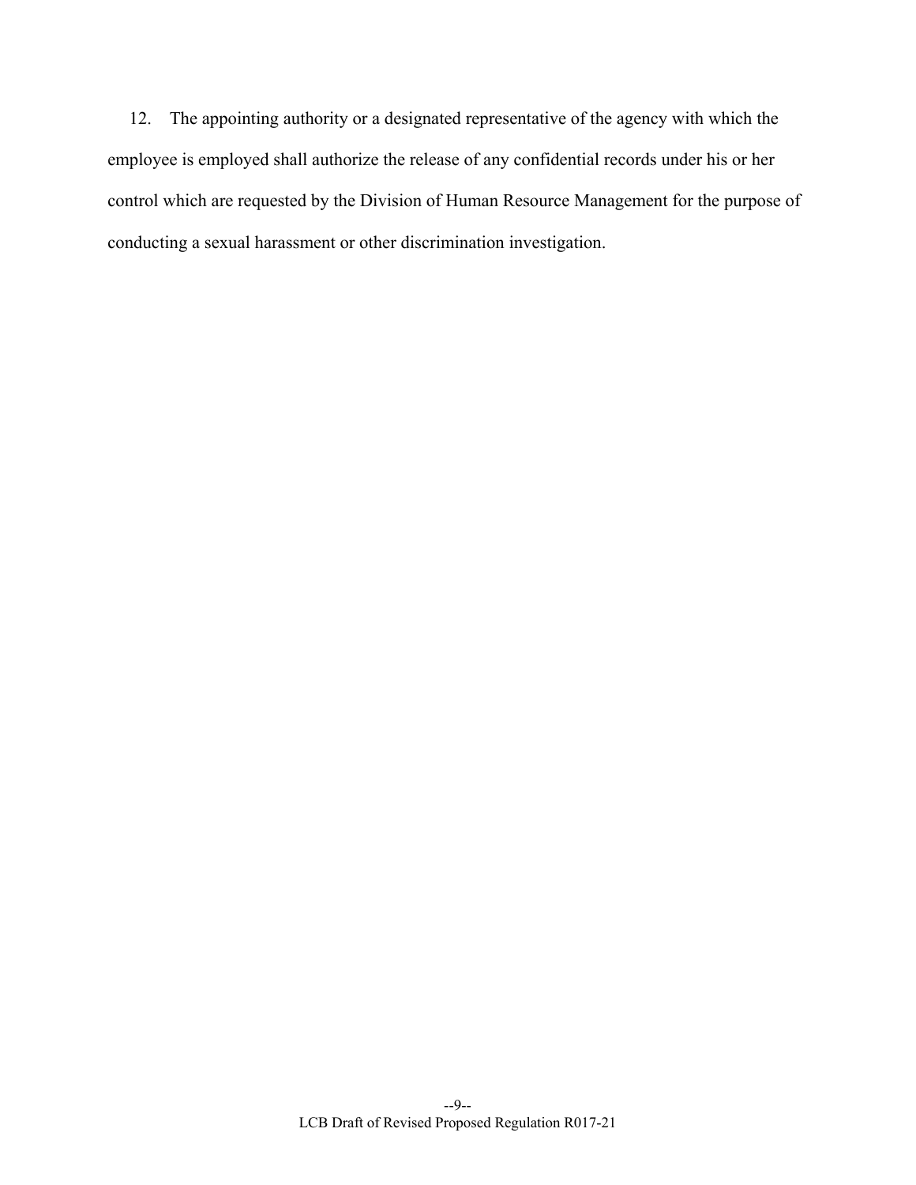12. The appointing authority or a designated representative of the agency with which the employee is employed shall authorize the release of any confidential records under his or her control which are requested by the Division of Human Resource Management for the purpose of conducting a sexual harassment or other discrimination investigation.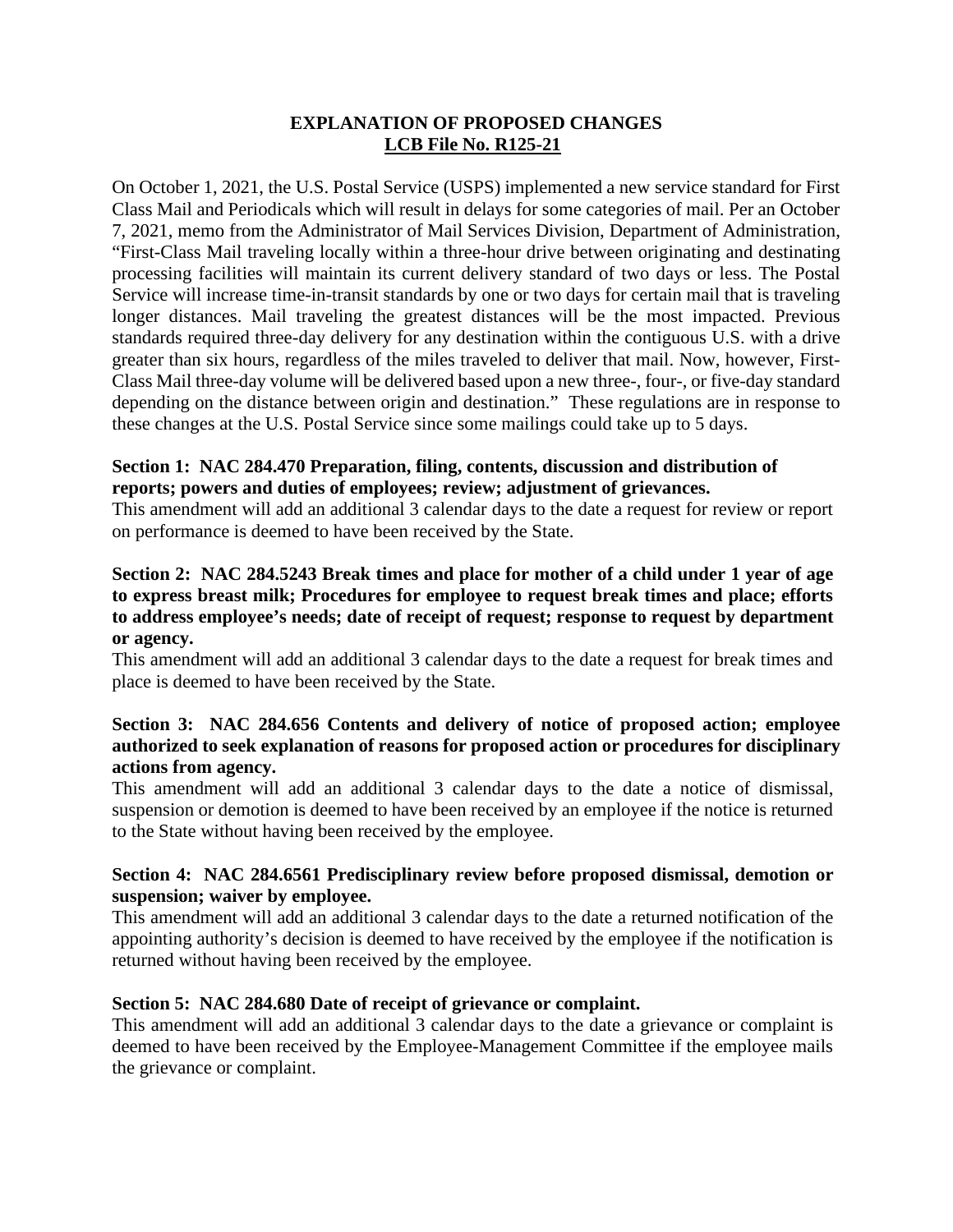**EXPLANATION OF PROPOSED CHANGES**
**LCB File No. R125-21**

On October 1, 2021, the U.S. Postal Service (USPS) implemented a new service standard for First Class Mail and Periodicals which will result in delays for some categories of mail. Per an October 7, 2021, memo from the Administrator of Mail Services Division, Department of Administration, "First-Class Mail traveling locally within a three-hour drive between originating and destinating processing facilities will maintain its current delivery standard of two days or less. The Postal Service will increase time-in-transit standards by one or two days for certain mail that is traveling longer distances. Mail traveling the greatest distances will be the most impacted. Previous standards required three-day delivery for any destination within the contiguous U.S. with a drive greater than six hours, regardless of the miles traveled to deliver that mail. Now, however, First-Class Mail three-day volume will be delivered based upon a new three-, four-, or five-day standard depending on the distance between origin and destination." These regulations are in response to these changes at the U.S. Postal Service since some mailings could take up to 5 days.

**Section 1: NAC 284.470 Preparation, filing, contents, discussion and distribution of reports; powers and duties of employees; review; adjustment of grievances.**

This amendment will add an additional 3 calendar days to the date a request for review or report on performance is deemed to have been received by the State.

**Section 2: NAC 284.5243 Break times and place for mother of a child under 1 year of age to express breast milk; Procedures for employee to request break times and place; efforts to address employee's needs; date of receipt of request; response to request by department or agency.**

This amendment will add an additional 3 calendar days to the date a request for break times and place is deemed to have been received by the State.

**Section 3: NAC 284.656 Contents and delivery of notice of proposed action; employee authorized to seek explanation of reasons for proposed action or procedures for disciplinary actions from agency.**

This amendment will add an additional 3 calendar days to the date a notice of dismissal, suspension or demotion is deemed to have been received by an employee if the notice is returned to the State without having been received by the employee.

**Section 4: NAC 284.6561 Predisciplinary review before proposed dismissal, demotion or suspension; waiver by employee.**

This amendment will add an additional 3 calendar days to the date a returned notification of the appointing authority's decision is deemed to have received by the employee if the notification is returned without having been received by the employee.

**Section 5: NAC 284.680 Date of receipt of grievance or complaint.**

This amendment will add an additional 3 calendar days to the date a grievance or complaint is deemed to have been received by the Employee-Management Committee if the employee mails the grievance or complaint.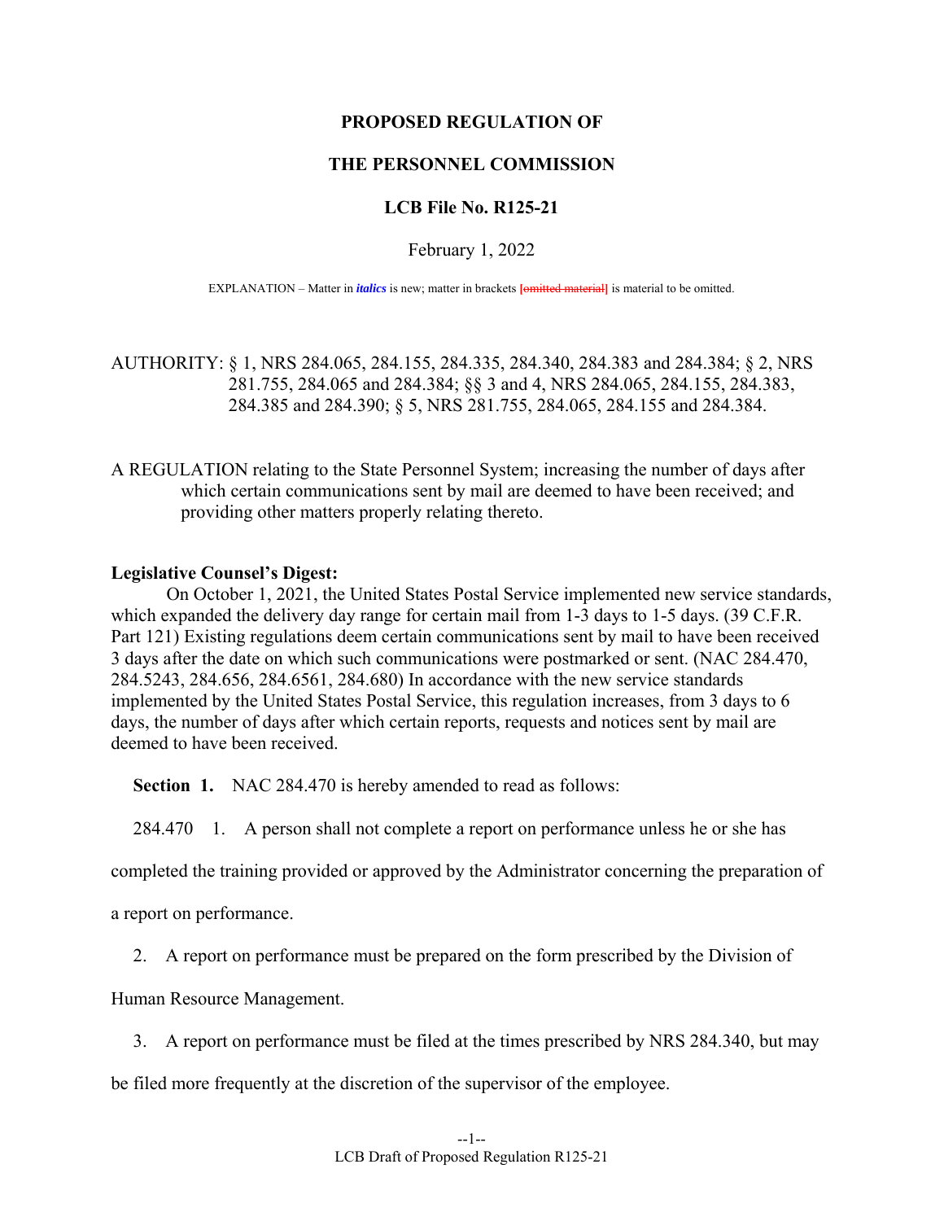**PROPOSED REGULATION OF**

**THE PERSONNEL COMMISSION**

**LCB File No. R125-21**

February 1, 2022

EXPLANATION – Matter in *italics* is new; matter in brackets [omitted material] is material to be omitted.

AUTHORITY: § 1, NRS 284.065, 284.155, 284.335, 284.340, 284.383 and 284.384; § 2, NRS 281.755, 284.065 and 284.384; §§ 3 and 4, NRS 284.065, 284.155, 284.383, 284.385 and 284.390; § 5, NRS 281.755, 284.065, 284.155 and 284.384.

A REGULATION relating to the State Personnel System; increasing the number of days after which certain communications sent by mail are deemed to have been received; and providing other matters properly relating thereto.

**Legislative Counsel's Digest:**

On October 1, 2021, the United States Postal Service implemented new service standards, which expanded the delivery day range for certain mail from 1-3 days to 1-5 days. (39 C.F.R. Part 121) Existing regulations deem certain communications sent by mail to have been received 3 days after the date on which such communications were postmarked or sent. (NAC 284.470, 284.5243, 284.656, 284.6561, 284.680) In accordance with the new service standards implemented by the United States Postal Service, this regulation increases, from 3 days to 6 days, the number of days after which certain reports, requests and notices sent by mail are deemed to have been received.

**Section 1.** NAC 284.470 is hereby amended to read as follows:

284.470 1. A person shall not complete a report on performance unless he or she has completed the training provided or approved by the Administrator concerning the preparation of a report on performance.

2. A report on performance must be prepared on the form prescribed by the Division of Human Resource Management.

3. A report on performance must be filed at the times prescribed by NRS 284.340, but may be filed more frequently at the discretion of the supervisor of the employee.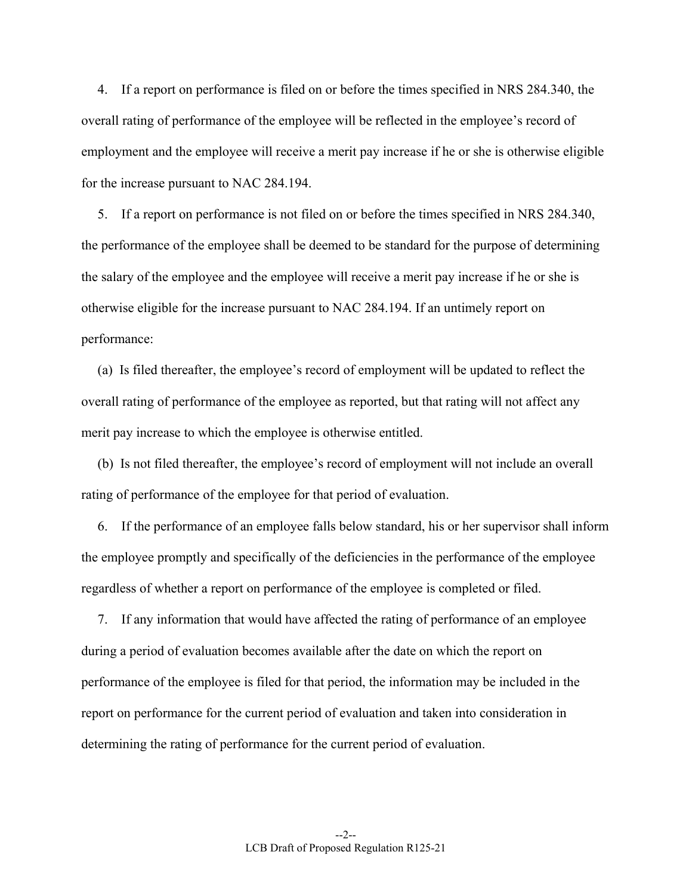4. If a report on performance is filed on or before the times specified in NRS 284.340, the overall rating of performance of the employee will be reflected in the employee's record of employment and the employee will receive a merit pay increase if he or she is otherwise eligible for the increase pursuant to NAC 284.194.

5. If a report on performance is not filed on or before the times specified in NRS 284.340, the performance of the employee shall be deemed to be standard for the purpose of determining the salary of the employee and the employee will receive a merit pay increase if he or she is otherwise eligible for the increase pursuant to NAC 284.194. If an untimely report on performance:

(a) Is filed thereafter, the employee's record of employment will be updated to reflect the overall rating of performance of the employee as reported, but that rating will not affect any merit pay increase to which the employee is otherwise entitled.

(b) Is not filed thereafter, the employee's record of employment will not include an overall rating of performance of the employee for that period of evaluation.

6. If the performance of an employee falls below standard, his or her supervisor shall inform the employee promptly and specifically of the deficiencies in the performance of the employee regardless of whether a report on performance of the employee is completed or filed.

7. If any information that would have affected the rating of performance of an employee during a period of evaluation becomes available after the date on which the report on performance of the employee is filed for that period, the information may be included in the report on performance for the current period of evaluation and taken into consideration in determining the rating of performance for the current period of evaluation.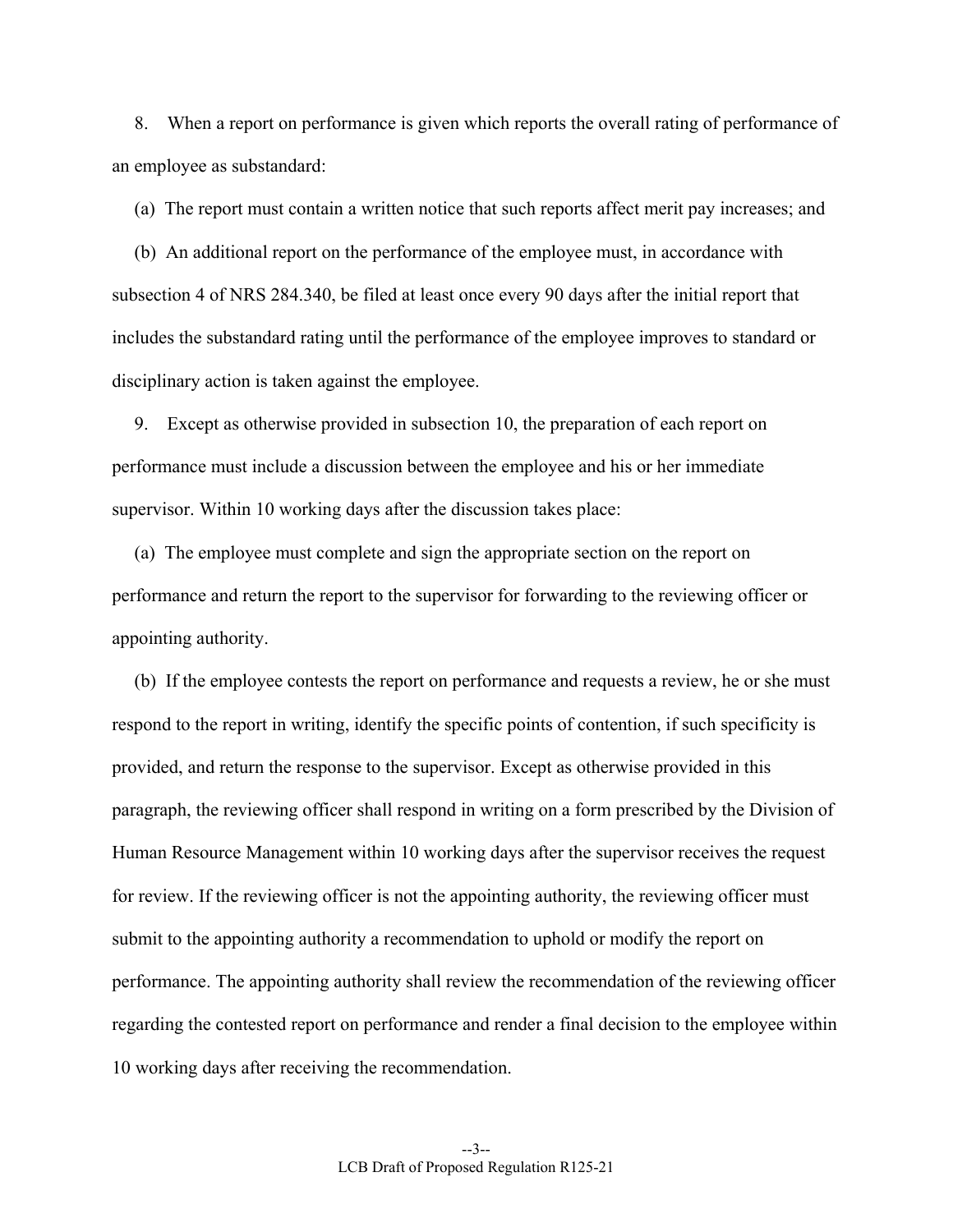8. When a report on performance is given which reports the overall rating of performance of an employee as substandard:

(a) The report must contain a written notice that such reports affect merit pay increases; and

(b) An additional report on the performance of the employee must, in accordance with subsection 4 of NRS 284.340, be filed at least once every 90 days after the initial report that includes the substandard rating until the performance of the employee improves to standard or disciplinary action is taken against the employee.

9. Except as otherwise provided in subsection 10, the preparation of each report on performance must include a discussion between the employee and his or her immediate supervisor. Within 10 working days after the discussion takes place:

(a) The employee must complete and sign the appropriate section on the report on performance and return the report to the supervisor for forwarding to the reviewing officer or appointing authority.

(b) If the employee contests the report on performance and requests a review, he or she must respond to the report in writing, identify the specific points of contention, if such specificity is provided, and return the response to the supervisor. Except as otherwise provided in this paragraph, the reviewing officer shall respond in writing on a form prescribed by the Division of Human Resource Management within 10 working days after the supervisor receives the request for review. If the reviewing officer is not the appointing authority, the reviewing officer must submit to the appointing authority a recommendation to uphold or modify the report on performance. The appointing authority shall review the recommendation of the reviewing officer regarding the contested report on performance and render a final decision to the employee within 10 working days after receiving the recommendation.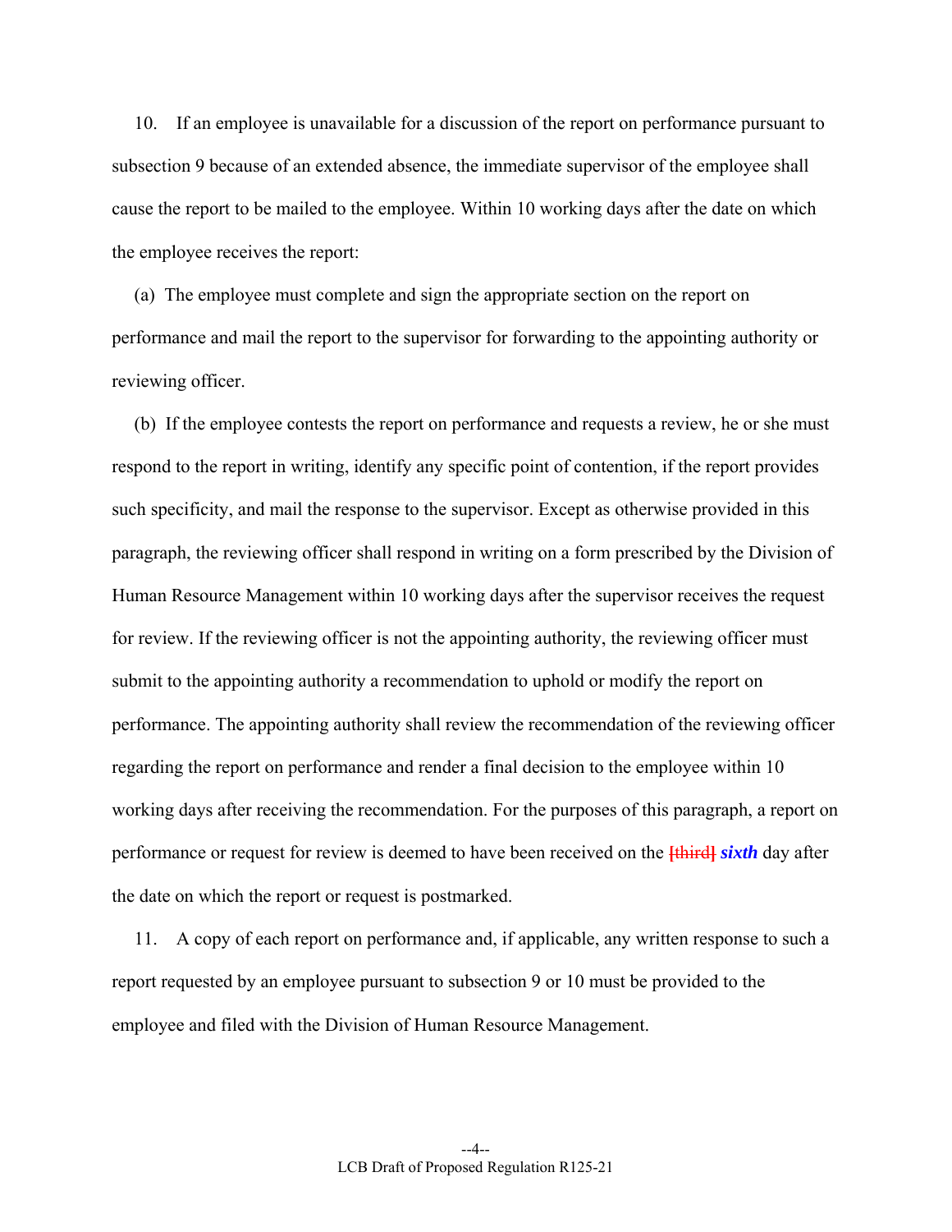10. If an employee is unavailable for a discussion of the report on performance pursuant to subsection 9 because of an extended absence, the immediate supervisor of the employee shall cause the report to be mailed to the employee. Within 10 working days after the date on which the employee receives the report:

(a) The employee must complete and sign the appropriate section on the report on performance and mail the report to the supervisor for forwarding to the appointing authority or reviewing officer.

(b) If the employee contests the report on performance and requests a review, he or she must respond to the report in writing, identify any specific point of contention, if the report provides such specificity, and mail the response to the supervisor. Except as otherwise provided in this paragraph, the reviewing officer shall respond in writing on a form prescribed by the Division of Human Resource Management within 10 working days after the supervisor receives the request for review. If the reviewing officer is not the appointing authority, the reviewing officer must submit to the appointing authority a recommendation to uphold or modify the report on performance. The appointing authority shall review the recommendation of the reviewing officer regarding the report on performance and render a final decision to the employee within 10 working days after receiving the recommendation. For the purposes of this paragraph, a report on performance or request for review is deemed to have been received on the ~~[third]~~ ***sixth*** day after the date on which the report or request is postmarked.

11. A copy of each report on performance and, if applicable, any written response to such a report requested by an employee pursuant to subsection 9 or 10 must be provided to the employee and filed with the Division of Human Resource Management.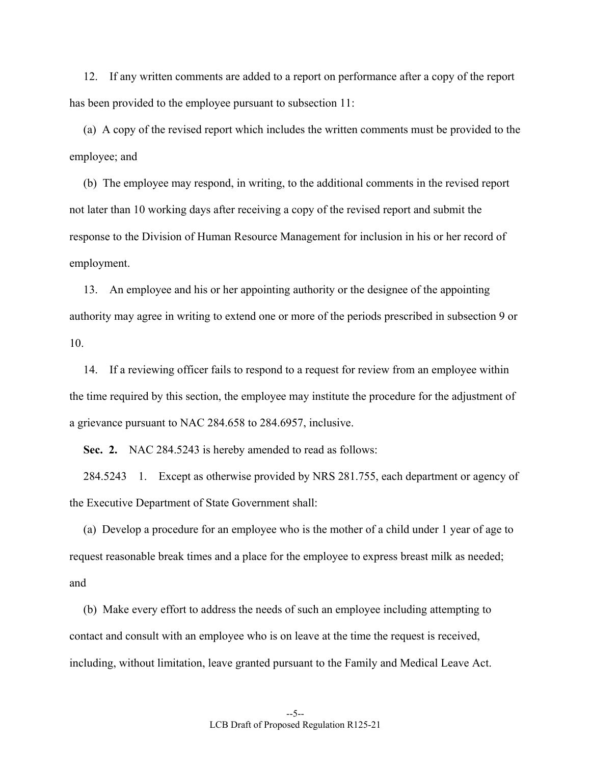12. If any written comments are added to a report on performance after a copy of the report has been provided to the employee pursuant to subsection 11:

(a) A copy of the revised report which includes the written comments must be provided to the employee; and

(b) The employee may respond, in writing, to the additional comments in the revised report not later than 10 working days after receiving a copy of the revised report and submit the response to the Division of Human Resource Management for inclusion in his or her record of employment.

13. An employee and his or her appointing authority or the designee of the appointing authority may agree in writing to extend one or more of the periods prescribed in subsection 9 or 10.

14. If a reviewing officer fails to respond to a request for review from an employee within the time required by this section, the employee may institute the procedure for the adjustment of a grievance pursuant to NAC 284.658 to 284.6957, inclusive.

**Sec. 2.** NAC 284.5243 is hereby amended to read as follows:

284.5243 1. Except as otherwise provided by NRS 281.755, each department or agency of the Executive Department of State Government shall:

(a) Develop a procedure for an employee who is the mother of a child under 1 year of age to request reasonable break times and a place for the employee to express breast milk as needed; and

(b) Make every effort to address the needs of such an employee including attempting to contact and consult with an employee who is on leave at the time the request is received, including, without limitation, leave granted pursuant to the Family and Medical Leave Act.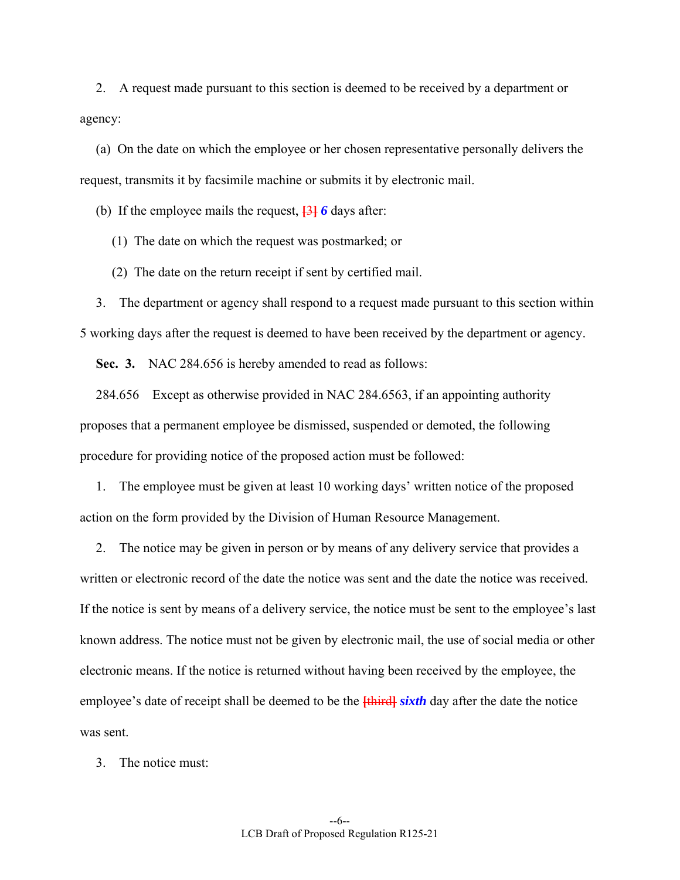2. A request made pursuant to this section is deemed to be received by a department or agency:

(a) On the date on which the employee or her chosen representative personally delivers the request, transmits it by facsimile machine or submits it by electronic mail.

(b) If the employee mails the request, [3] ***6*** days after:

(1) The date on which the request was postmarked; or

(2) The date on the return receipt if sent by certified mail.

3. The department or agency shall respond to a request made pursuant to this section within 5 working days after the request is deemed to have been received by the department or agency.

**Sec. 3.** NAC 284.656 is hereby amended to read as follows:

284.656 Except as otherwise provided in NAC 284.6563, if an appointing authority proposes that a permanent employee be dismissed, suspended or demoted, the following procedure for providing notice of the proposed action must be followed:

1. The employee must be given at least 10 working days' written notice of the proposed action on the form provided by the Division of Human Resource Management.

2. The notice may be given in person or by means of any delivery service that provides a written or electronic record of the date the notice was sent and the date the notice was received. If the notice is sent by means of a delivery service, the notice must be sent to the employee's last known address. The notice must not be given by electronic mail, the use of social media or other electronic means. If the notice is returned without having been received by the employee, the employee's date of receipt shall be deemed to be the [third] ***sixth*** day after the date the notice was sent.

3. The notice must: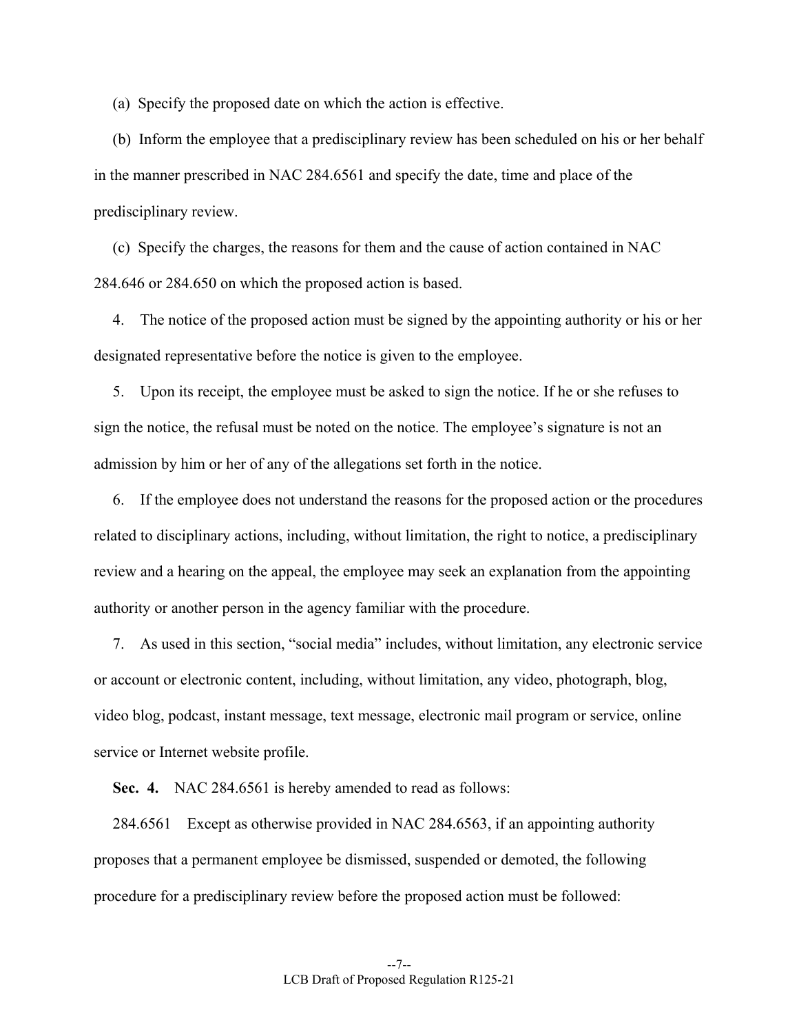(a) Specify the proposed date on which the action is effective.

(b) Inform the employee that a predisciplinary review has been scheduled on his or her behalf in the manner prescribed in NAC 284.6561 and specify the date, time and place of the predisciplinary review.

(c) Specify the charges, the reasons for them and the cause of action contained in NAC 284.646 or 284.650 on which the proposed action is based.

4. The notice of the proposed action must be signed by the appointing authority or his or her designated representative before the notice is given to the employee.

5. Upon its receipt, the employee must be asked to sign the notice. If he or she refuses to sign the notice, the refusal must be noted on the notice. The employee's signature is not an admission by him or her of any of the allegations set forth in the notice.

6. If the employee does not understand the reasons for the proposed action or the procedures related to disciplinary actions, including, without limitation, the right to notice, a predisciplinary review and a hearing on the appeal, the employee may seek an explanation from the appointing authority or another person in the agency familiar with the procedure.

7. As used in this section, "social media" includes, without limitation, any electronic service or account or electronic content, including, without limitation, any video, photograph, blog, video blog, podcast, instant message, text message, electronic mail program or service, online service or Internet website profile.

**Sec. 4.** NAC 284.6561 is hereby amended to read as follows:

284.6561 Except as otherwise provided in NAC 284.6563, if an appointing authority proposes that a permanent employee be dismissed, suspended or demoted, the following procedure for a predisciplinary review before the proposed action must be followed: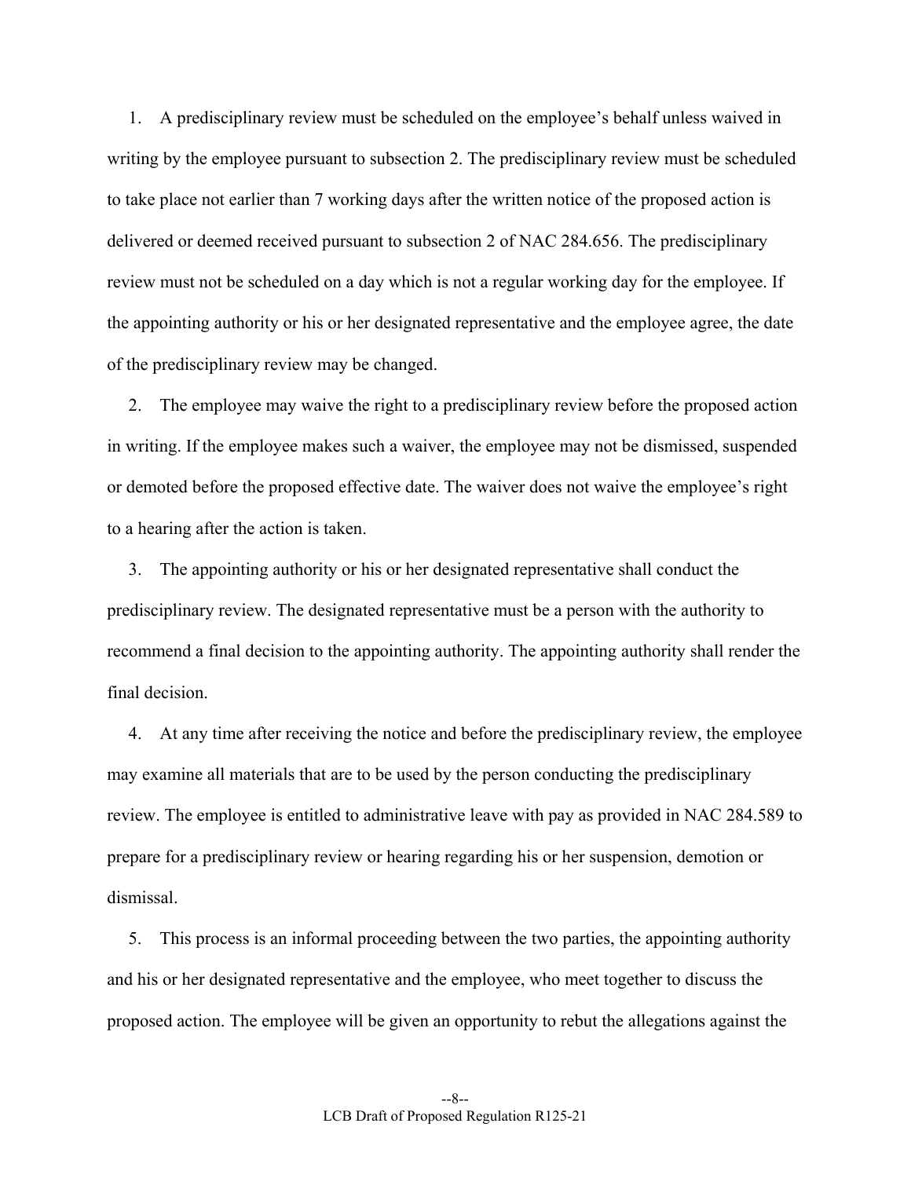1. A predisciplinary review must be scheduled on the employee's behalf unless waived in writing by the employee pursuant to subsection 2. The predisciplinary review must be scheduled to take place not earlier than 7 working days after the written notice of the proposed action is delivered or deemed received pursuant to subsection 2 of NAC 284.656. The predisciplinary review must not be scheduled on a day which is not a regular working day for the employee. If the appointing authority or his or her designated representative and the employee agree, the date of the predisciplinary review may be changed.

2. The employee may waive the right to a predisciplinary review before the proposed action in writing. If the employee makes such a waiver, the employee may not be dismissed, suspended or demoted before the proposed effective date. The waiver does not waive the employee's right to a hearing after the action is taken.

3. The appointing authority or his or her designated representative shall conduct the predisciplinary review. The designated representative must be a person with the authority to recommend a final decision to the appointing authority. The appointing authority shall render the final decision.

4. At any time after receiving the notice and before the predisciplinary review, the employee may examine all materials that are to be used by the person conducting the predisciplinary review. The employee is entitled to administrative leave with pay as provided in NAC 284.589 to prepare for a predisciplinary review or hearing regarding his or her suspension, demotion or dismissal.

5. This process is an informal proceeding between the two parties, the appointing authority and his or her designated representative and the employee, who meet together to discuss the proposed action. The employee will be given an opportunity to rebut the allegations against the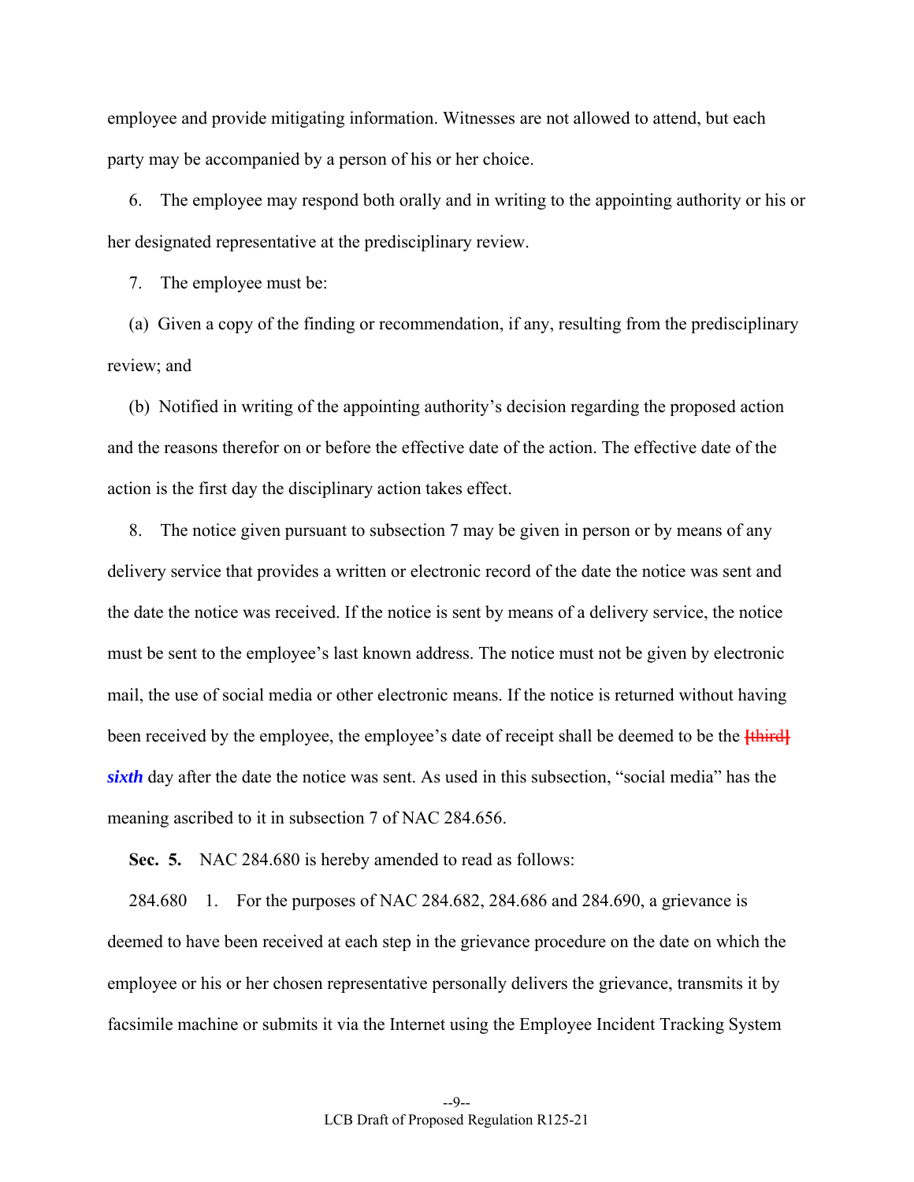employee and provide mitigating information. Witnesses are not allowed to attend, but each party may be accompanied by a person of his or her choice.

6. The employee may respond both orally and in writing to the appointing authority or his or her designated representative at the predisciplinary review.

7. The employee must be:

(a) Given a copy of the finding or recommendation, if any, resulting from the predisciplinary review; and

(b) Notified in writing of the appointing authority's decision regarding the proposed action and the reasons therefor on or before the effective date of the action. The effective date of the action is the first day the disciplinary action takes effect.

8. The notice given pursuant to subsection 7 may be given in person or by means of any delivery service that provides a written or electronic record of the date the notice was sent and the date the notice was received. If the notice is sent by means of a delivery service, the notice must be sent to the employee's last known address. The notice must not be given by electronic mail, the use of social media or other electronic means. If the notice is returned without having been received by the employee, the employee's date of receipt shall be deemed to be the [third] ***sixth*** day after the date the notice was sent. As used in this subsection, "social media" has the meaning ascribed to it in subsection 7 of NAC 284.656.

**Sec. 5.** NAC 284.680 is hereby amended to read as follows:

284.680 1. For the purposes of NAC 284.682, 284.686 and 284.690, a grievance is deemed to have been received at each step in the grievance procedure on the date on which the employee or his or her chosen representative personally delivers the grievance, transmits it by facsimile machine or submits it via the Internet using the Employee Incident Tracking System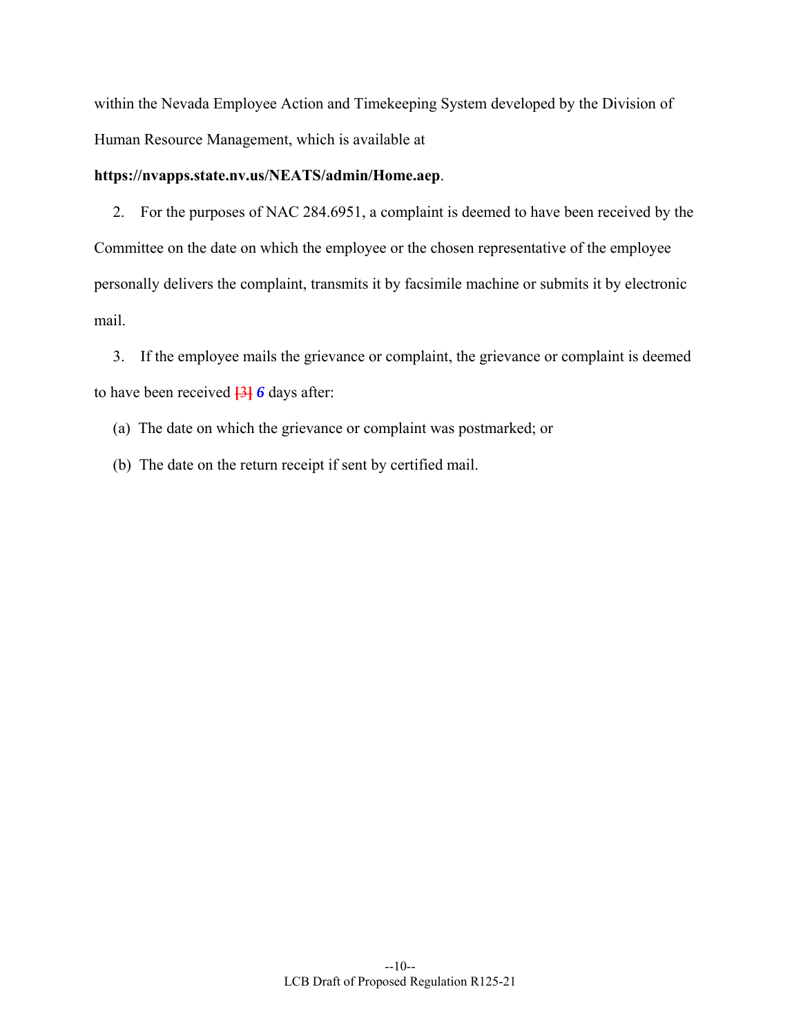within the Nevada Employee Action and Timekeeping System developed by the Division of Human Resource Management, which is available at **https://nvapps.state.nv.us/NEATS/admin/Home.aep**.

2. For the purposes of NAC 284.6951, a complaint is deemed to have been received by the Committee on the date on which the employee or the chosen representative of the employee personally delivers the complaint, transmits it by facsimile machine or submits it by electronic mail.

3. If the employee mails the grievance or complaint, the grievance or complaint is deemed to have been received [3] ***6*** days after:

(a) The date on which the grievance or complaint was postmarked; or

(b) The date on the return receipt if sent by certified mail.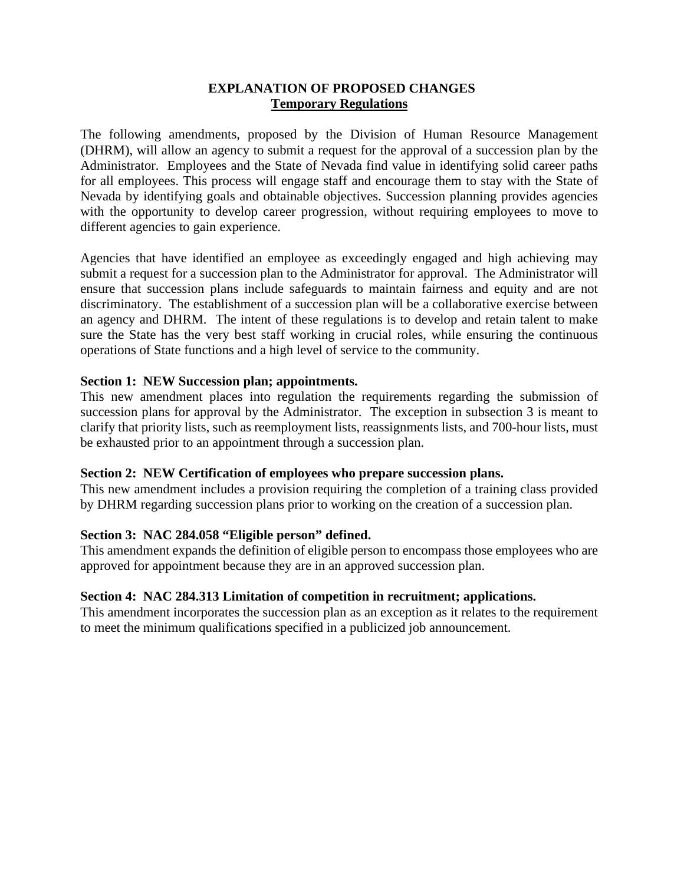**EXPLANATION OF PROPOSED CHANGES**
**<u>Temporary Regulations</u>**

The following amendments, proposed by the Division of Human Resource Management (DHRM), will allow an agency to submit a request for the approval of a succession plan by the Administrator. Employees and the State of Nevada find value in identifying solid career paths for all employees. This process will engage staff and encourage them to stay with the State of Nevada by identifying goals and obtainable objectives. Succession planning provides agencies with the opportunity to develop career progression, without requiring employees to move to different agencies to gain experience.

Agencies that have identified an employee as exceedingly engaged and high achieving may submit a request for a succession plan to the Administrator for approval. The Administrator will ensure that succession plans include safeguards to maintain fairness and equity and are not discriminatory. The establishment of a succession plan will be a collaborative exercise between an agency and DHRM. The intent of these regulations is to develop and retain talent to make sure the State has the very best staff working in crucial roles, while ensuring the continuous operations of State functions and a high level of service to the community.

**Section 1: NEW Succession plan; appointments.**
This new amendment places into regulation the requirements regarding the submission of succession plans for approval by the Administrator. The exception in subsection 3 is meant to clarify that priority lists, such as reemployment lists, reassignments lists, and 700-hour lists, must be exhausted prior to an appointment through a succession plan.

**Section 2: NEW Certification of employees who prepare succession plans.**
This new amendment includes a provision requiring the completion of a training class provided by DHRM regarding succession plans prior to working on the creation of a succession plan.

**Section 3: NAC 284.058 "Eligible person" defined.**
This amendment expands the definition of eligible person to encompass those employees who are approved for appointment because they are in an approved succession plan.

**Section 4: NAC 284.313 Limitation of competition in recruitment; applications.**
This amendment incorporates the succession plan as an exception as it relates to the requirement to meet the minimum qualifications specified in a publicized job announcement.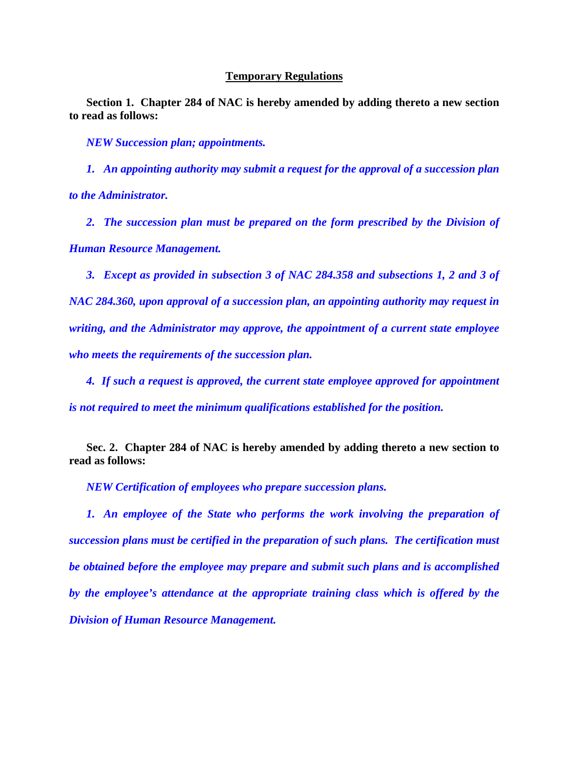**Temporary Regulations**

**Section 1. Chapter 284 of NAC is hereby amended by adding thereto a new section to read as follows:**

***NEW Succession plan; appointments.***

***1. An appointing authority may submit a request for the approval of a succession plan to the Administrator.***

***2. The succession plan must be prepared on the form prescribed by the Division of Human Resource Management.***

***3. Except as provided in subsection 3 of NAC 284.358 and subsections 1, 2 and 3 of NAC 284.360, upon approval of a succession plan, an appointing authority may request in writing, and the Administrator may approve, the appointment of a current state employee who meets the requirements of the succession plan.***

***4. If such a request is approved, the current state employee approved for appointment is not required to meet the minimum qualifications established for the position.***

**Sec. 2. Chapter 284 of NAC is hereby amended by adding thereto a new section to read as follows:**

***NEW Certification of employees who prepare succession plans.***

***1. An employee of the State who performs the work involving the preparation of succession plans must be certified in the preparation of such plans. The certification must be obtained before the employee may prepare and submit such plans and is accomplished by the employee's attendance at the appropriate training class which is offered by the Division of Human Resource Management.***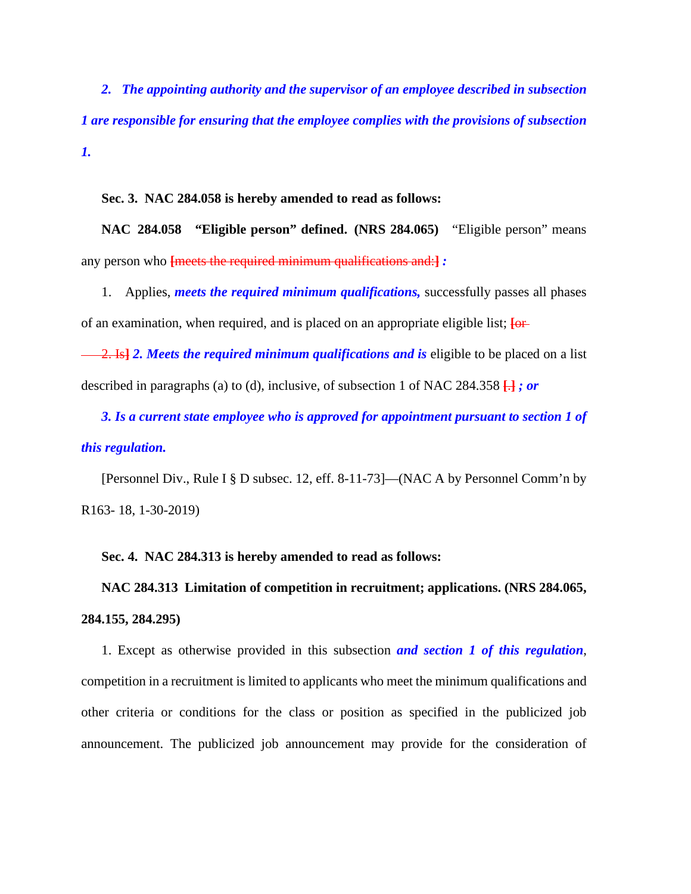***2. The appointing authority and the supervisor of an employee described in subsection 1 are responsible for ensuring that the employee complies with the provisions of subsection 1.***

**Sec. 3. NAC 284.058 is hereby amended to read as follows:**

**NAC 284.058 "Eligible person" defined. (NRS 284.065)** "Eligible person" means any person who ~~[meets the required minimum qualifications and:]~~ ***:***

1. Applies, ***meets the required minimum qualifications,*** successfully passes all phases of an examination, when required, and is placed on an appropriate eligible list; ~~[or~~

~~2. Is]~~ ***2. Meets the required minimum qualifications and is*** eligible to be placed on a list described in paragraphs (a) to (d), inclusive, of subsection 1 of NAC 284.358 ~~[.]~~ ***; or***

***3. Is a current state employee who is approved for appointment pursuant to section 1 of this regulation.***

[Personnel Div., Rule I § D subsec. 12, eff. 8-11-73]—(NAC A by Personnel Comm'n by R163- 18, 1-30-2019)

**Sec. 4. NAC 284.313 is hereby amended to read as follows:**

**NAC 284.313 Limitation of competition in recruitment; applications. (NRS 284.065, 284.155, 284.295)**

1. Except as otherwise provided in this subsection ***and section 1 of this regulation***, competition in a recruitment is limited to applicants who meet the minimum qualifications and other criteria or conditions for the class or position as specified in the publicized job announcement. The publicized job announcement may provide for the consideration of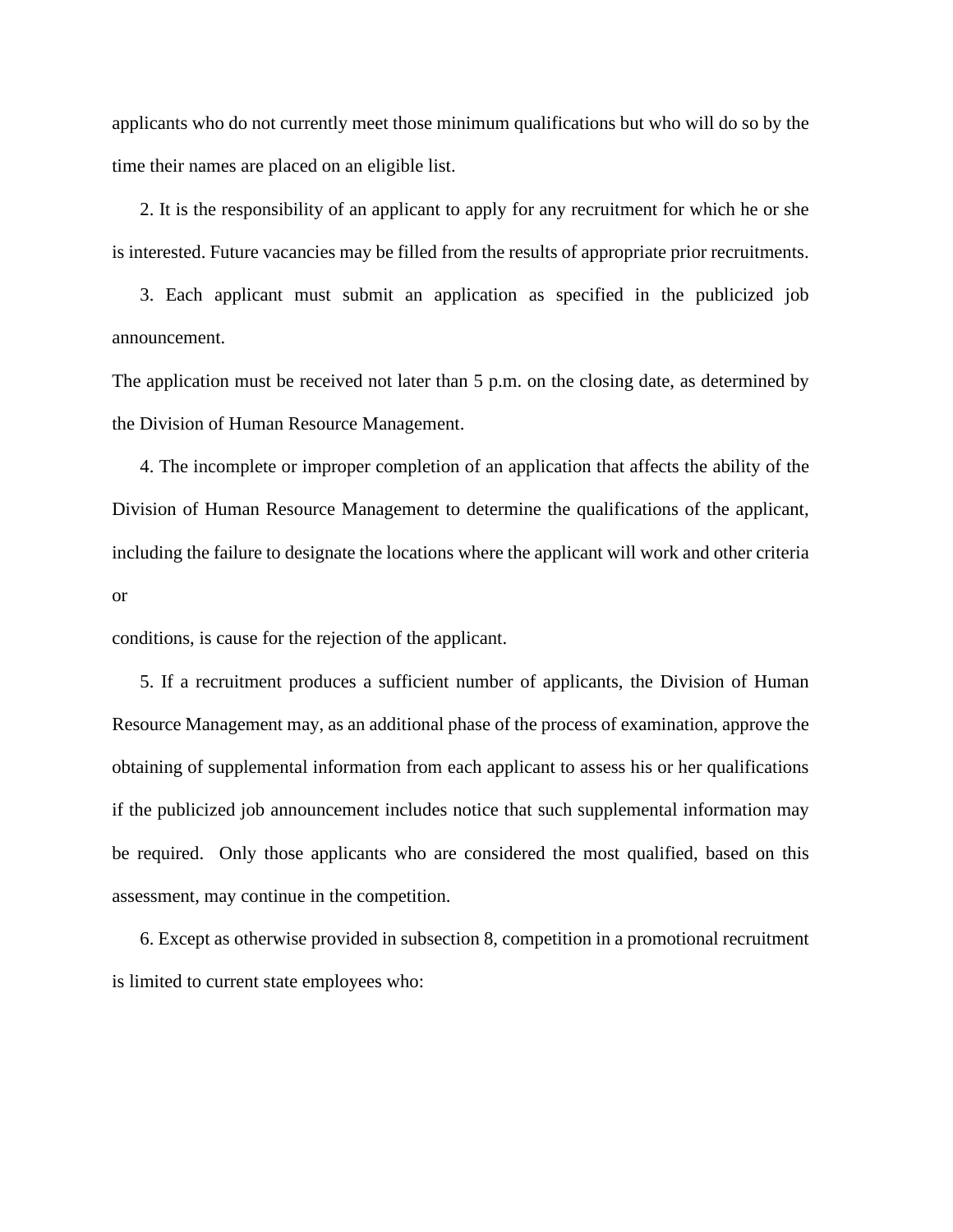applicants who do not currently meet those minimum qualifications but who will do so by the time their names are placed on an eligible list.

2. It is the responsibility of an applicant to apply for any recruitment for which he or she is interested. Future vacancies may be filled from the results of appropriate prior recruitments.

3. Each applicant must submit an application as specified in the publicized job announcement.

The application must be received not later than 5 p.m. on the closing date, as determined by the Division of Human Resource Management.

4. The incomplete or improper completion of an application that affects the ability of the Division of Human Resource Management to determine the qualifications of the applicant, including the failure to designate the locations where the applicant will work and other criteria or

conditions, is cause for the rejection of the applicant.

5. If a recruitment produces a sufficient number of applicants, the Division of Human Resource Management may, as an additional phase of the process of examination, approve the obtaining of supplemental information from each applicant to assess his or her qualifications if the publicized job announcement includes notice that such supplemental information may be required. Only those applicants who are considered the most qualified, based on this assessment, may continue in the competition.

6. Except as otherwise provided in subsection 8, competition in a promotional recruitment is limited to current state employees who: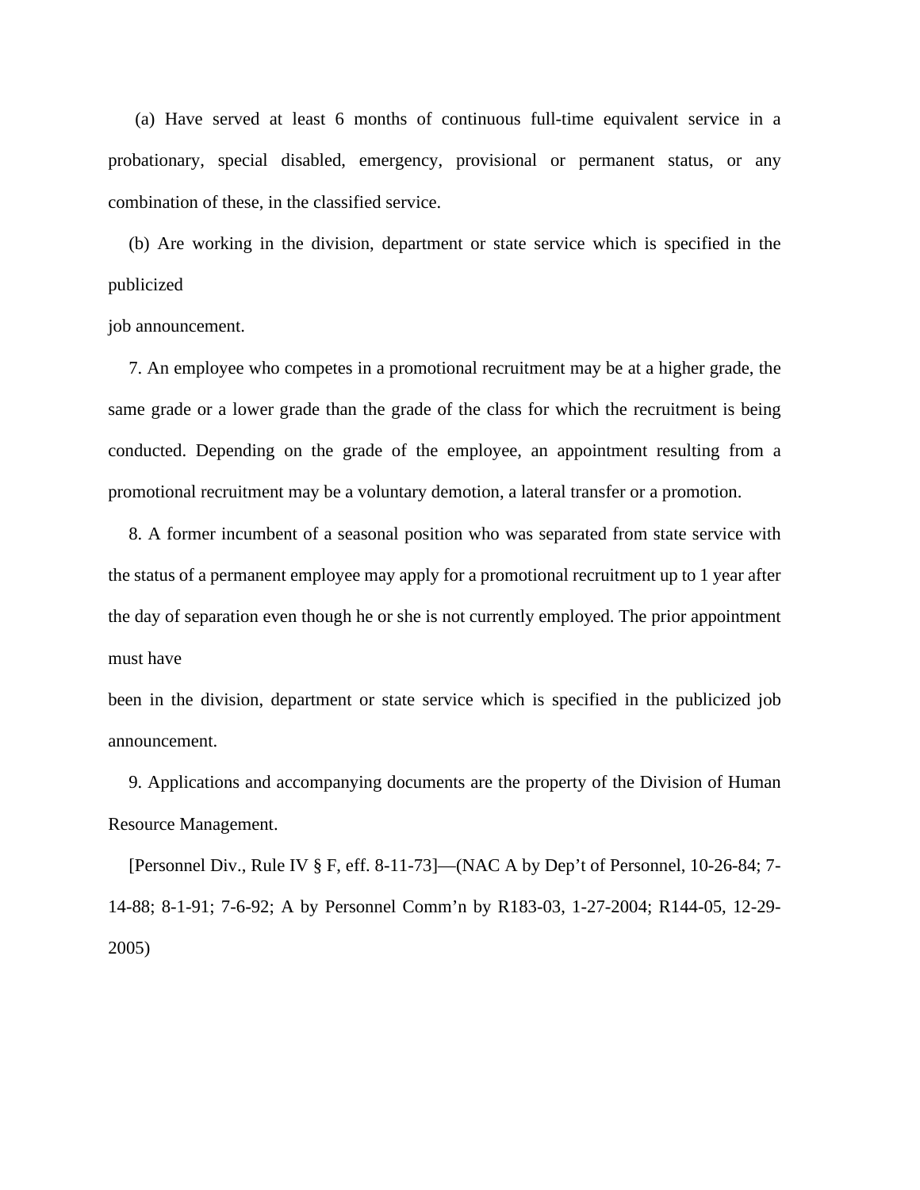(a) Have served at least 6 months of continuous full-time equivalent service in a probationary, special disabled, emergency, provisional or permanent status, or any combination of these, in the classified service.

(b) Are working in the division, department or state service which is specified in the publicized job announcement.

7. An employee who competes in a promotional recruitment may be at a higher grade, the same grade or a lower grade than the grade of the class for which the recruitment is being conducted. Depending on the grade of the employee, an appointment resulting from a promotional recruitment may be a voluntary demotion, a lateral transfer or a promotion.

8. A former incumbent of a seasonal position who was separated from state service with the status of a permanent employee may apply for a promotional recruitment up to 1 year after the day of separation even though he or she is not currently employed. The prior appointment must have been in the division, department or state service which is specified in the publicized job announcement.

9. Applications and accompanying documents are the property of the Division of Human Resource Management.

[Personnel Div., Rule IV § F, eff. 8-11-73]—(NAC A by Dep't of Personnel, 10-26-84; 7-14-88; 8-1-91; 7-6-92; A by Personnel Comm'n by R183-03, 1-27-2004; R144-05, 12-29-2005)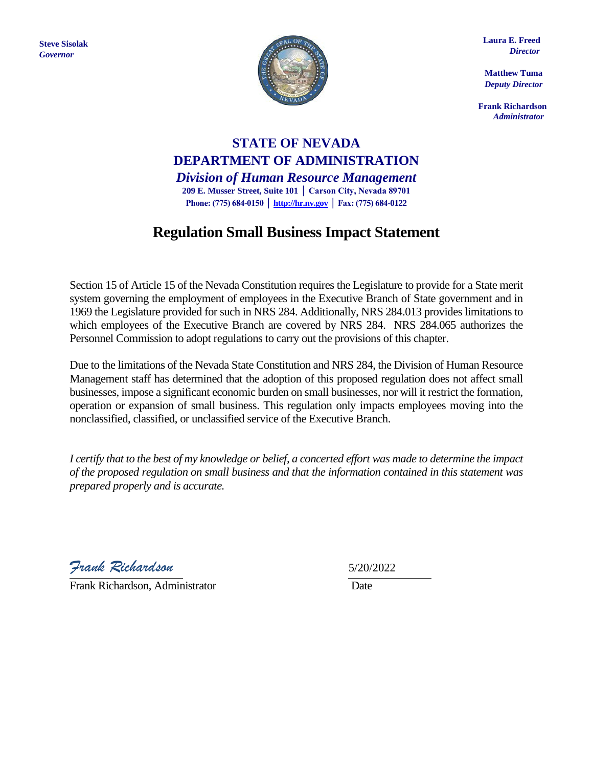**Steve Sisolak**
*Governor*

**Laura E. Freed**
*Director*

**Matthew Tuma**
*Deputy Director*

**Frank Richardson**
*Administrator*

# STATE OF NEVADA
# DEPARTMENT OF ADMINISTRATION
## *Division of Human Resource Management*

**209 E. Musser Street, Suite 101 | Carson City, Nevada 89701**
**Phone: (775) 684-0150 | http://hr.nv.gov | Fax: (775) 684-0122**

## Regulation Small Business Impact Statement

Section 15 of Article 15 of the Nevada Constitution requires the Legislature to provide for a State merit system governing the employment of employees in the Executive Branch of State government and in 1969 the Legislature provided for such in NRS 284. Additionally, NRS 284.013 provides limitations to which employees of the Executive Branch are covered by NRS 284. NRS 284.065 authorizes the Personnel Commission to adopt regulations to carry out the provisions of this chapter.

Due to the limitations of the Nevada State Constitution and NRS 284, the Division of Human Resource Management staff has determined that the adoption of this proposed regulation does not affect small businesses, impose a significant economic burden on small businesses, nor will it restrict the formation, operation or expansion of small business. This regulation only impacts employees moving into the nonclassified, classified, or unclassified service of the Executive Branch.

*I certify that to the best of my knowledge or belief, a concerted effort was made to determine the impact of the proposed regulation on small business and that the information contained in this statement was prepared properly and is accurate.*

*Frank Richardson*
Frank Richardson, Administrator

5/20/2022
Date